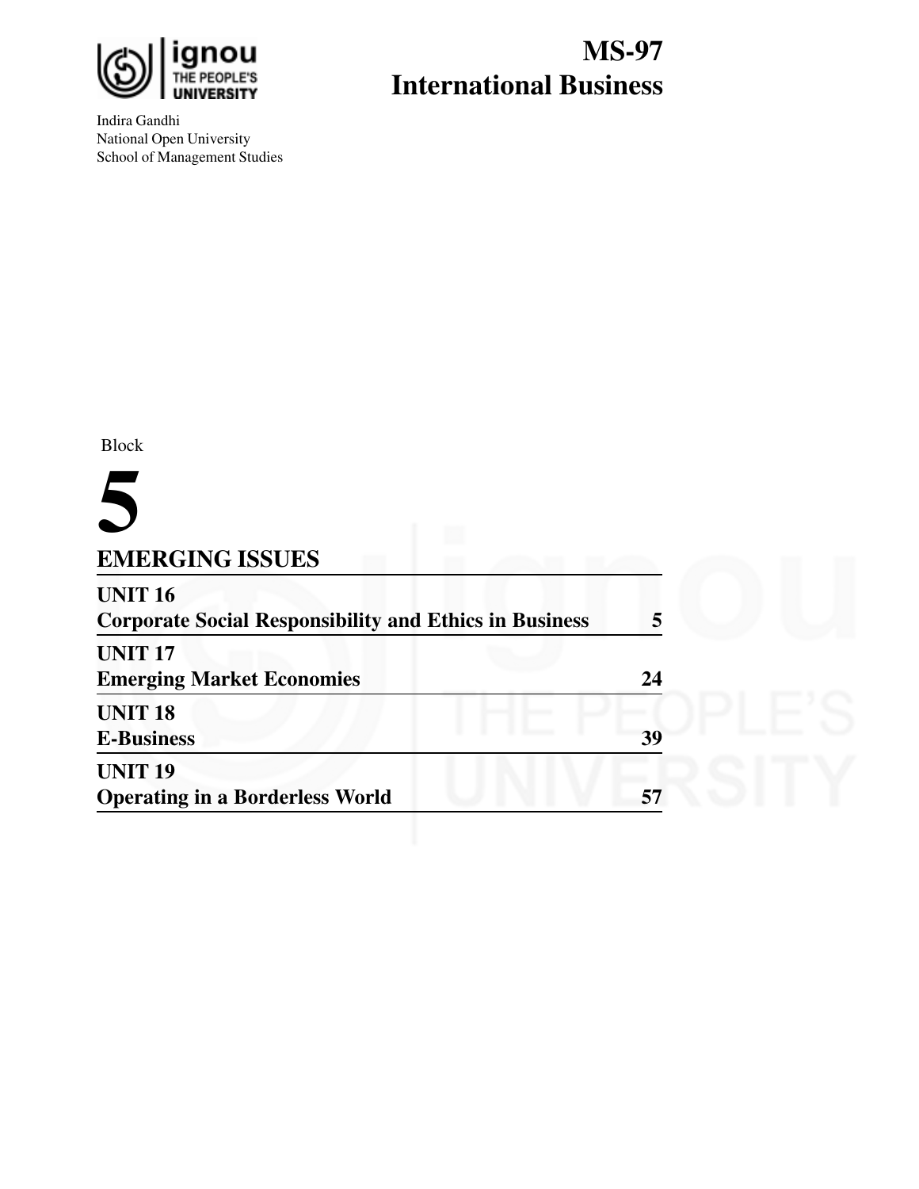ignou
THE PEOPLE'S
UNIVERSITY

Indira Gandhi
National Open University
School of Management Studies

# MS-97
# International Business

Block

# 5

## EMERGING ISSUES

| | |
|---|---|
| **UNIT 16** | |
| **Corporate Social Responsibility and Ethics in Business** | **5** |
| **UNIT 17** | |
| **Emerging Market Economies** | **24** |
| **UNIT 18** | |
| **E-Business** | **39** |
| **UNIT 19** | |
| **Operating in a Borderless World** | **57** |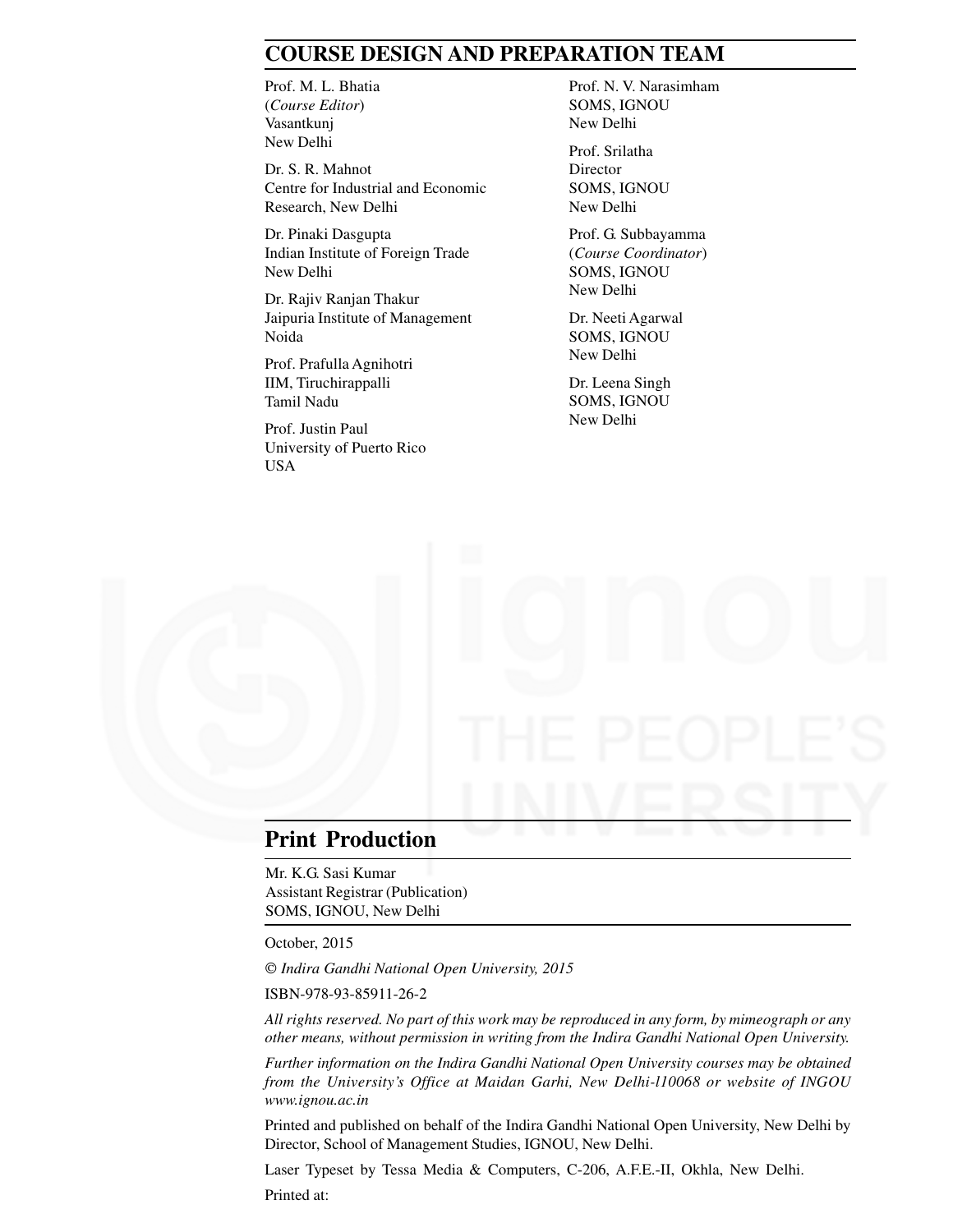## COURSE DESIGN AND PREPARATION TEAM

Prof. M. L. Bhatia
(*Course Editor*)
Vasantkunj
New Delhi

Dr. S. R. Mahnot
Centre for Industrial and Economic Research, New Delhi

Dr. Pinaki Dasgupta
Indian Institute of Foreign Trade
New Delhi

Dr. Rajiv Ranjan Thakur
Jaipuria Institute of Management
Noida

Prof. Prafulla Agnihotri
IIM, Tiruchirappalli
Tamil Nadu

Prof. Justin Paul
University of Puerto Rico
USA

Prof. N. V. Narasimham
SOMS, IGNOU
New Delhi

Prof. Srilatha
Director
SOMS, IGNOU
New Delhi

Prof. G. Subbayamma
(*Course Coordinator*)
SOMS, IGNOU
New Delhi

Dr. Neeti Agarwal
SOMS, IGNOU
New Delhi

Dr. Leena Singh
SOMS, IGNOU
New Delhi

## Print Production

Mr. K.G. Sasi Kumar
Assistant Registrar (Publication)
SOMS, IGNOU, New Delhi

October, 2015

*© Indira Gandhi National Open University, 2015*

ISBN-978-93-85911-26-2

*All rights reserved. No part of this work may be reproduced in any form, by mimeograph or any other means, without permission in writing from the Indira Gandhi National Open University.*

*Further information on the Indira Gandhi National Open University courses may be obtained from the University's Office at Maidan Garhi, New Delhi-110068 or website of INGOU www.ignou.ac.in*

Printed and published on behalf of the Indira Gandhi National Open University, New Delhi by Director, School of Management Studies, IGNOU, New Delhi.

Laser Typeset by Tessa Media & Computers, C-206, A.F.E.-II, Okhla, New Delhi.

Printed at: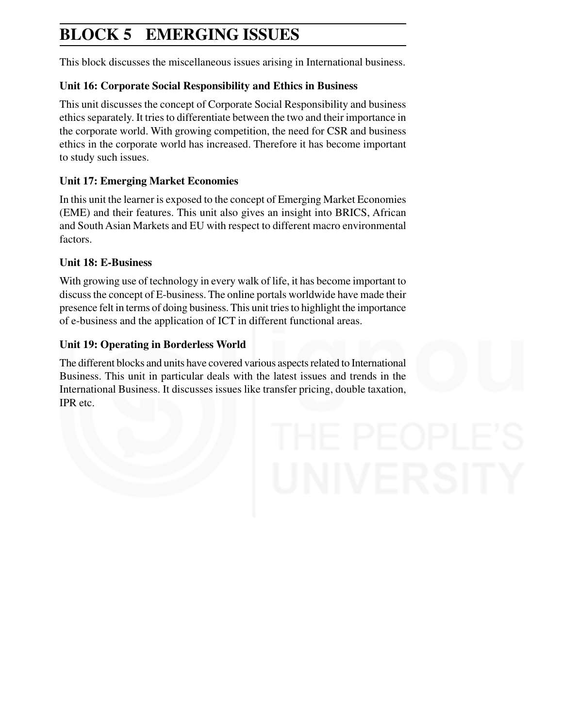# BLOCK 5 EMERGING ISSUES

This block discusses the miscellaneous issues arising in International business.

### Unit 16: Corporate Social Responsibility and Ethics in Business

This unit discusses the concept of Corporate Social Responsibility and business ethics separately. It tries to differentiate between the two and their importance in the corporate world. With growing competition, the need for CSR and business ethics in the corporate world has increased. Therefore it has become important to study such issues.

### Unit 17: Emerging Market Economies

In this unit the learner is exposed to the concept of Emerging Market Economies (EME) and their features. This unit also gives an insight into BRICS, African and South Asian Markets and EU with respect to different macro environmental factors.

### Unit 18: E-Business

With growing use of technology in every walk of life, it has become important to discuss the concept of E-business. The online portals worldwide have made their presence felt in terms of doing business. This unit tries to highlight the importance of e-business and the application of ICT in different functional areas.

### Unit 19: Operating in Borderless World

The different blocks and units have covered various aspects related to International Business. This unit in particular deals with the latest issues and trends in the International Business. It discusses issues like transfer pricing, double taxation, IPR etc.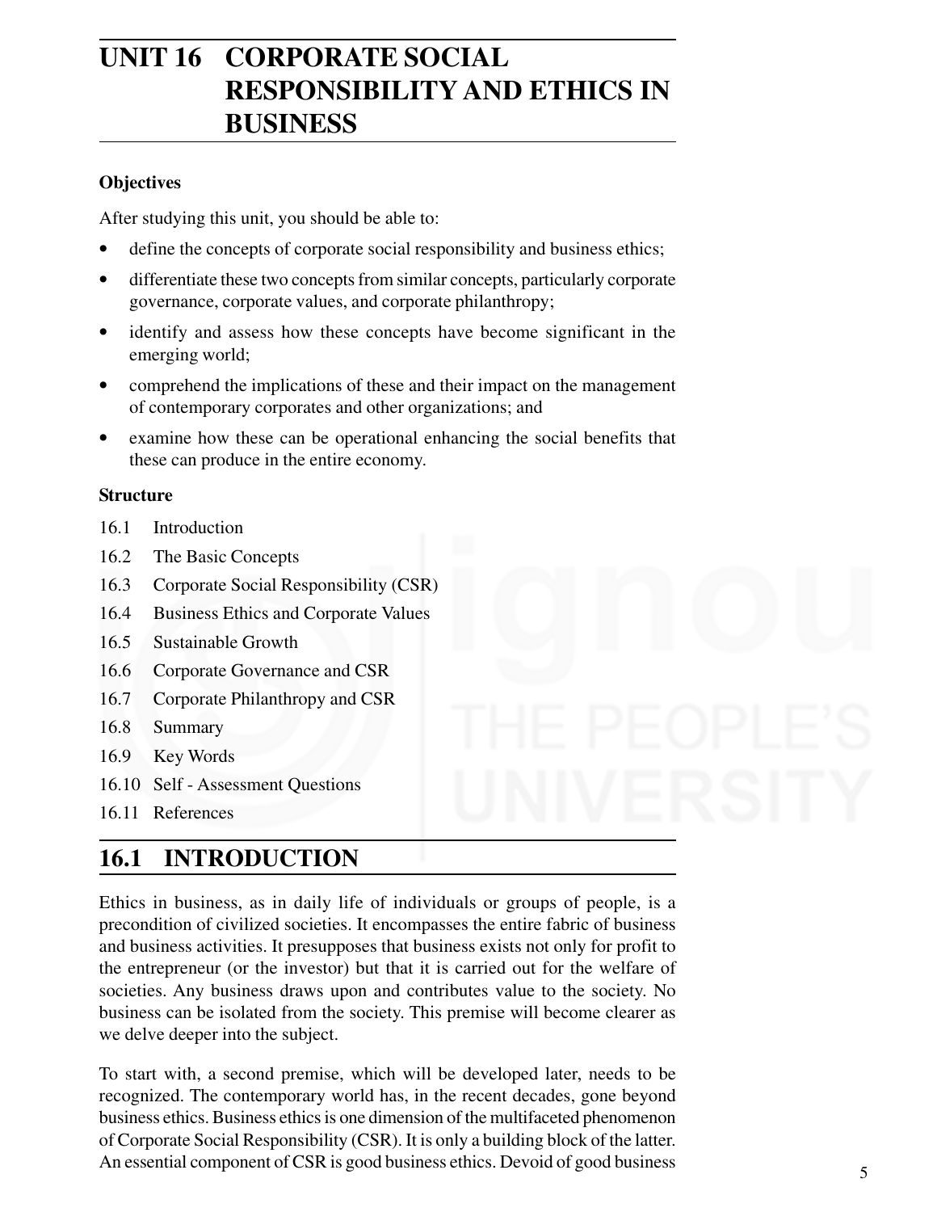# UNIT 16 CORPORATE SOCIAL RESPONSIBILITY AND ETHICS IN BUSINESS

**Objectives**

After studying this unit, you should be able to:

- define the concepts of corporate social responsibility and business ethics;
- differentiate these two concepts from similar concepts, particularly corporate governance, corporate values, and corporate philanthropy;
- identify and assess how these concepts have become significant in the emerging world;
- comprehend the implications of these and their impact on the management of contemporary corporates and other organizations; and
- examine how these can be operational enhancing the social benefits that these can produce in the entire economy.

**Structure**

16.1 Introduction

16.2 The Basic Concepts

16.3 Corporate Social Responsibility (CSR)

16.4 Business Ethics and Corporate Values

16.5 Sustainable Growth

16.6 Corporate Governance and CSR

16.7 Corporate Philanthropy and CSR

16.8 Summary

16.9 Key Words

16.10 Self - Assessment Questions

16.11 References

## 16.1 INTRODUCTION

Ethics in business, as in daily life of individuals or groups of people, is a precondition of civilized societies. It encompasses the entire fabric of business and business activities. It presupposes that business exists not only for profit to the entrepreneur (or the investor) but that it is carried out for the welfare of societies. Any business draws upon and contributes value to the society. No business can be isolated from the society. This premise will become clearer as we delve deeper into the subject.

To start with, a second premise, which will be developed later, needs to be recognized. The contemporary world has, in the recent decades, gone beyond business ethics. Business ethics is one dimension of the multifaceted phenomenon of Corporate Social Responsibility (CSR). It is only a building block of the latter. An essential component of CSR is good business ethics. Devoid of good business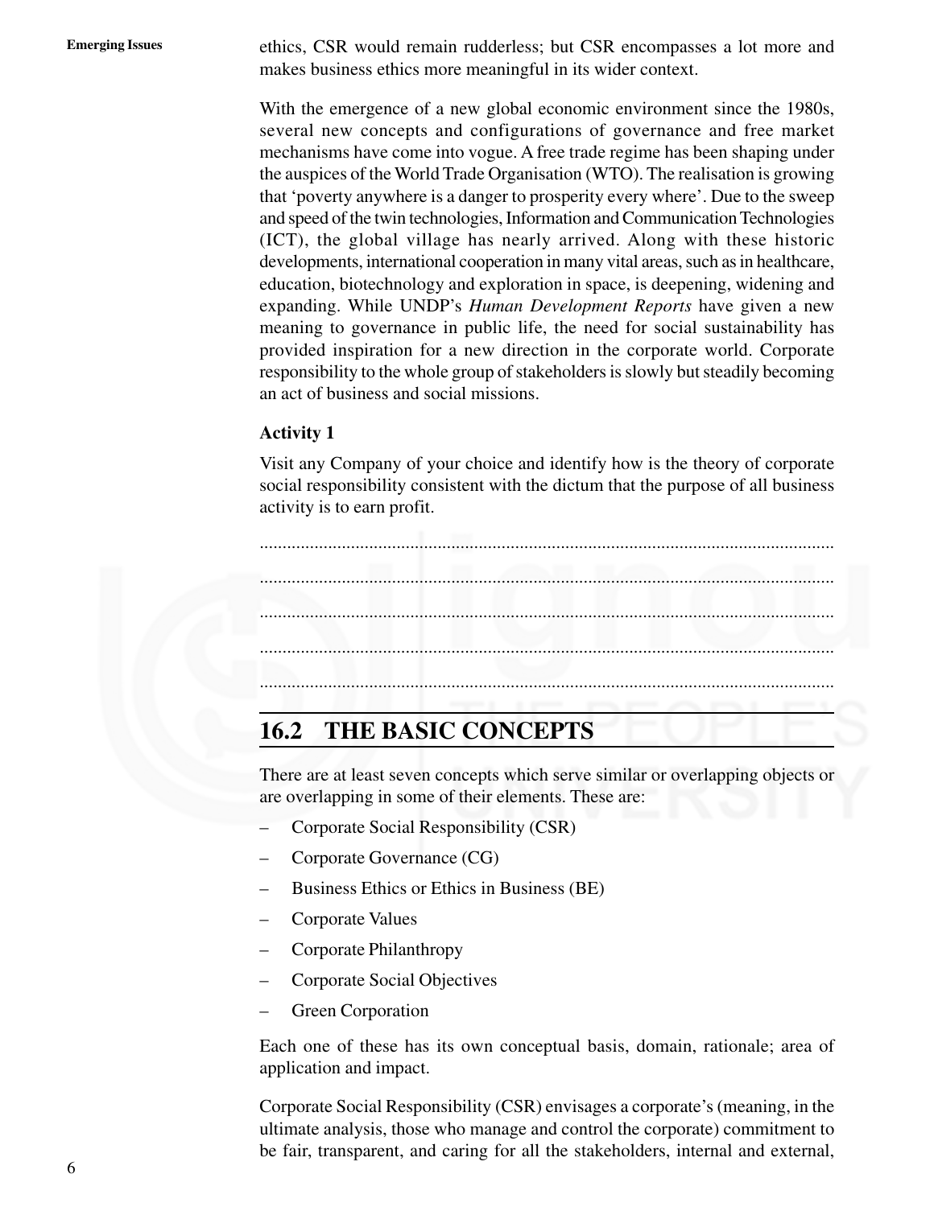ethics, CSR would remain rudderless; but CSR encompasses a lot more and makes business ethics more meaningful in its wider context.

With the emergence of a new global economic environment since the 1980s, several new concepts and configurations of governance and free market mechanisms have come into vogue. A free trade regime has been shaping under the auspices of the World Trade Organisation (WTO). The realisation is growing that 'poverty anywhere is a danger to prosperity every where'. Due to the sweep and speed of the twin technologies, Information and Communication Technologies (ICT), the global village has nearly arrived. Along with these historic developments, international cooperation in many vital areas, such as in healthcare, education, biotechnology and exploration in space, is deepening, widening and expanding. While UNDP's *Human Development Reports* have given a new meaning to governance in public life, the need for social sustainability has provided inspiration for a new direction in the corporate world. Corporate responsibility to the whole group of stakeholders is slowly but steadily becoming an act of business and social missions.

**Activity 1**

Visit any Company of your choice and identify how is the theory of corporate social responsibility consistent with the dictum that the purpose of all business activity is to earn profit.

..............................................................................................................................

..............................................................................................................................

..............................................................................................................................

..............................................................................................................................

..............................................................................................................................

## 16.2 THE BASIC CONCEPTS

There are at least seven concepts which serve similar or overlapping objects or are overlapping in some of their elements. These are:

- Corporate Social Responsibility (CSR)
- Corporate Governance (CG)
- Business Ethics or Ethics in Business (BE)
- Corporate Values
- Corporate Philanthropy
- Corporate Social Objectives
- Green Corporation

Each one of these has its own conceptual basis, domain, rationale; area of application and impact.

Corporate Social Responsibility (CSR) envisages a corporate's (meaning, in the ultimate analysis, those who manage and control the corporate) commitment to be fair, transparent, and caring for all the stakeholders, internal and external,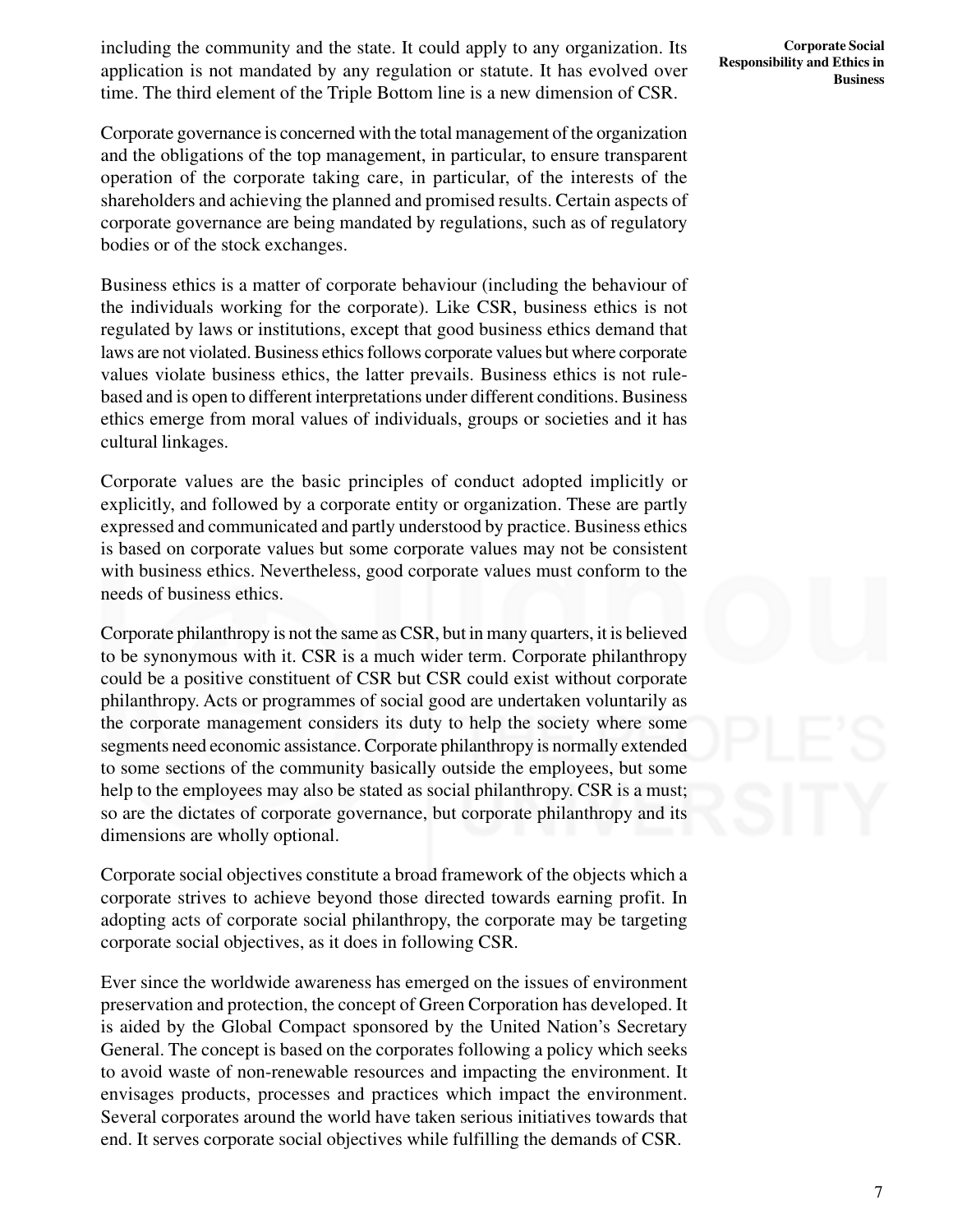including the community and the state. It could apply to any organization. Its application is not mandated by any regulation or statute. It has evolved over time. The third element of the Triple Bottom line is a new dimension of CSR.

Corporate governance is concerned with the total management of the organization and the obligations of the top management, in particular, to ensure transparent operation of the corporate taking care, in particular, of the interests of the shareholders and achieving the planned and promised results. Certain aspects of corporate governance are being mandated by regulations, such as of regulatory bodies or of the stock exchanges.

Business ethics is a matter of corporate behaviour (including the behaviour of the individuals working for the corporate). Like CSR, business ethics is not regulated by laws or institutions, except that good business ethics demand that laws are not violated. Business ethics follows corporate values but where corporate values violate business ethics, the latter prevails. Business ethics is not rule-based and is open to different interpretations under different conditions. Business ethics emerge from moral values of individuals, groups or societies and it has cultural linkages.

Corporate values are the basic principles of conduct adopted implicitly or explicitly, and followed by a corporate entity or organization. These are partly expressed and communicated and partly understood by practice. Business ethics is based on corporate values but some corporate values may not be consistent with business ethics. Nevertheless, good corporate values must conform to the needs of business ethics.

Corporate philanthropy is not the same as CSR, but in many quarters, it is believed to be synonymous with it. CSR is a much wider term. Corporate philanthropy could be a positive constituent of CSR but CSR could exist without corporate philanthropy. Acts or programmes of social good are undertaken voluntarily as the corporate management considers its duty to help the society where some segments need economic assistance. Corporate philanthropy is normally extended to some sections of the community basically outside the employees, but some help to the employees may also be stated as social philanthropy. CSR is a must; so are the dictates of corporate governance, but corporate philanthropy and its dimensions are wholly optional.

Corporate social objectives constitute a broad framework of the objects which a corporate strives to achieve beyond those directed towards earning profit. In adopting acts of corporate social philanthropy, the corporate may be targeting corporate social objectives, as it does in following CSR.

Ever since the worldwide awareness has emerged on the issues of environment preservation and protection, the concept of Green Corporation has developed. It is aided by the Global Compact sponsored by the United Nation's Secretary General. The concept is based on the corporates following a policy which seeks to avoid waste of non-renewable resources and impacting the environment. It envisages products, processes and practices which impact the environment. Several corporates around the world have taken serious initiatives towards that end. It serves corporate social objectives while fulfilling the demands of CSR.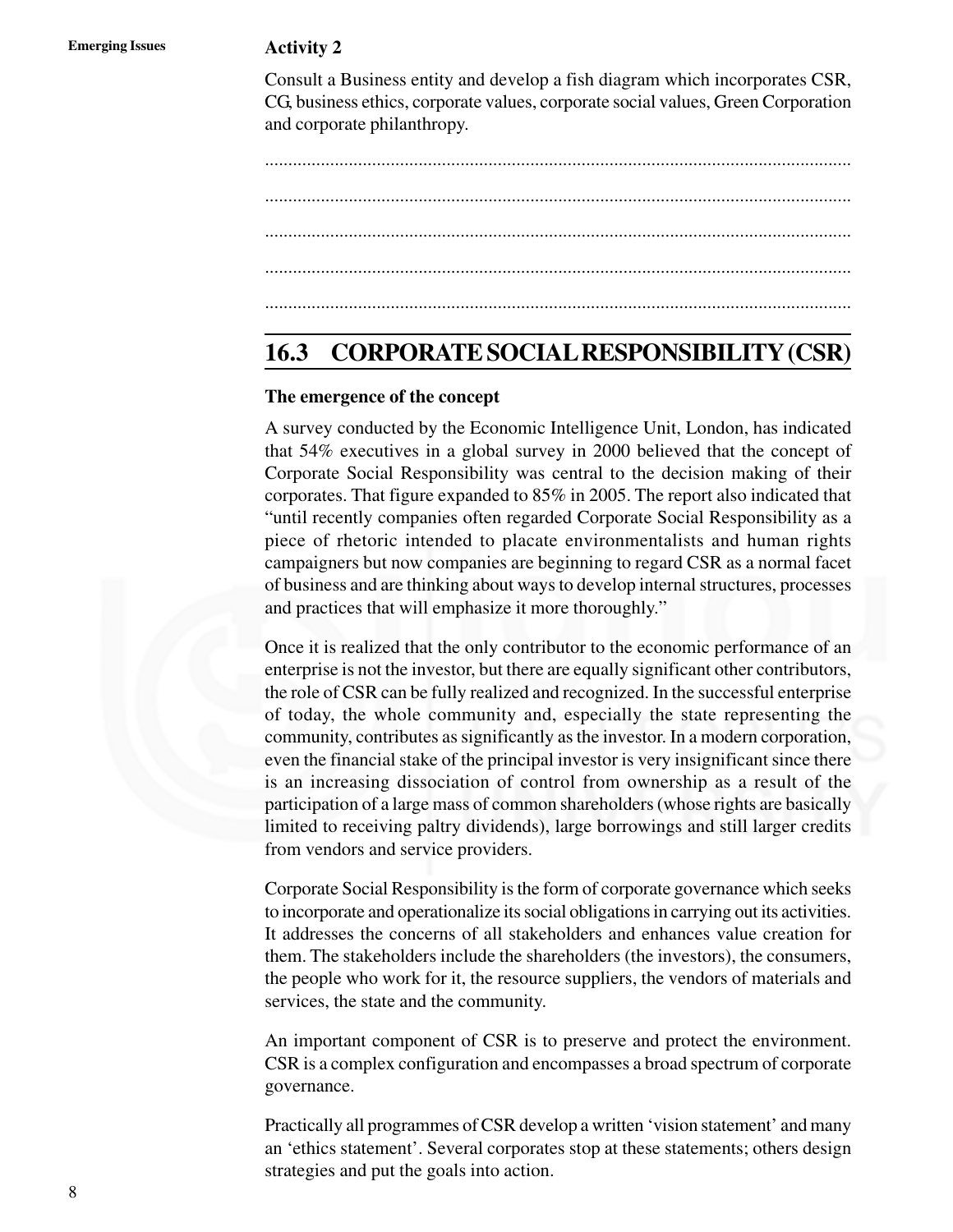**Activity 2**

Consult a Business entity and develop a fish diagram which incorporates CSR, CG, business ethics, corporate values, corporate social values, Green Corporation and corporate philanthropy.

..............................................................................................................................

..............................................................................................................................

..............................................................................................................................

..............................................................................................................................

..............................................................................................................................

## 16.3 CORPORATE SOCIAL RESPONSIBILITY (CSR)

**The emergence of the concept**

A survey conducted by the Economic Intelligence Unit, London, has indicated that 54% executives in a global survey in 2000 believed that the concept of Corporate Social Responsibility was central to the decision making of their corporates. That figure expanded to 85% in 2005. The report also indicated that "until recently companies often regarded Corporate Social Responsibility as a piece of rhetoric intended to placate environmentalists and human rights campaigners but now companies are beginning to regard CSR as a normal facet of business and are thinking about ways to develop internal structures, processes and practices that will emphasize it more thoroughly."

Once it is realized that the only contributor to the economic performance of an enterprise is not the investor, but there are equally significant other contributors, the role of CSR can be fully realized and recognized. In the successful enterprise of today, the whole community and, especially the state representing the community, contributes as significantly as the investor. In a modern corporation, even the financial stake of the principal investor is very insignificant since there is an increasing dissociation of control from ownership as a result of the participation of a large mass of common shareholders (whose rights are basically limited to receiving paltry dividends), large borrowings and still larger credits from vendors and service providers.

Corporate Social Responsibility is the form of corporate governance which seeks to incorporate and operationalize its social obligations in carrying out its activities. It addresses the concerns of all stakeholders and enhances value creation for them. The stakeholders include the shareholders (the investors), the consumers, the people who work for it, the resource suppliers, the vendors of materials and services, the state and the community.

An important component of CSR is to preserve and protect the environment. CSR is a complex configuration and encompasses a broad spectrum of corporate governance.

Practically all programmes of CSR develop a written 'vision statement' and many an 'ethics statement'. Several corporates stop at these statements; others design strategies and put the goals into action.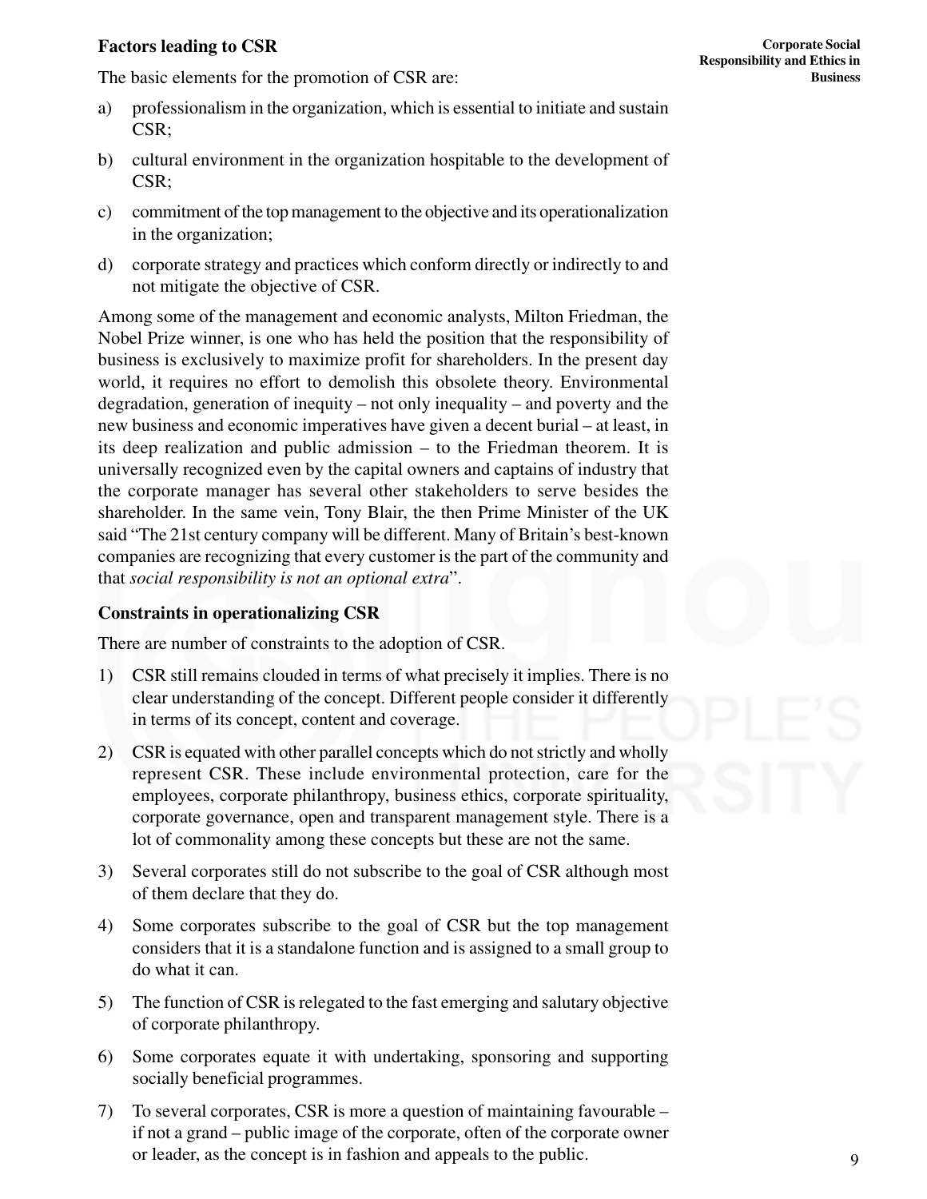### Factors leading to CSR

The basic elements for the promotion of CSR are:

a) professionalism in the organization, which is essential to initiate and sustain CSR;

b) cultural environment in the organization hospitable to the development of CSR;

c) commitment of the top management to the objective and its operationalization in the organization;

d) corporate strategy and practices which conform directly or indirectly to and not mitigate the objective of CSR.

Among some of the management and economic analysts, Milton Friedman, the Nobel Prize winner, is one who has held the position that the responsibility of business is exclusively to maximize profit for shareholders. In the present day world, it requires no effort to demolish this obsolete theory. Environmental degradation, generation of inequity – not only inequality – and poverty and the new business and economic imperatives have given a decent burial – at least, in its deep realization and public admission – to the Friedman theorem. It is universally recognized even by the capital owners and captains of industry that the corporate manager has several other stakeholders to serve besides the shareholder. In the same vein, Tony Blair, the then Prime Minister of the UK said "The 21st century company will be different. Many of Britain's best-known companies are recognizing that every customer is the part of the community and that *social responsibility is not an optional extra*".

### Constraints in operationalizing CSR

There are number of constraints to the adoption of CSR.

1) CSR still remains clouded in terms of what precisely it implies. There is no clear understanding of the concept. Different people consider it differently in terms of its concept, content and coverage.

2) CSR is equated with other parallel concepts which do not strictly and wholly represent CSR. These include environmental protection, care for the employees, corporate philanthropy, business ethics, corporate spirituality, corporate governance, open and transparent management style. There is a lot of commonality among these concepts but these are not the same.

3) Several corporates still do not subscribe to the goal of CSR although most of them declare that they do.

4) Some corporates subscribe to the goal of CSR but the top management considers that it is a standalone function and is assigned to a small group to do what it can.

5) The function of CSR is relegated to the fast emerging and salutary objective of corporate philanthropy.

6) Some corporates equate it with undertaking, sponsoring and supporting socially beneficial programmes.

7) To several corporates, CSR is more a question of maintaining favourable – if not a grand – public image of the corporate, often of the corporate owner or leader, as the concept is in fashion and appeals to the public.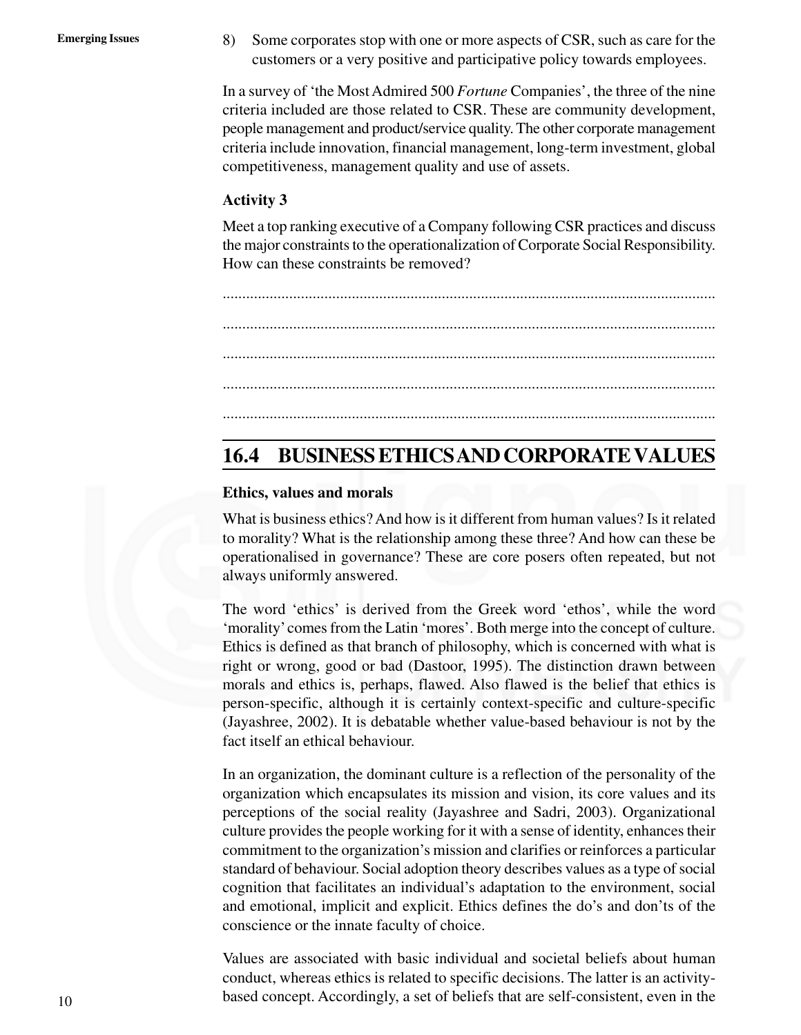8) Some corporates stop with one or more aspects of CSR, such as care for the customers or a very positive and participative policy towards employees.

In a survey of 'the Most Admired 500 *Fortune* Companies', the three of the nine criteria included are those related to CSR. These are community development, people management and product/service quality. The other corporate management criteria include innovation, financial management, long-term investment, global competitiveness, management quality and use of assets.

**Activity 3**

Meet a top ranking executive of a Company following CSR practices and discuss the major constraints to the operationalization of Corporate Social Responsibility. How can these constraints be removed?

.............................................................................................................................

.............................................................................................................................

.............................................................................................................................

.............................................................................................................................

.............................................................................................................................

## 16.4 BUSINESS ETHICS AND CORPORATE VALUES

**Ethics, values and morals**

What is business ethics? And how is it different from human values? Is it related to morality? What is the relationship among these three? And how can these be operationalised in governance? These are core posers often repeated, but not always uniformly answered.

The word 'ethics' is derived from the Greek word 'ethos', while the word 'morality' comes from the Latin 'mores'. Both merge into the concept of culture. Ethics is defined as that branch of philosophy, which is concerned with what is right or wrong, good or bad (Dastoor, 1995). The distinction drawn between morals and ethics is, perhaps, flawed. Also flawed is the belief that ethics is person-specific, although it is certainly context-specific and culture-specific (Jayashree, 2002). It is debatable whether value-based behaviour is not by the fact itself an ethical behaviour.

In an organization, the dominant culture is a reflection of the personality of the organization which encapsulates its mission and vision, its core values and its perceptions of the social reality (Jayashree and Sadri, 2003). Organizational culture provides the people working for it with a sense of identity, enhances their commitment to the organization's mission and clarifies or reinforces a particular standard of behaviour. Social adoption theory describes values as a type of social cognition that facilitates an individual's adaptation to the environment, social and emotional, implicit and explicit. Ethics defines the do's and don'ts of the conscience or the innate faculty of choice.

Values are associated with basic individual and societal beliefs about human conduct, whereas ethics is related to specific decisions. The latter is an activity-based concept. Accordingly, a set of beliefs that are self-consistent, even in the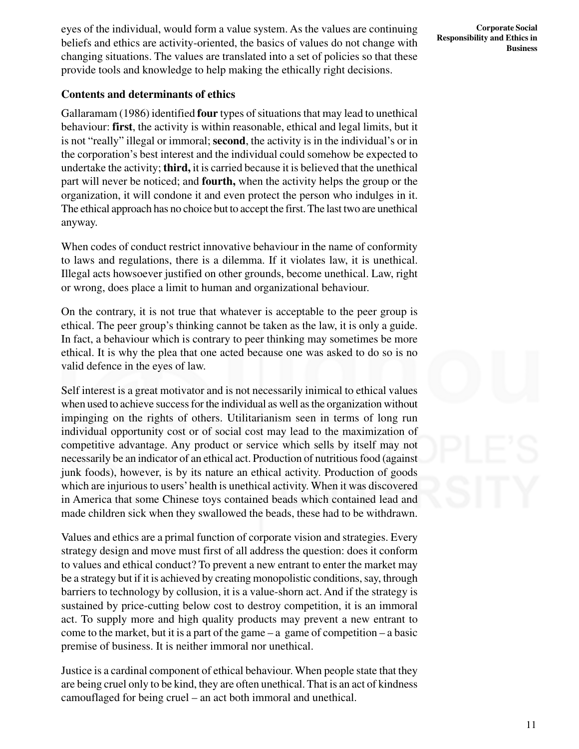eyes of the individual, would form a value system. As the values are continuing beliefs and ethics are activity-oriented, the basics of values do not change with changing situations. The values are translated into a set of policies so that these provide tools and knowledge to help making the ethically right decisions.

### Contents and determinants of ethics

Gallaramam (1986) identified **four** types of situations that may lead to unethical behaviour: **first**, the activity is within reasonable, ethical and legal limits, but it is not "really" illegal or immoral; **second**, the activity is in the individual's or in the corporation's best interest and the individual could somehow be expected to undertake the activity; **third,** it is carried because it is believed that the unethical part will never be noticed; and **fourth,** when the activity helps the group or the organization, it will condone it and even protect the person who indulges in it. The ethical approach has no choice but to accept the first. The last two are unethical anyway.

When codes of conduct restrict innovative behaviour in the name of conformity to laws and regulations, there is a dilemma. If it violates law, it is unethical. Illegal acts howsoever justified on other grounds, become unethical. Law, right or wrong, does place a limit to human and organizational behaviour.

On the contrary, it is not true that whatever is acceptable to the peer group is ethical. The peer group's thinking cannot be taken as the law, it is only a guide. In fact, a behaviour which is contrary to peer thinking may sometimes be more ethical. It is why the plea that one acted because one was asked to do so is no valid defence in the eyes of law.

Self interest is a great motivator and is not necessarily inimical to ethical values when used to achieve success for the individual as well as the organization without impinging on the rights of others. Utilitarianism seen in terms of long run individual opportunity cost or of social cost may lead to the maximization of competitive advantage. Any product or service which sells by itself may not necessarily be an indicator of an ethical act. Production of nutritious food (against junk foods), however, is by its nature an ethical activity. Production of goods which are injurious to users' health is unethical activity. When it was discovered in America that some Chinese toys contained beads which contained lead and made children sick when they swallowed the beads, these had to be withdrawn.

Values and ethics are a primal function of corporate vision and strategies. Every strategy design and move must first of all address the question: does it conform to values and ethical conduct? To prevent a new entrant to enter the market may be a strategy but if it is achieved by creating monopolistic conditions, say, through barriers to technology by collusion, it is a value-shorn act. And if the strategy is sustained by price-cutting below cost to destroy competition, it is an immoral act. To supply more and high quality products may prevent a new entrant to come to the market, but it is a part of the game – a game of competition – a basic premise of business. It is neither immoral nor unethical.

Justice is a cardinal component of ethical behaviour. When people state that they are being cruel only to be kind, they are often unethical. That is an act of kindness camouflaged for being cruel – an act both immoral and unethical.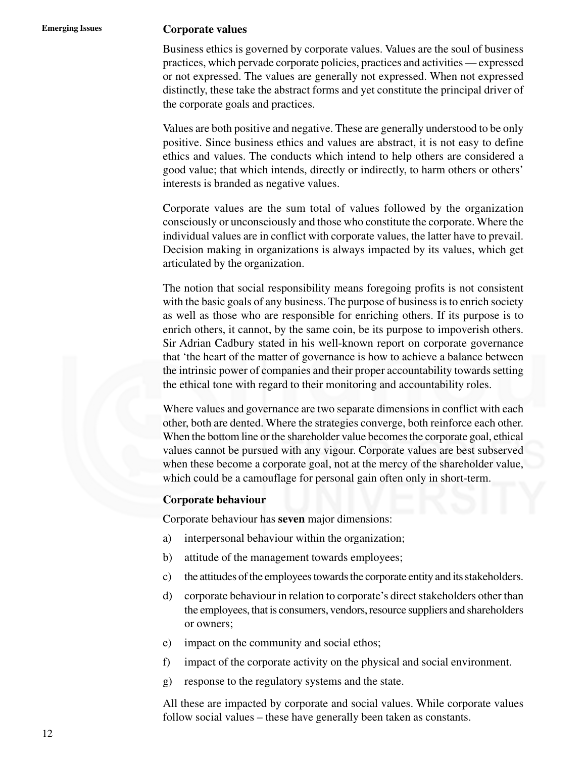### Corporate values

Business ethics is governed by corporate values. Values are the soul of business practices, which pervade corporate policies, practices and activities — expressed or not expressed. The values are generally not expressed. When not expressed distinctly, these take the abstract forms and yet constitute the principal driver of the corporate goals and practices.

Values are both positive and negative. These are generally understood to be only positive. Since business ethics and values are abstract, it is not easy to define ethics and values. The conducts which intend to help others are considered a good value; that which intends, directly or indirectly, to harm others or others' interests is branded as negative values.

Corporate values are the sum total of values followed by the organization consciously or unconsciously and those who constitute the corporate. Where the individual values are in conflict with corporate values, the latter have to prevail. Decision making in organizations is always impacted by its values, which get articulated by the organization.

The notion that social responsibility means foregoing profits is not consistent with the basic goals of any business. The purpose of business is to enrich society as well as those who are responsible for enriching others. If its purpose is to enrich others, it cannot, by the same coin, be its purpose to impoverish others. Sir Adrian Cadbury stated in his well-known report on corporate governance that 'the heart of the matter of governance is how to achieve a balance between the intrinsic power of companies and their proper accountability towards setting the ethical tone with regard to their monitoring and accountability roles.

Where values and governance are two separate dimensions in conflict with each other, both are dented. Where the strategies converge, both reinforce each other. When the bottom line or the shareholder value becomes the corporate goal, ethical values cannot be pursued with any vigour. Corporate values are best subserved when these become a corporate goal, not at the mercy of the shareholder value, which could be a camouflage for personal gain often only in short-term.

### Corporate behaviour

Corporate behaviour has **seven** major dimensions:

a) interpersonal behaviour within the organization;

b) attitude of the management towards employees;

c) the attitudes of the employees towards the corporate entity and its stakeholders.

d) corporate behaviour in relation to corporate's direct stakeholders other than the employees, that is consumers, vendors, resource suppliers and shareholders or owners;

e) impact on the community and social ethos;

f) impact of the corporate activity on the physical and social environment.

g) response to the regulatory systems and the state.

All these are impacted by corporate and social values. While corporate values follow social values – these have generally been taken as constants.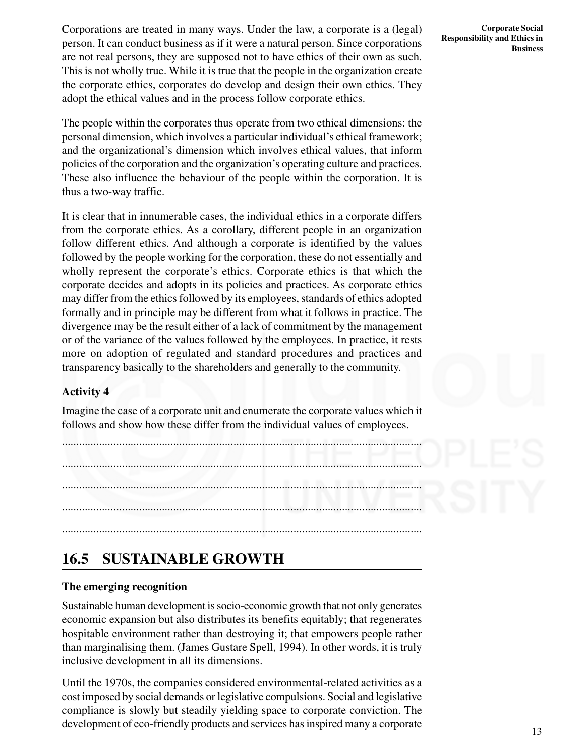Corporations are treated in many ways. Under the law, a corporate is a (legal) person. It can conduct business as if it were a natural person. Since corporations are not real persons, they are supposed not to have ethics of their own as such. This is not wholly true. While it is true that the people in the organization create the corporate ethics, corporates do develop and design their own ethics. They adopt the ethical values and in the process follow corporate ethics.

The people within the corporates thus operate from two ethical dimensions: the personal dimension, which involves a particular individual's ethical framework; and the organizational's dimension which involves ethical values, that inform policies of the corporation and the organization's operating culture and practices. These also influence the behaviour of the people within the corporation. It is thus a two-way traffic.

It is clear that in innumerable cases, the individual ethics in a corporate differs from the corporate ethics. As a corollary, different people in an organization follow different ethics. And although a corporate is identified by the values followed by the people working for the corporation, these do not essentially and wholly represent the corporate's ethics. Corporate ethics is that which the corporate decides and adopts in its policies and practices. As corporate ethics may differ from the ethics followed by its employees, standards of ethics adopted formally and in principle may be different from what it follows in practice. The divergence may be the result either of a lack of commitment by the management or of the variance of the values followed by the employees. In practice, it rests more on adoption of regulated and standard procedures and practices and transparency basically to the shareholders and generally to the community.

**Activity 4**

Imagine the case of a corporate unit and enumerate the corporate values which it follows and show how these differ from the individual values of employees.

..............................................................................................................................

..............................................................................................................................

..............................................................................................................................

..............................................................................................................................

..............................................................................................................................

## 16.5 SUSTAINABLE GROWTH

**The emerging recognition**

Sustainable human development is socio-economic growth that not only generates economic expansion but also distributes its benefits equitably; that regenerates hospitable environment rather than destroying it; that empowers people rather than marginalising them. (James Gustare Spell, 1994). In other words, it is truly inclusive development in all its dimensions.

Until the 1970s, the companies considered environmental-related activities as a cost imposed by social demands or legislative compulsions. Social and legislative compliance is slowly but steadily yielding space to corporate conviction. The development of eco-friendly products and services has inspired many a corporate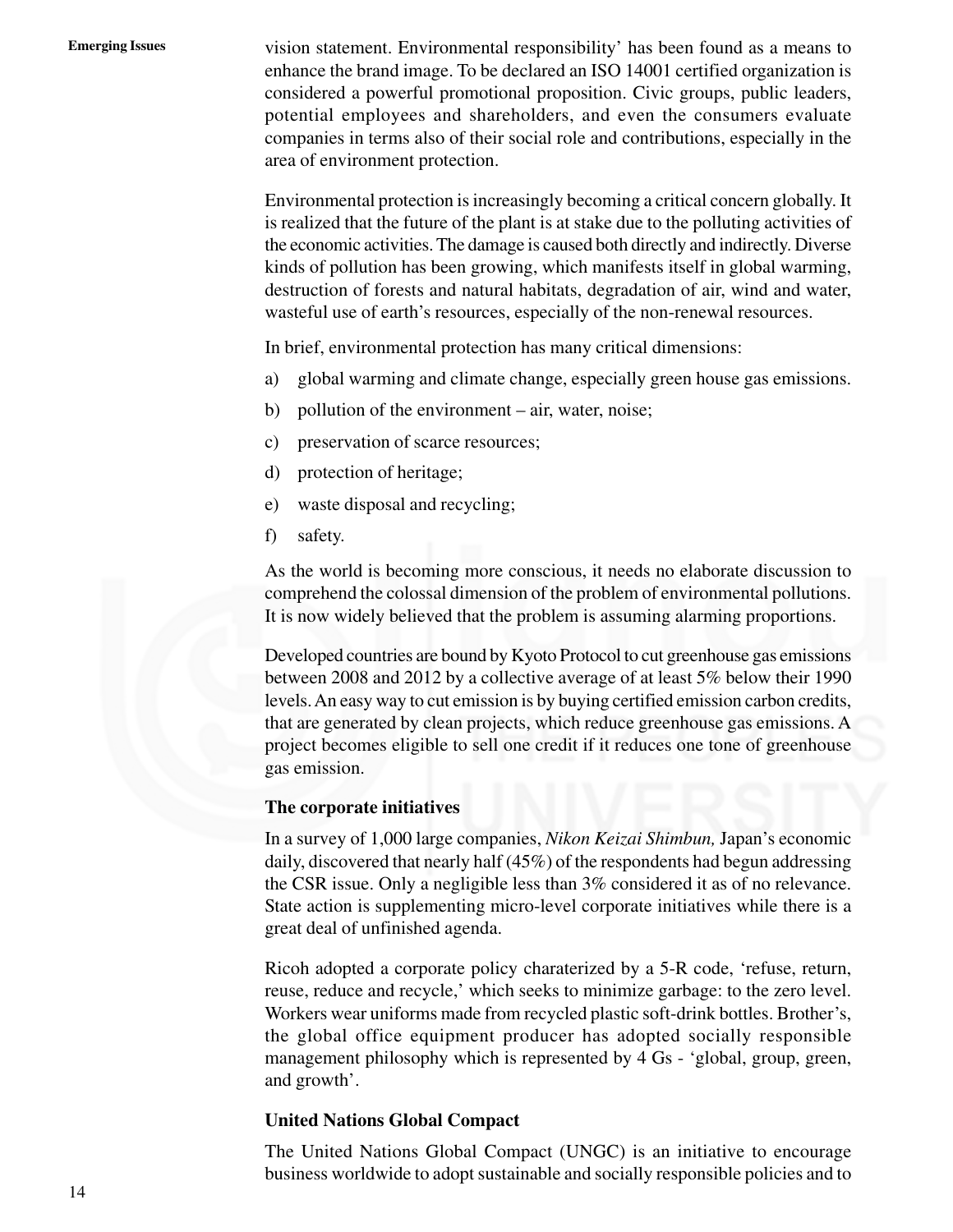vision statement. Environmental responsibility' has been found as a means to enhance the brand image. To be declared an ISO 14001 certified organization is considered a powerful promotional proposition. Civic groups, public leaders, potential employees and shareholders, and even the consumers evaluate companies in terms also of their social role and contributions, especially in the area of environment protection.

Environmental protection is increasingly becoming a critical concern globally. It is realized that the future of the plant is at stake due to the polluting activities of the economic activities. The damage is caused both directly and indirectly. Diverse kinds of pollution has been growing, which manifests itself in global warming, destruction of forests and natural habitats, degradation of air, wind and water, wasteful use of earth's resources, especially of the non-renewal resources.

In brief, environmental protection has many critical dimensions:

a) global warming and climate change, especially green house gas emissions.
b) pollution of the environment – air, water, noise;
c) preservation of scarce resources;
d) protection of heritage;
e) waste disposal and recycling;
f) safety.

As the world is becoming more conscious, it needs no elaborate discussion to comprehend the colossal dimension of the problem of environmental pollutions. It is now widely believed that the problem is assuming alarming proportions.

Developed countries are bound by Kyoto Protocol to cut greenhouse gas emissions between 2008 and 2012 by a collective average of at least 5% below their 1990 levels. An easy way to cut emission is by buying certified emission carbon credits, that are generated by clean projects, which reduce greenhouse gas emissions. A project becomes eligible to sell one credit if it reduces one tone of greenhouse gas emission.

**The corporate initiatives**

In a survey of 1,000 large companies, *Nikon Keizai Shimbun,* Japan's economic daily, discovered that nearly half (45%) of the respondents had begun addressing the CSR issue. Only a negligible less than 3% considered it as of no relevance. State action is supplementing micro-level corporate initiatives while there is a great deal of unfinished agenda.

Ricoh adopted a corporate policy charaterized by a 5-R code, 'refuse, return, reuse, reduce and recycle,' which seeks to minimize garbage: to the zero level. Workers wear uniforms made from recycled plastic soft-drink bottles. Brother's, the global office equipment producer has adopted socially responsible management philosophy which is represented by 4 Gs - 'global, group, green, and growth'.

**United Nations Global Compact**

The United Nations Global Compact (UNGC) is an initiative to encourage business worldwide to adopt sustainable and socially responsible policies and to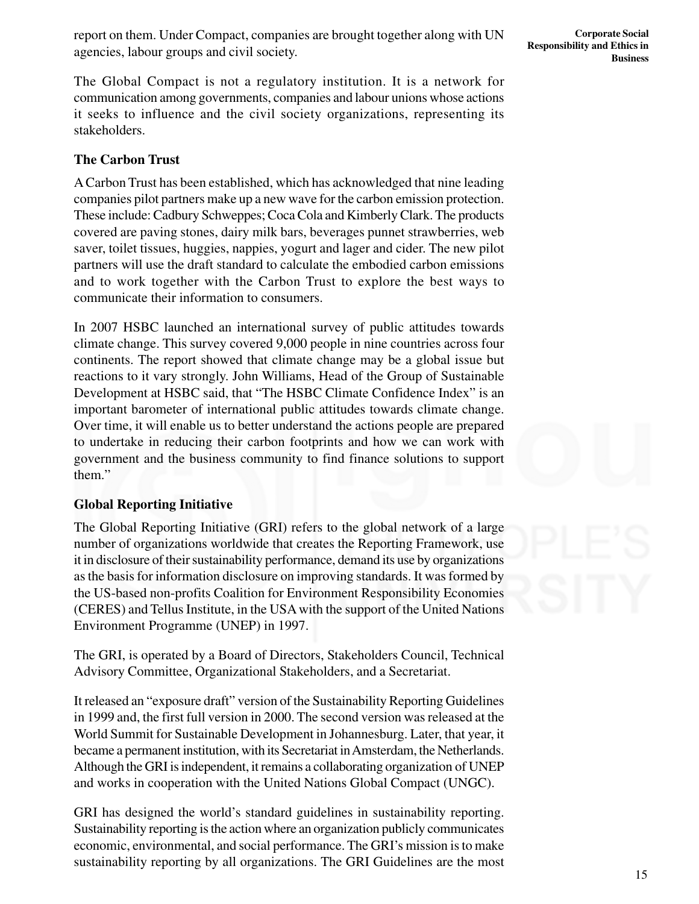report on them. Under Compact, companies are brought together along with UN agencies, labour groups and civil society.

The Global Compact is not a regulatory institution. It is a network for communication among governments, companies and labour unions whose actions it seeks to influence and the civil society organizations, representing its stakeholders.

### The Carbon Trust

A Carbon Trust has been established, which has acknowledged that nine leading companies pilot partners make up a new wave for the carbon emission protection. These include: Cadbury Schweppes; Coca Cola and Kimberly Clark. The products covered are paving stones, dairy milk bars, beverages punnet strawberries, web saver, toilet tissues, huggies, nappies, yogurt and lager and cider. The new pilot partners will use the draft standard to calculate the embodied carbon emissions and to work together with the Carbon Trust to explore the best ways to communicate their information to consumers.

In 2007 HSBC launched an international survey of public attitudes towards climate change. This survey covered 9,000 people in nine countries across four continents. The report showed that climate change may be a global issue but reactions to it vary strongly. John Williams, Head of the Group of Sustainable Development at HSBC said, that "The HSBC Climate Confidence Index" is an important barometer of international public attitudes towards climate change. Over time, it will enable us to better understand the actions people are prepared to undertake in reducing their carbon footprints and how we can work with government and the business community to find finance solutions to support them."

### Global Reporting Initiative

The Global Reporting Initiative (GRI) refers to the global network of a large number of organizations worldwide that creates the Reporting Framework, use it in disclosure of their sustainability performance, demand its use by organizations as the basis for information disclosure on improving standards. It was formed by the US-based non-profits Coalition for Environment Responsibility Economies (CERES) and Tellus Institute, in the USA with the support of the United Nations Environment Programme (UNEP) in 1997.

The GRI, is operated by a Board of Directors, Stakeholders Council, Technical Advisory Committee, Organizational Stakeholders, and a Secretariat.

It released an "exposure draft" version of the Sustainability Reporting Guidelines in 1999 and, the first full version in 2000. The second version was released at the World Summit for Sustainable Development in Johannesburg. Later, that year, it became a permanent institution, with its Secretariat in Amsterdam, the Netherlands. Although the GRI is independent, it remains a collaborating organization of UNEP and works in cooperation with the United Nations Global Compact (UNGC).

GRI has designed the world's standard guidelines in sustainability reporting. Sustainability reporting is the action where an organization publicly communicates economic, environmental, and social performance. The GRI's mission is to make sustainability reporting by all organizations. The GRI Guidelines are the most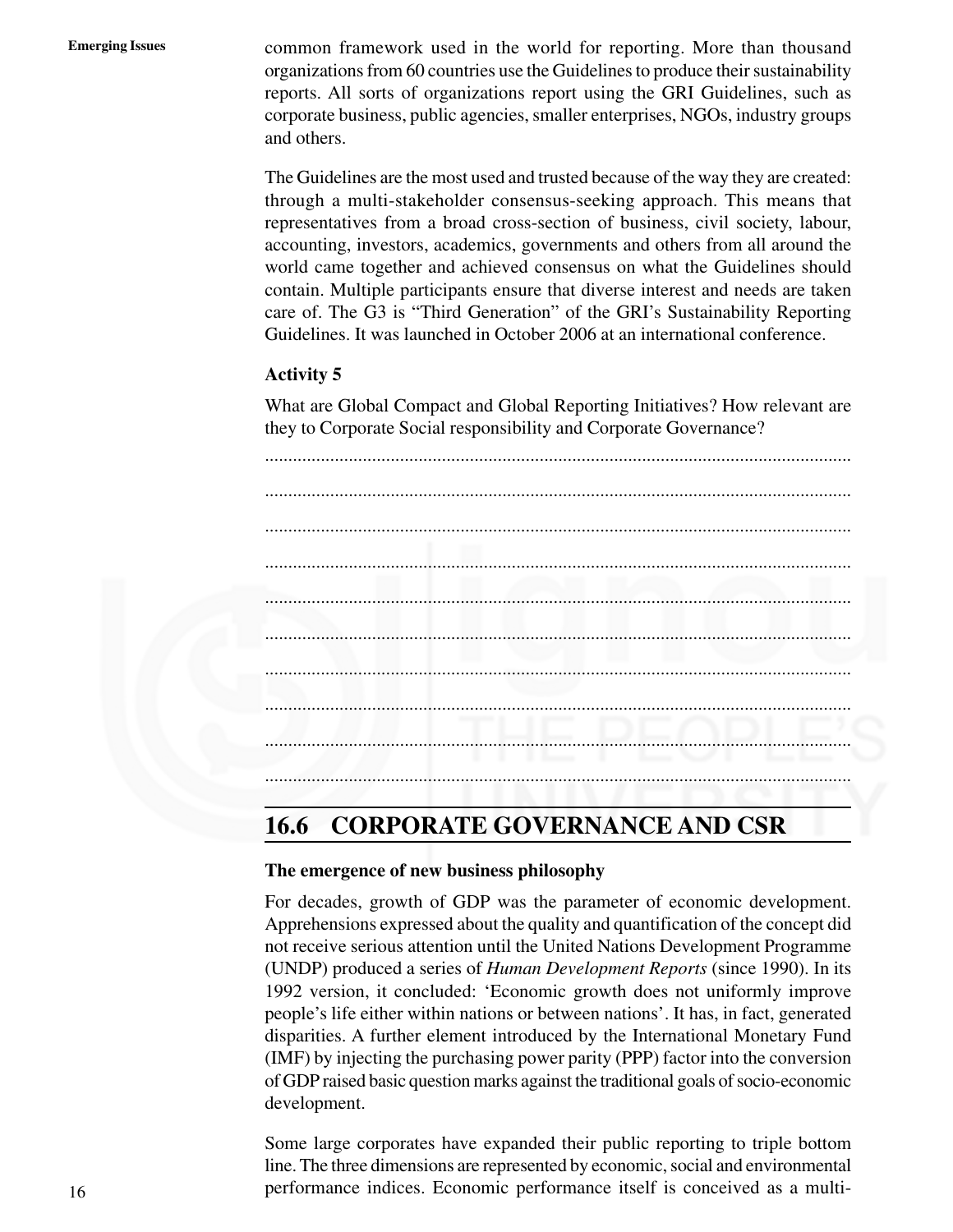common framework used in the world for reporting. More than thousand organizations from 60 countries use the Guidelines to produce their sustainability reports. All sorts of organizations report using the GRI Guidelines, such as corporate business, public agencies, smaller enterprises, NGOs, industry groups and others.

The Guidelines are the most used and trusted because of the way they are created: through a multi-stakeholder consensus-seeking approach. This means that representatives from a broad cross-section of business, civil society, labour, accounting, investors, academics, governments and others from all around the world came together and achieved consensus on what the Guidelines should contain. Multiple participants ensure that diverse interest and needs are taken care of. The G3 is "Third Generation" of the GRI's Sustainability Reporting Guidelines. It was launched in October 2006 at an international conference.

**Activity 5**

What are Global Compact and Global Reporting Initiatives? How relevant are they to Corporate Social responsibility and Corporate Governance?

..............................................................................................................................

..............................................................................................................................

..............................................................................................................................

..............................................................................................................................

..............................................................................................................................

..............................................................................................................................

..............................................................................................................................

..............................................................................................................................

..............................................................................................................................

..............................................................................................................................

## 16.6 CORPORATE GOVERNANCE AND CSR

**The emergence of new business philosophy**

For decades, growth of GDP was the parameter of economic development. Apprehensions expressed about the quality and quantification of the concept did not receive serious attention until the United Nations Development Programme (UNDP) produced a series of *Human Development Reports* (since 1990). In its 1992 version, it concluded: 'Economic growth does not uniformly improve people's life either within nations or between nations'. It has, in fact, generated disparities. A further element introduced by the International Monetary Fund (IMF) by injecting the purchasing power parity (PPP) factor into the conversion of GDP raised basic question marks against the traditional goals of socio-economic development.

Some large corporates have expanded their public reporting to triple bottom line. The three dimensions are represented by economic, social and environmental performance indices. Economic performance itself is conceived as a multi-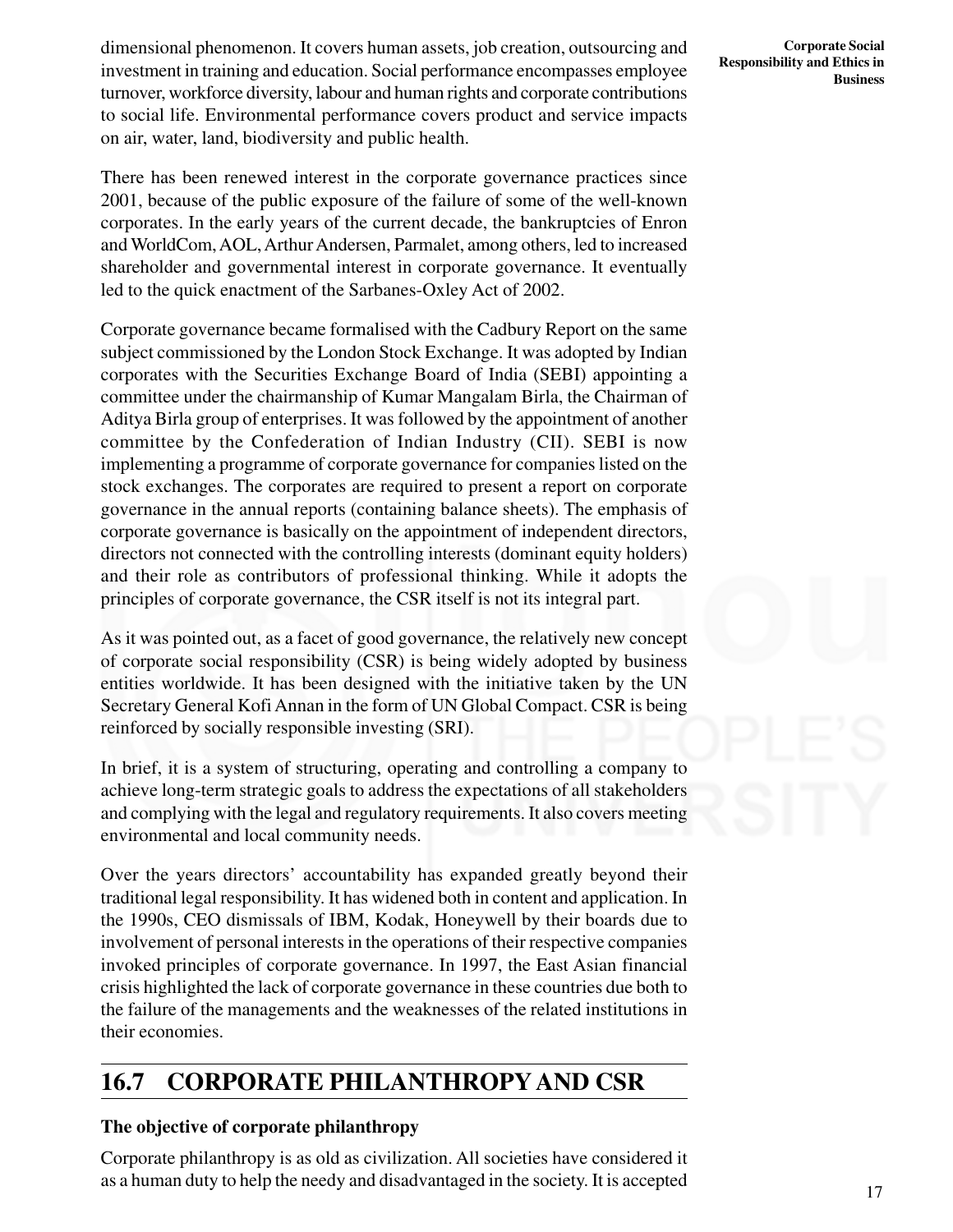dimensional phenomenon. It covers human assets, job creation, outsourcing and investment in training and education. Social performance encompasses employee turnover, workforce diversity, labour and human rights and corporate contributions to social life. Environmental performance covers product and service impacts on air, water, land, biodiversity and public health.

There has been renewed interest in the corporate governance practices since 2001, because of the public exposure of the failure of some of the well-known corporates. In the early years of the current decade, the bankruptcies of Enron and WorldCom, AOL, Arthur Andersen, Parmalet, among others, led to increased shareholder and governmental interest in corporate governance. It eventually led to the quick enactment of the Sarbanes-Oxley Act of 2002.

Corporate governance became formalised with the Cadbury Report on the same subject commissioned by the London Stock Exchange. It was adopted by Indian corporates with the Securities Exchange Board of India (SEBI) appointing a committee under the chairmanship of Kumar Mangalam Birla, the Chairman of Aditya Birla group of enterprises. It was followed by the appointment of another committee by the Confederation of Indian Industry (CII). SEBI is now implementing a programme of corporate governance for companies listed on the stock exchanges. The corporates are required to present a report on corporate governance in the annual reports (containing balance sheets). The emphasis of corporate governance is basically on the appointment of independent directors, directors not connected with the controlling interests (dominant equity holders) and their role as contributors of professional thinking. While it adopts the principles of corporate governance, the CSR itself is not its integral part.

As it was pointed out, as a facet of good governance, the relatively new concept of corporate social responsibility (CSR) is being widely adopted by business entities worldwide. It has been designed with the initiative taken by the UN Secretary General Kofi Annan in the form of UN Global Compact. CSR is being reinforced by socially responsible investing (SRI).

In brief, it is a system of structuring, operating and controlling a company to achieve long-term strategic goals to address the expectations of all stakeholders and complying with the legal and regulatory requirements. It also covers meeting environmental and local community needs.

Over the years directors' accountability has expanded greatly beyond their traditional legal responsibility. It has widened both in content and application. In the 1990s, CEO dismissals of IBM, Kodak, Honeywell by their boards due to involvement of personal interests in the operations of their respective companies invoked principles of corporate governance. In 1997, the East Asian financial crisis highlighted the lack of corporate governance in these countries due both to the failure of the managements and the weaknesses of the related institutions in their economies.

## 16.7 CORPORATE PHILANTHROPY AND CSR

**The objective of corporate philanthropy**

Corporate philanthropy is as old as civilization. All societies have considered it as a human duty to help the needy and disadvantaged in the society. It is accepted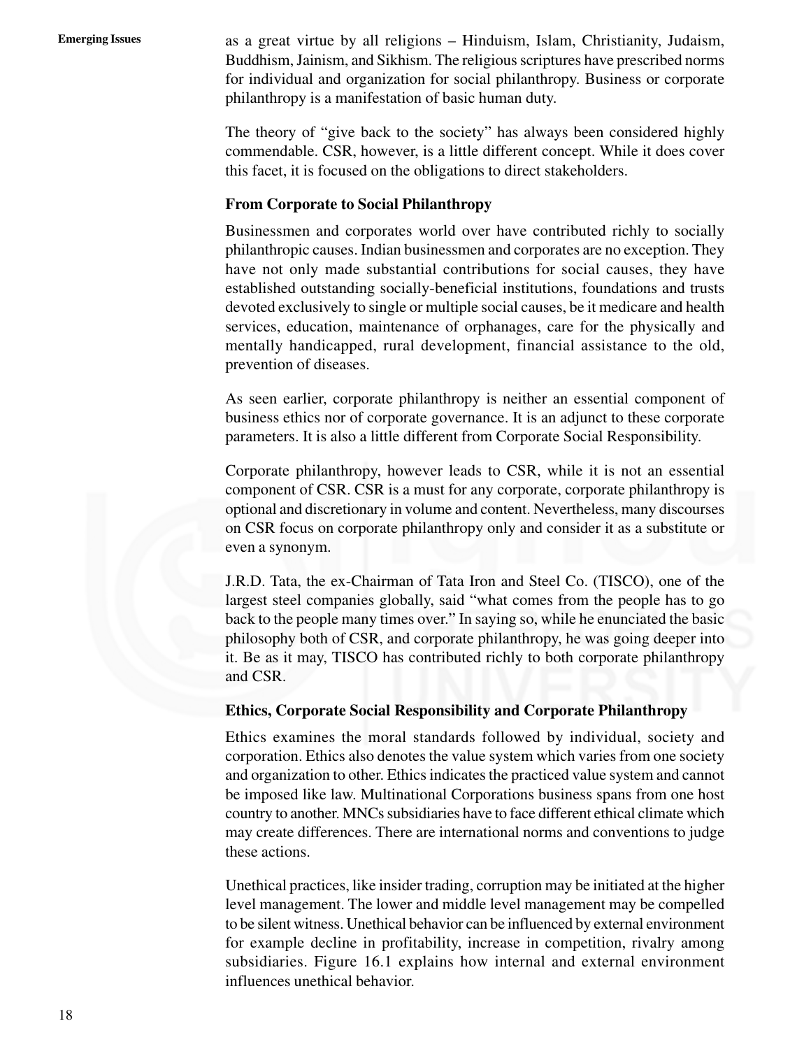as a great virtue by all religions – Hinduism, Islam, Christianity, Judaism, Buddhism, Jainism, and Sikhism. The religious scriptures have prescribed norms for individual and organization for social philanthropy. Business or corporate philanthropy is a manifestation of basic human duty.

The theory of "give back to the society" has always been considered highly commendable. CSR, however, is a little different concept. While it does cover this facet, it is focused on the obligations to direct stakeholders.

### From Corporate to Social Philanthropy

Businessmen and corporates world over have contributed richly to socially philanthropic causes. Indian businessmen and corporates are no exception. They have not only made substantial contributions for social causes, they have established outstanding socially-beneficial institutions, foundations and trusts devoted exclusively to single or multiple social causes, be it medicare and health services, education, maintenance of orphanages, care for the physically and mentally handicapped, rural development, financial assistance to the old, prevention of diseases.

As seen earlier, corporate philanthropy is neither an essential component of business ethics nor of corporate governance. It is an adjunct to these corporate parameters. It is also a little different from Corporate Social Responsibility.

Corporate philanthropy, however leads to CSR, while it is not an essential component of CSR. CSR is a must for any corporate, corporate philanthropy is optional and discretionary in volume and content. Nevertheless, many discourses on CSR focus on corporate philanthropy only and consider it as a substitute or even a synonym.

J.R.D. Tata, the ex-Chairman of Tata Iron and Steel Co. (TISCO), one of the largest steel companies globally, said "what comes from the people has to go back to the people many times over." In saying so, while he enunciated the basic philosophy both of CSR, and corporate philanthropy, he was going deeper into it. Be as it may, TISCO has contributed richly to both corporate philanthropy and CSR.

### Ethics, Corporate Social Responsibility and Corporate Philanthropy

Ethics examines the moral standards followed by individual, society and corporation. Ethics also denotes the value system which varies from one society and organization to other. Ethics indicates the practiced value system and cannot be imposed like law. Multinational Corporations business spans from one host country to another. MNCs subsidiaries have to face different ethical climate which may create differences. There are international norms and conventions to judge these actions.

Unethical practices, like insider trading, corruption may be initiated at the higher level management. The lower and middle level management may be compelled to be silent witness. Unethical behavior can be influenced by external environment for example decline in profitability, increase in competition, rivalry among subsidiaries. Figure 16.1 explains how internal and external environment influences unethical behavior.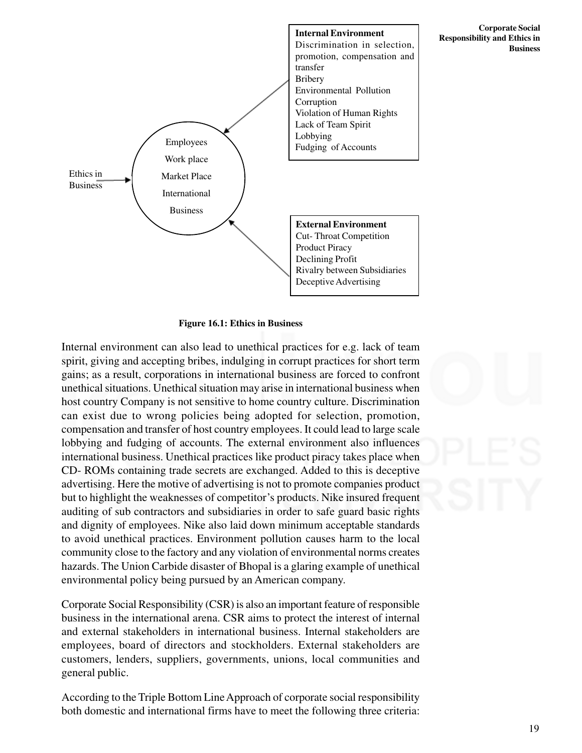**Internal Environment**

Discrimination in selection, promotion, compensation and transfer
Bribery
Environmental Pollution
Corruption
Violation of Human Rights
Lack of Team Spirit
Lobbying
Fudging of Accounts

Ethics in Business → Employees, Work place, Market Place, International Business

**External Environment**

Cut- Throat Competition
Product Piracy
Declining Profit
Rivalry between Subsidiaries
Deceptive Advertising

**Figure 16.1: Ethics in Business**

Internal environment can also lead to unethical practices for e.g. lack of team spirit, giving and accepting bribes, indulging in corrupt practices for short term gains; as a result, corporations in international business are forced to confront unethical situations. Unethical situation may arise in international business when host country Company is not sensitive to home country culture. Discrimination can exist due to wrong policies being adopted for selection, promotion, compensation and transfer of host country employees. It could lead to large scale lobbying and fudging of accounts. The external environment also influences international business. Unethical practices like product piracy takes place when CD- ROMs containing trade secrets are exchanged. Added to this is deceptive advertising. Here the motive of advertising is not to promote companies product but to highlight the weaknesses of competitor's products. Nike insured frequent auditing of sub contractors and subsidiaries in order to safe guard basic rights and dignity of employees. Nike also laid down minimum acceptable standards to avoid unethical practices. Environment pollution causes harm to the local community close to the factory and any violation of environmental norms creates hazards. The Union Carbide disaster of Bhopal is a glaring example of unethical environmental policy being pursued by an American company.

Corporate Social Responsibility (CSR) is also an important feature of responsible business in the international arena. CSR aims to protect the interest of internal and external stakeholders in international business. Internal stakeholders are employees, board of directors and stockholders. External stakeholders are customers, lenders, suppliers, governments, unions, local communities and general public.

According to the Triple Bottom Line Approach of corporate social responsibility both domestic and international firms have to meet the following three criteria: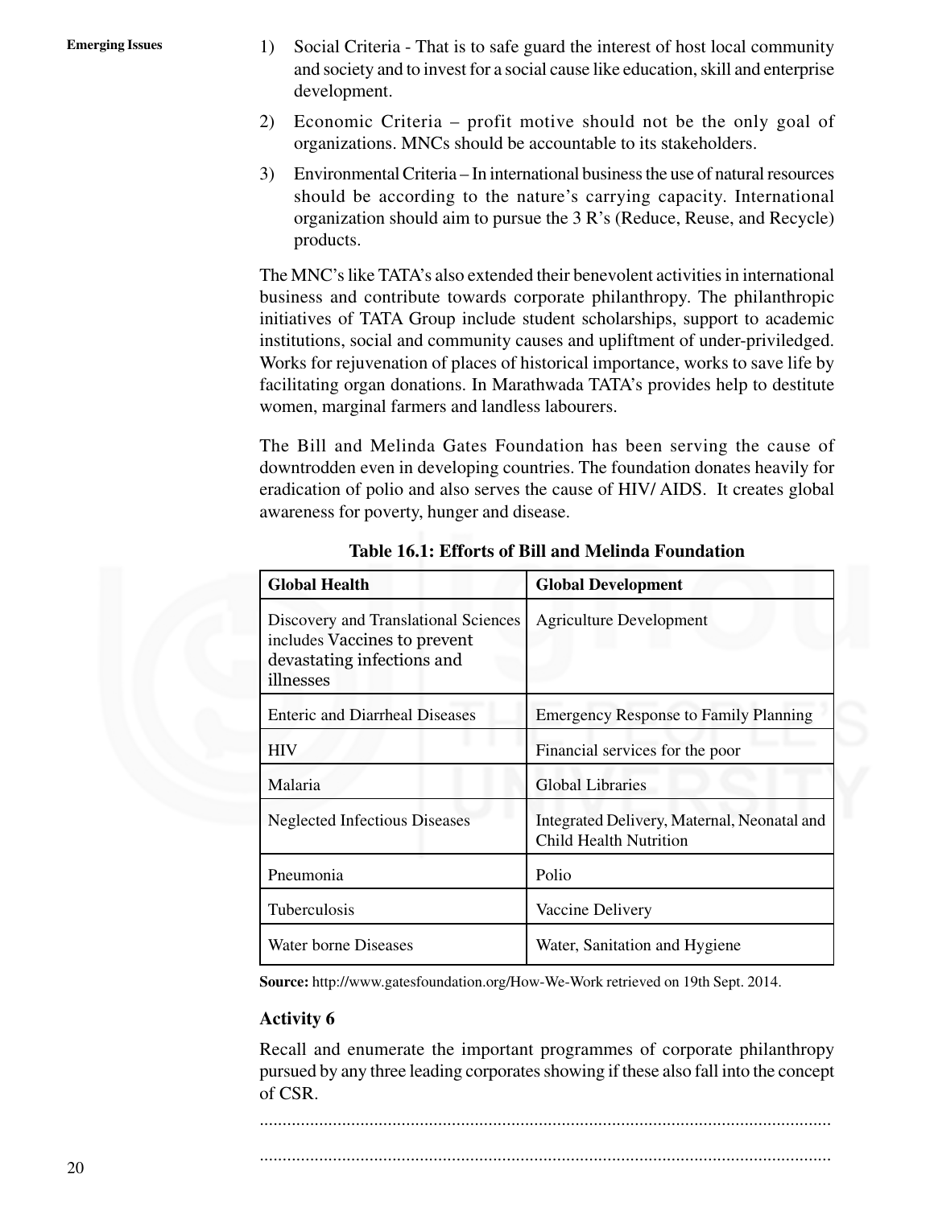1) Social Criteria - That is to safe guard the interest of host local community and society and to invest for a social cause like education, skill and enterprise development.

2) Economic Criteria – profit motive should not be the only goal of organizations. MNCs should be accountable to its stakeholders.

3) Environmental Criteria – In international business the use of natural resources should be according to the nature's carrying capacity. International organization should aim to pursue the 3 R's (Reduce, Reuse, and Recycle) products.

The MNC's like TATA's also extended their benevolent activities in international business and contribute towards corporate philanthropy. The philanthropic initiatives of TATA Group include student scholarships, support to academic institutions, social and community causes and upliftment of under-priviledged. Works for rejuvenation of places of historical importance, works to save life by facilitating organ donations. In Marathwada TATA's provides help to destitute women, marginal farmers and landless labourers.

The Bill and Melinda Gates Foundation has been serving the cause of downtrodden even in developing countries. The foundation donates heavily for eradication of polio and also serves the cause of HIV/ AIDS. It creates global awareness for poverty, hunger and disease.

**Table 16.1: Efforts of Bill and Melinda Foundation**

| Global Health | Global Development |
|---|---|
| Discovery and Translational Sciences includes Vaccines to prevent devastating infections and illnesses | Agriculture Development |
| Enteric and Diarrheal Diseases | Emergency Response to Family Planning |
| HIV | Financial services for the poor |
| Malaria | Global Libraries |
| Neglected Infectious Diseases | Integrated Delivery, Maternal, Neonatal and Child Health Nutrition |
| Pneumonia | Polio |
| Tuberculosis | Vaccine Delivery |
| Water borne Diseases | Water, Sanitation and Hygiene |

**Source:** http://www.gatesfoundation.org/How-We-Work retrieved on 19th Sept. 2014.

### Activity 6

Recall and enumerate the important programmes of corporate philanthropy pursued by any three leading corporates showing if these also fall into the concept of CSR.

..............................................................................................................................

..............................................................................................................................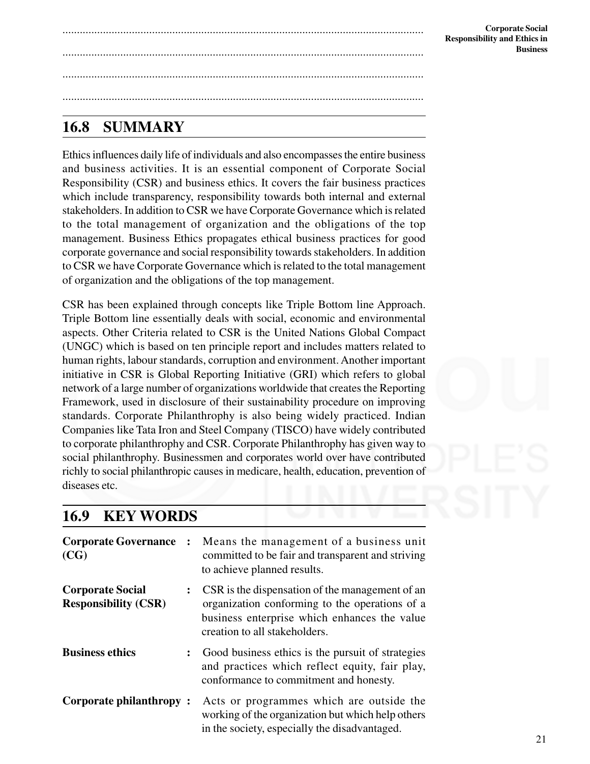.............................................................................................................................

.............................................................................................................................

.............................................................................................................................

.............................................................................................................................

## 16.8 SUMMARY

Ethics influences daily life of individuals and also encompasses the entire business and business activities. It is an essential component of Corporate Social Responsibility (CSR) and business ethics. It covers the fair business practices which include transparency, responsibility towards both internal and external stakeholders. In addition to CSR we have Corporate Governance which is related to the total management of organization and the obligations of the top management. Business Ethics propagates ethical business practices for good corporate governance and social responsibility towards stakeholders. In addition to CSR we have Corporate Governance which is related to the total management of organization and the obligations of the top management.

CSR has been explained through concepts like Triple Bottom line Approach. Triple Bottom line essentially deals with social, economic and environmental aspects. Other Criteria related to CSR is the United Nations Global Compact (UNGC) which is based on ten principle report and includes matters related to human rights, labour standards, corruption and environment. Another important initiative in CSR is Global Reporting Initiative (GRI) which refers to global network of a large number of organizations worldwide that creates the Reporting Framework, used in disclosure of their sustainability procedure on improving standards. Corporate Philanthrophy is also being widely practiced. Indian Companies like Tata Iron and Steel Company (TISCO) have widely contributed to corporate philanthrophy and CSR. Corporate Philanthrophy has given way to social philanthrophy. Businessmen and corporates world over have contributed richly to social philanthropic causes in medicare, health, education, prevention of diseases etc.

## 16.9 KEY WORDS

**Corporate Governance (CG)** : Means the management of a business unit committed to be fair and transparent and striving to achieve planned results.

**Corporate Social Responsibility (CSR)** : CSR is the dispensation of the management of an organization conforming to the operations of a business enterprise which enhances the value creation to all stakeholders.

**Business ethics** : Good business ethics is the pursuit of strategies and practices which reflect equity, fair play, conformance to commitment and honesty.

**Corporate philanthropy** : Acts or programmes which are outside the working of the organization but which help others in the society, especially the disadvantaged.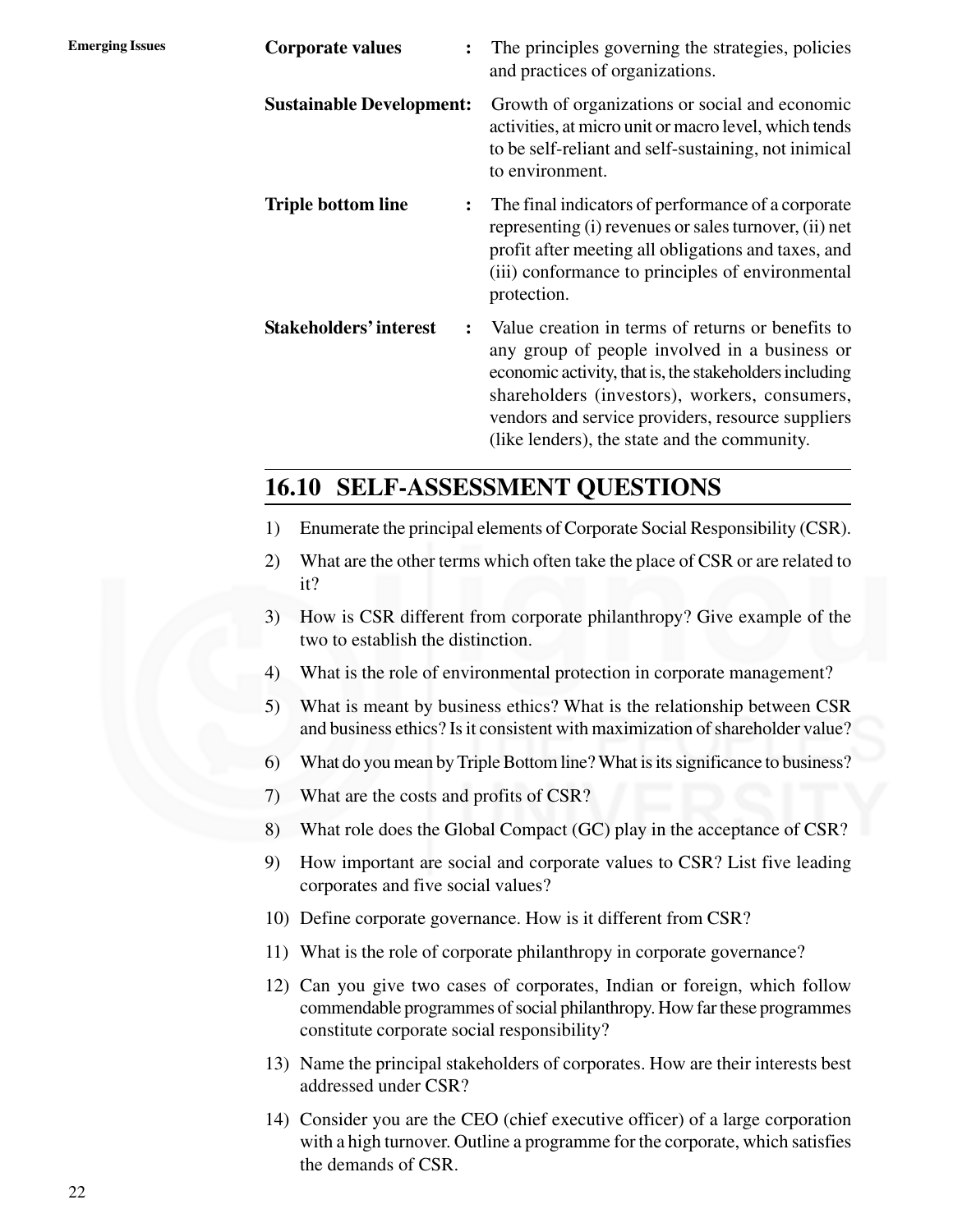**Corporate values** : The principles governing the strategies, policies and practices of organizations.

**Sustainable Development:** Growth of organizations or social and economic activities, at micro unit or macro level, which tends to be self-reliant and self-sustaining, not inimical to environment.

**Triple bottom line** : The final indicators of performance of a corporate representing (i) revenues or sales turnover, (ii) net profit after meeting all obligations and taxes, and (iii) conformance to principles of environmental protection.

**Stakeholders' interest** : Value creation in terms of returns or benefits to any group of people involved in a business or economic activity, that is, the stakeholders including shareholders (investors), workers, consumers, vendors and service providers, resource suppliers (like lenders), the state and the community.

## 16.10 SELF-ASSESSMENT QUESTIONS

1) Enumerate the principal elements of Corporate Social Responsibility (CSR).
2) What are the other terms which often take the place of CSR or are related to it?
3) How is CSR different from corporate philanthropy? Give example of the two to establish the distinction.
4) What is the role of environmental protection in corporate management?
5) What is meant by business ethics? What is the relationship between CSR and business ethics? Is it consistent with maximization of shareholder value?
6) What do you mean by Triple Bottom line? What is its significance to business?
7) What are the costs and profits of CSR?
8) What role does the Global Compact (GC) play in the acceptance of CSR?
9) How important are social and corporate values to CSR? List five leading corporates and five social values?
10) Define corporate governance. How is it different from CSR?
11) What is the role of corporate philanthropy in corporate governance?
12) Can you give two cases of corporates, Indian or foreign, which follow commendable programmes of social philanthropy. How far these programmes constitute corporate social responsibility?
13) Name the principal stakeholders of corporates. How are their interests best addressed under CSR?
14) Consider you are the CEO (chief executive officer) of a large corporation with a high turnover. Outline a programme for the corporate, which satisfies the demands of CSR.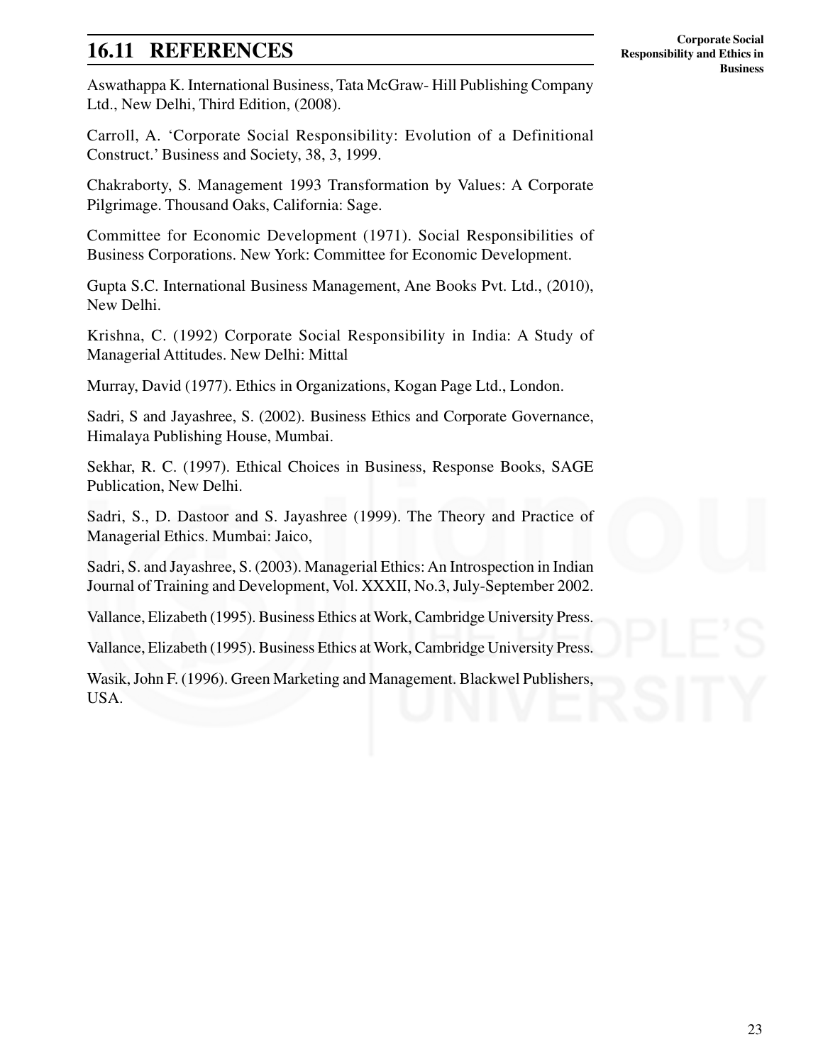## 16.11 REFERENCES

Aswathappa K. International Business, Tata McGraw- Hill Publishing Company Ltd., New Delhi, Third Edition, (2008).

Carroll, A. 'Corporate Social Responsibility: Evolution of a Definitional Construct.' Business and Society, 38, 3, 1999.

Chakraborty, S. Management 1993 Transformation by Values: A Corporate Pilgrimage. Thousand Oaks, California: Sage.

Committee for Economic Development (1971). Social Responsibilities of Business Corporations. New York: Committee for Economic Development.

Gupta S.C. International Business Management, Ane Books Pvt. Ltd., (2010), New Delhi.

Krishna, C. (1992) Corporate Social Responsibility in India: A Study of Managerial Attitudes. New Delhi: Mittal

Murray, David (1977). Ethics in Organizations, Kogan Page Ltd., London.

Sadri, S and Jayashree, S. (2002). Business Ethics and Corporate Governance, Himalaya Publishing House, Mumbai.

Sekhar, R. C. (1997). Ethical Choices in Business, Response Books, SAGE Publication, New Delhi.

Sadri, S., D. Dastoor and S. Jayashree (1999). The Theory and Practice of Managerial Ethics. Mumbai: Jaico,

Sadri, S. and Jayashree, S. (2003). Managerial Ethics: An Introspection in Indian Journal of Training and Development, Vol. XXXII, No.3, July-September 2002.

Vallance, Elizabeth (1995). Business Ethics at Work, Cambridge University Press.

Vallance, Elizabeth (1995). Business Ethics at Work, Cambridge University Press.

Wasik, John F. (1996). Green Marketing and Management. Blackwel Publishers, USA.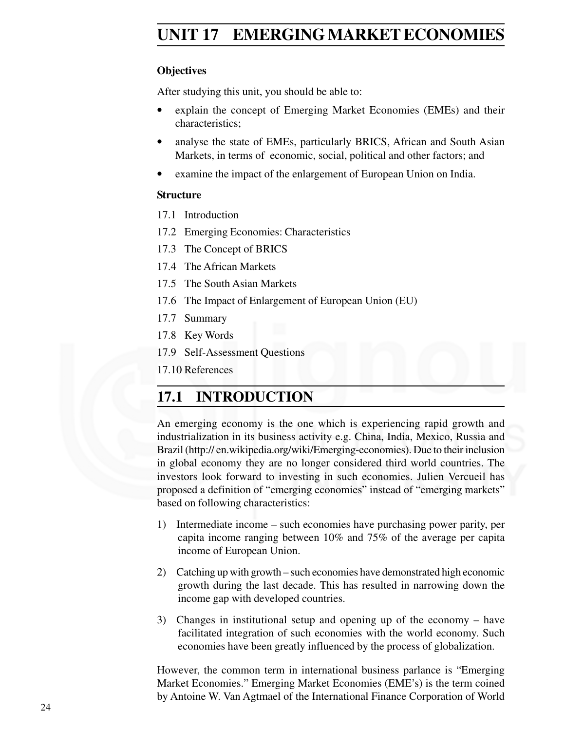# UNIT 17 EMERGING MARKET ECONOMIES

**Objectives**

After studying this unit, you should be able to:

- explain the concept of Emerging Market Economies (EMEs) and their characteristics;
- analyse the state of EMEs, particularly BRICS, African and South Asian Markets, in terms of economic, social, political and other factors; and
- examine the impact of the enlargement of European Union on India.

**Structure**

17.1 Introduction

17.2 Emerging Economies: Characteristics

17.3 The Concept of BRICS

17.4 The African Markets

17.5 The South Asian Markets

17.6 The Impact of Enlargement of European Union (EU)

17.7 Summary

17.8 Key Words

17.9 Self-Assessment Questions

17.10 References

## 17.1 INTRODUCTION

An emerging economy is the one which is experiencing rapid growth and industrialization in its business activity e.g. China, India, Mexico, Russia and Brazil (http:// en.wikipedia.org/wiki/Emerging-economies). Due to their inclusion in global economy they are no longer considered third world countries. The investors look forward to investing in such economies. Julien Vercueil has proposed a definition of "emerging economies" instead of "emerging markets" based on following characteristics:

1) Intermediate income – such economies have purchasing power parity, per capita income ranging between 10% and 75% of the average per capita income of European Union.

2) Catching up with growth – such economies have demonstrated high economic growth during the last decade. This has resulted in narrowing down the income gap with developed countries.

3) Changes in institutional setup and opening up of the economy – have facilitated integration of such economies with the world economy. Such economies have been greatly influenced by the process of globalization.

However, the common term in international business parlance is "Emerging Market Economies." Emerging Market Economies (EME's) is the term coined by Antoine W. Van Agtmael of the International Finance Corporation of World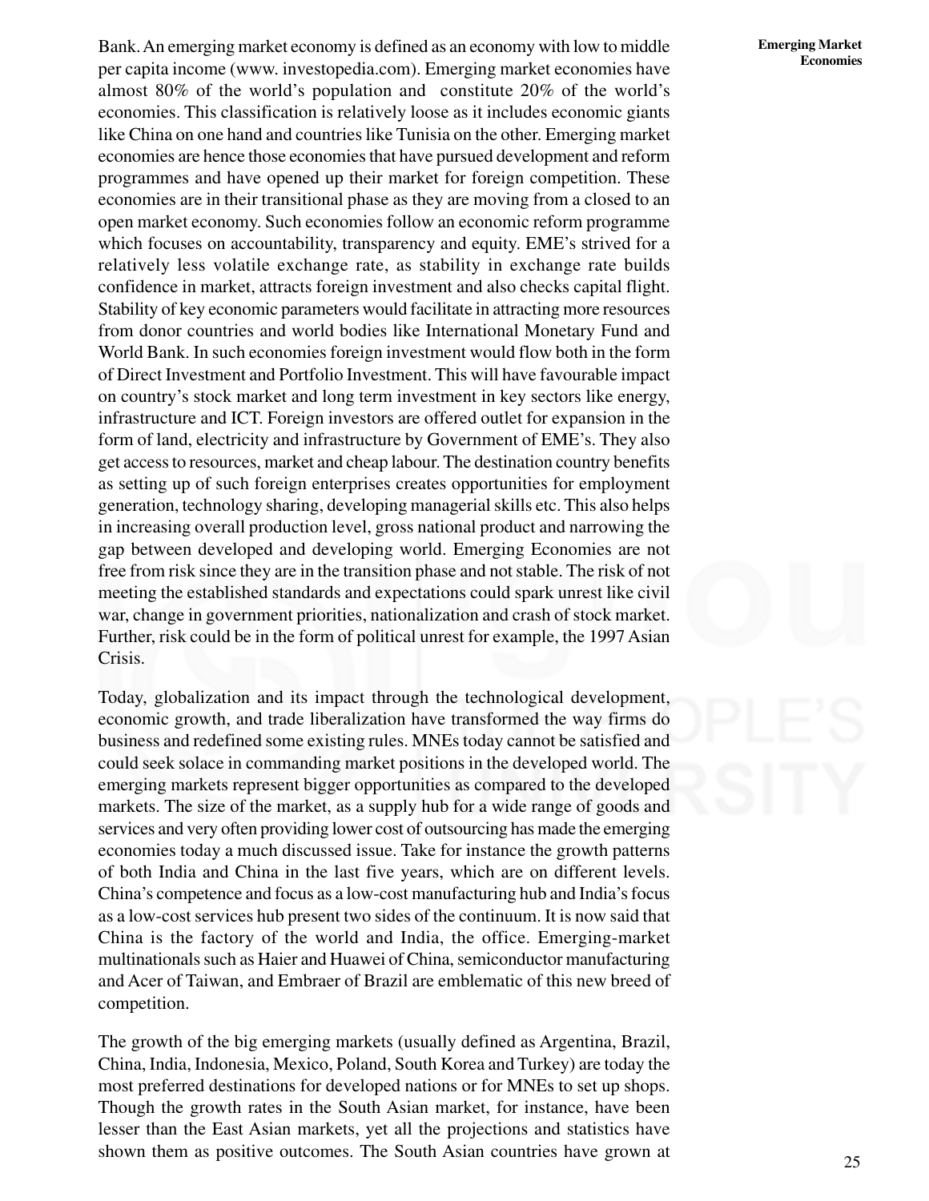Bank. An emerging market economy is defined as an economy with low to middle per capita income (www. investopedia.com). Emerging market economies have almost 80% of the world's population and constitute 20% of the world's economies. This classification is relatively loose as it includes economic giants like China on one hand and countries like Tunisia on the other. Emerging market economies are hence those economies that have pursued development and reform programmes and have opened up their market for foreign competition. These economies are in their transitional phase as they are moving from a closed to an open market economy. Such economies follow an economic reform programme which focuses on accountability, transparency and equity. EME's strived for a relatively less volatile exchange rate, as stability in exchange rate builds confidence in market, attracts foreign investment and also checks capital flight. Stability of key economic parameters would facilitate in attracting more resources from donor countries and world bodies like International Monetary Fund and World Bank. In such economies foreign investment would flow both in the form of Direct Investment and Portfolio Investment. This will have favourable impact on country's stock market and long term investment in key sectors like energy, infrastructure and ICT. Foreign investors are offered outlet for expansion in the form of land, electricity and infrastructure by Government of EME's. They also get access to resources, market and cheap labour. The destination country benefits as setting up of such foreign enterprises creates opportunities for employment generation, technology sharing, developing managerial skills etc. This also helps in increasing overall production level, gross national product and narrowing the gap between developed and developing world. Emerging Economies are not free from risk since they are in the transition phase and not stable. The risk of not meeting the established standards and expectations could spark unrest like civil war, change in government priorities, nationalization and crash of stock market. Further, risk could be in the form of political unrest for example, the 1997 Asian Crisis.

Today, globalization and its impact through the technological development, economic growth, and trade liberalization have transformed the way firms do business and redefined some existing rules. MNEs today cannot be satisfied and could seek solace in commanding market positions in the developed world. The emerging markets represent bigger opportunities as compared to the developed markets. The size of the market, as a supply hub for a wide range of goods and services and very often providing lower cost of outsourcing has made the emerging economies today a much discussed issue. Take for instance the growth patterns of both India and China in the last five years, which are on different levels. China's competence and focus as a low-cost manufacturing hub and India's focus as a low-cost services hub present two sides of the continuum. It is now said that China is the factory of the world and India, the office. Emerging-market multinationals such as Haier and Huawei of China, semiconductor manufacturing and Acer of Taiwan, and Embraer of Brazil are emblematic of this new breed of competition.

The growth of the big emerging markets (usually defined as Argentina, Brazil, China, India, Indonesia, Mexico, Poland, South Korea and Turkey) are today the most preferred destinations for developed nations or for MNEs to set up shops. Though the growth rates in the South Asian market, for instance, have been lesser than the East Asian markets, yet all the projections and statistics have shown them as positive outcomes. The South Asian countries have grown at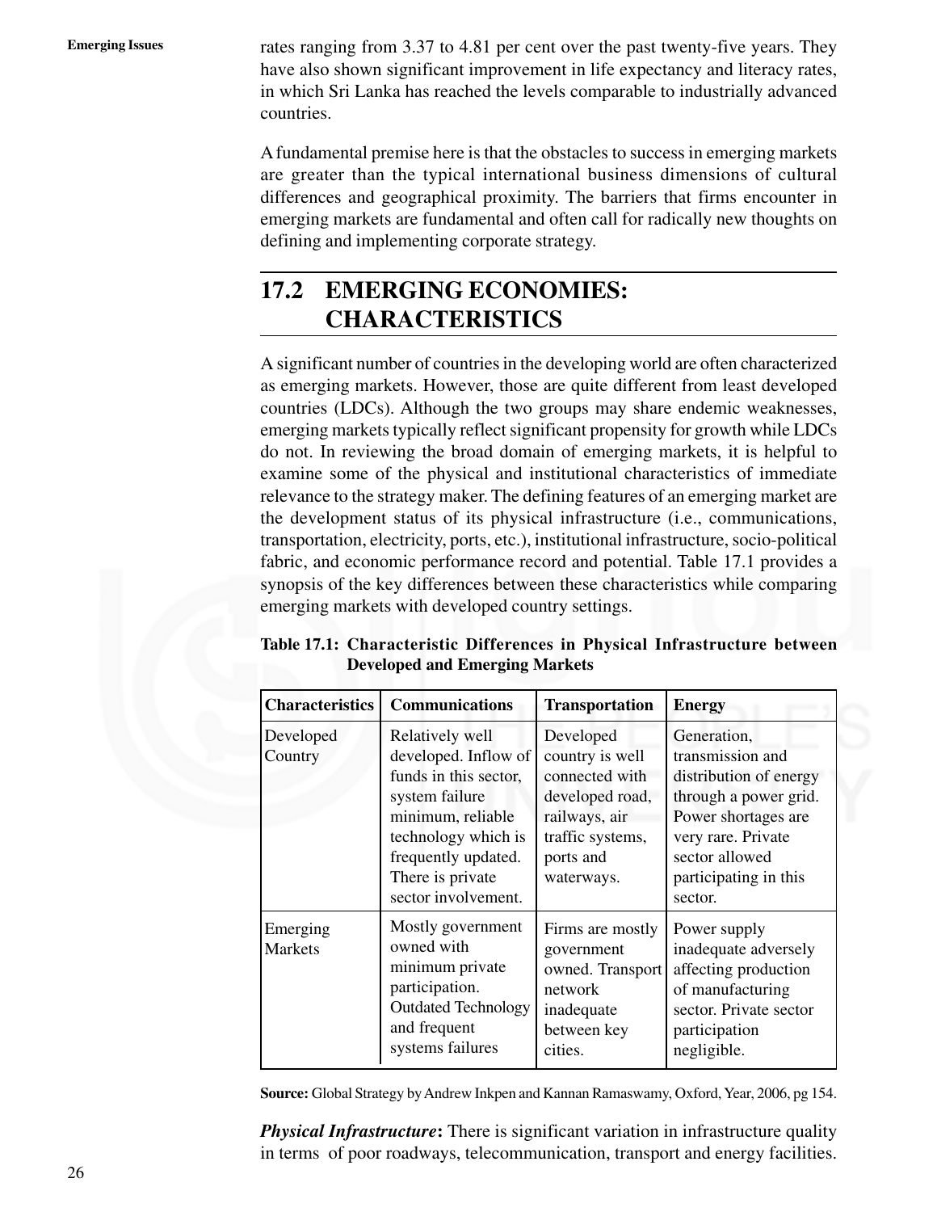rates ranging from 3.37 to 4.81 per cent over the past twenty-five years. They have also shown significant improvement in life expectancy and literacy rates, in which Sri Lanka has reached the levels comparable to industrially advanced countries.

A fundamental premise here is that the obstacles to success in emerging markets are greater than the typical international business dimensions of cultural differences and geographical proximity. The barriers that firms encounter in emerging markets are fundamental and often call for radically new thoughts on defining and implementing corporate strategy.

## 17.2 EMERGING ECONOMIES: CHARACTERISTICS

A significant number of countries in the developing world are often characterized as emerging markets. However, those are quite different from least developed countries (LDCs). Although the two groups may share endemic weaknesses, emerging markets typically reflect significant propensity for growth while LDCs do not. In reviewing the broad domain of emerging markets, it is helpful to examine some of the physical and institutional characteristics of immediate relevance to the strategy maker. The defining features of an emerging market are the development status of its physical infrastructure (i.e., communications, transportation, electricity, ports, etc.), institutional infrastructure, socio-political fabric, and economic performance record and potential. Table 17.1 provides a synopsis of the key differences between these characteristics while comparing emerging markets with developed country settings.

**Table 17.1: Characteristic Differences in Physical Infrastructure between Developed and Emerging Markets**

| Characteristics | Communications | Transportation | Energy |
|---|---|---|---|
| Developed Country | Relatively well developed. Inflow of funds in this sector, system failure minimum, reliable technology which is frequently updated. There is private sector involvement. | Developed country is well connected with developed road, railways, air traffic systems, ports and waterways. | Generation, transmission and distribution of energy through a power grid. Power shortages are very rare. Private sector allowed participating in this sector. |
| Emerging Markets | Mostly government owned with minimum private participation. Outdated Technology and frequent systems failures | Firms are mostly government owned. Transport network inadequate between key cities. | Power supply inadequate adversely affecting production of manufacturing sector. Private sector participation negligible. |

**Source:** Global Strategy by Andrew Inkpen and Kannan Ramaswamy, Oxford, Year, 2006, pg 154.

***Physical Infrastructure*:** There is significant variation in infrastructure quality in terms of poor roadways, telecommunication, transport and energy facilities.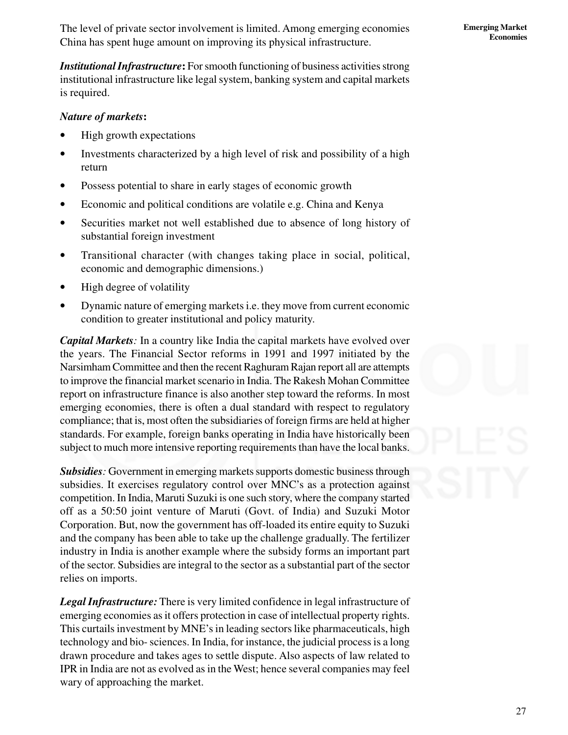The level of private sector involvement is limited. Among emerging economies China has spent huge amount on improving its physical infrastructure.

***Institutional Infrastructure*:** For smooth functioning of business activities strong institutional infrastructure like legal system, banking system and capital markets is required.

***Nature of markets*:**

- High growth expectations
- Investments characterized by a high level of risk and possibility of a high return
- Possess potential to share in early stages of economic growth
- Economic and political conditions are volatile e.g. China and Kenya
- Securities market not well established due to absence of long history of substantial foreign investment
- Transitional character (with changes taking place in social, political, economic and demographic dimensions.)
- High degree of volatility
- Dynamic nature of emerging markets i.e. they move from current economic condition to greater institutional and policy maturity.

***Capital Markets**:* In a country like India the capital markets have evolved over the years. The Financial Sector reforms in 1991 and 1997 initiated by the Narsimham Committee and then the recent Raghuram Rajan report all are attempts to improve the financial market scenario in India. The Rakesh Mohan Committee report on infrastructure finance is also another step toward the reforms. In most emerging economies, there is often a dual standard with respect to regulatory compliance; that is, most often the subsidiaries of foreign firms are held at higher standards. For example, foreign banks operating in India have historically been subject to much more intensive reporting requirements than have the local banks.

***Subsidies**:* Government in emerging markets supports domestic business through subsidies. It exercises regulatory control over MNC's as a protection against competition. In India, Maruti Suzuki is one such story, where the company started off as a 50:50 joint venture of Maruti (Govt. of India) and Suzuki Motor Corporation. But, now the government has off-loaded its entire equity to Suzuki and the company has been able to take up the challenge gradually. The fertilizer industry in India is another example where the subsidy forms an important part of the sector. Subsidies are integral to the sector as a substantial part of the sector relies on imports.

***Legal Infrastructure:*** There is very limited confidence in legal infrastructure of emerging economies as it offers protection in case of intellectual property rights. This curtails investment by MNE's in leading sectors like pharmaceuticals, high technology and bio- sciences. In India, for instance, the judicial process is a long drawn procedure and takes ages to settle dispute. Also aspects of law related to IPR in India are not as evolved as in the West; hence several companies may feel wary of approaching the market.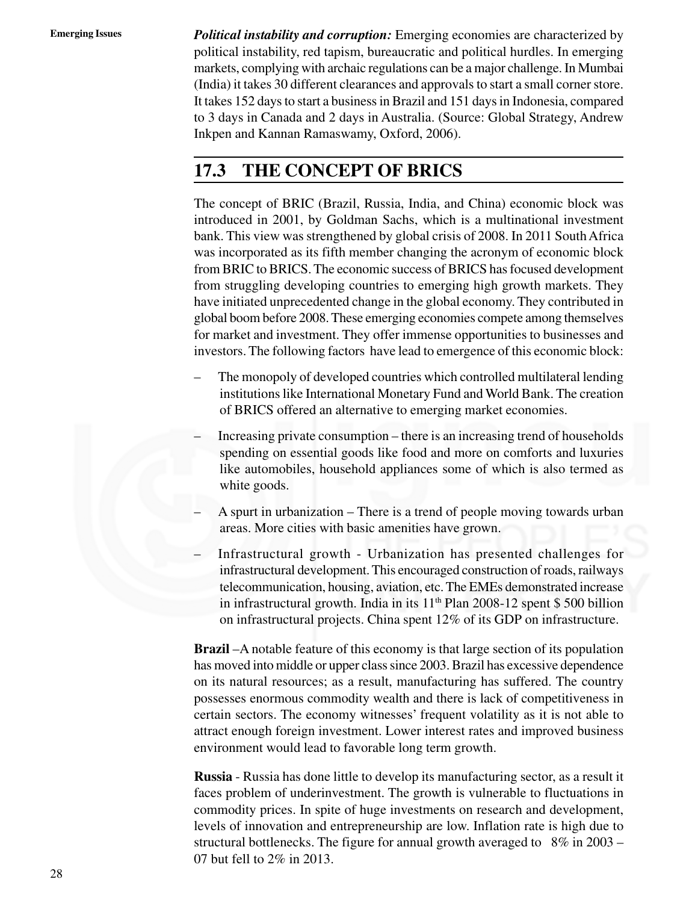***Political instability and corruption:*** Emerging economies are characterized by political instability, red tapism, bureaucratic and political hurdles. In emerging markets, complying with archaic regulations can be a major challenge. In Mumbai (India) it takes 30 different clearances and approvals to start a small corner store. It takes 152 days to start a business in Brazil and 151 days in Indonesia, compared to 3 days in Canada and 2 days in Australia. (Source: Global Strategy, Andrew Inkpen and Kannan Ramaswamy, Oxford, 2006).

## 17.3 THE CONCEPT OF BRICS

The concept of BRIC (Brazil, Russia, India, and China) economic block was introduced in 2001, by Goldman Sachs, which is a multinational investment bank. This view was strengthened by global crisis of 2008. In 2011 South Africa was incorporated as its fifth member changing the acronym of economic block from BRIC to BRICS. The economic success of BRICS has focused development from struggling developing countries to emerging high growth markets. They have initiated unprecedented change in the global economy. They contributed in global boom before 2008. These emerging economies compete among themselves for market and investment. They offer immense opportunities to businesses and investors. The following factors have lead to emergence of this economic block:

- The monopoly of developed countries which controlled multilateral lending institutions like International Monetary Fund and World Bank. The creation of BRICS offered an alternative to emerging market economies.
- Increasing private consumption – there is an increasing trend of households spending on essential goods like food and more on comforts and luxuries like automobiles, household appliances some of which is also termed as white goods.
- A spurt in urbanization – There is a trend of people moving towards urban areas. More cities with basic amenities have grown.
- Infrastructural growth - Urbanization has presented challenges for infrastructural development. This encouraged construction of roads, railways telecommunication, housing, aviation, etc. The EMEs demonstrated increase in infrastructural growth. India in its 11th Plan 2008-12 spent $ 500 billion on infrastructural projects. China spent 12% of its GDP on infrastructure.

**Brazil** –A notable feature of this economy is that large section of its population has moved into middle or upper class since 2003. Brazil has excessive dependence on its natural resources; as a result, manufacturing has suffered. The country possesses enormous commodity wealth and there is lack of competitiveness in certain sectors. The economy witnesses' frequent volatility as it is not able to attract enough foreign investment. Lower interest rates and improved business environment would lead to favorable long term growth.

**Russia** - Russia has done little to develop its manufacturing sector, as a result it faces problem of underinvestment. The growth is vulnerable to fluctuations in commodity prices. In spite of huge investments on research and development, levels of innovation and entrepreneurship are low. Inflation rate is high due to structural bottlenecks. The figure for annual growth averaged to 8% in 2003 – 07 but fell to 2% in 2013.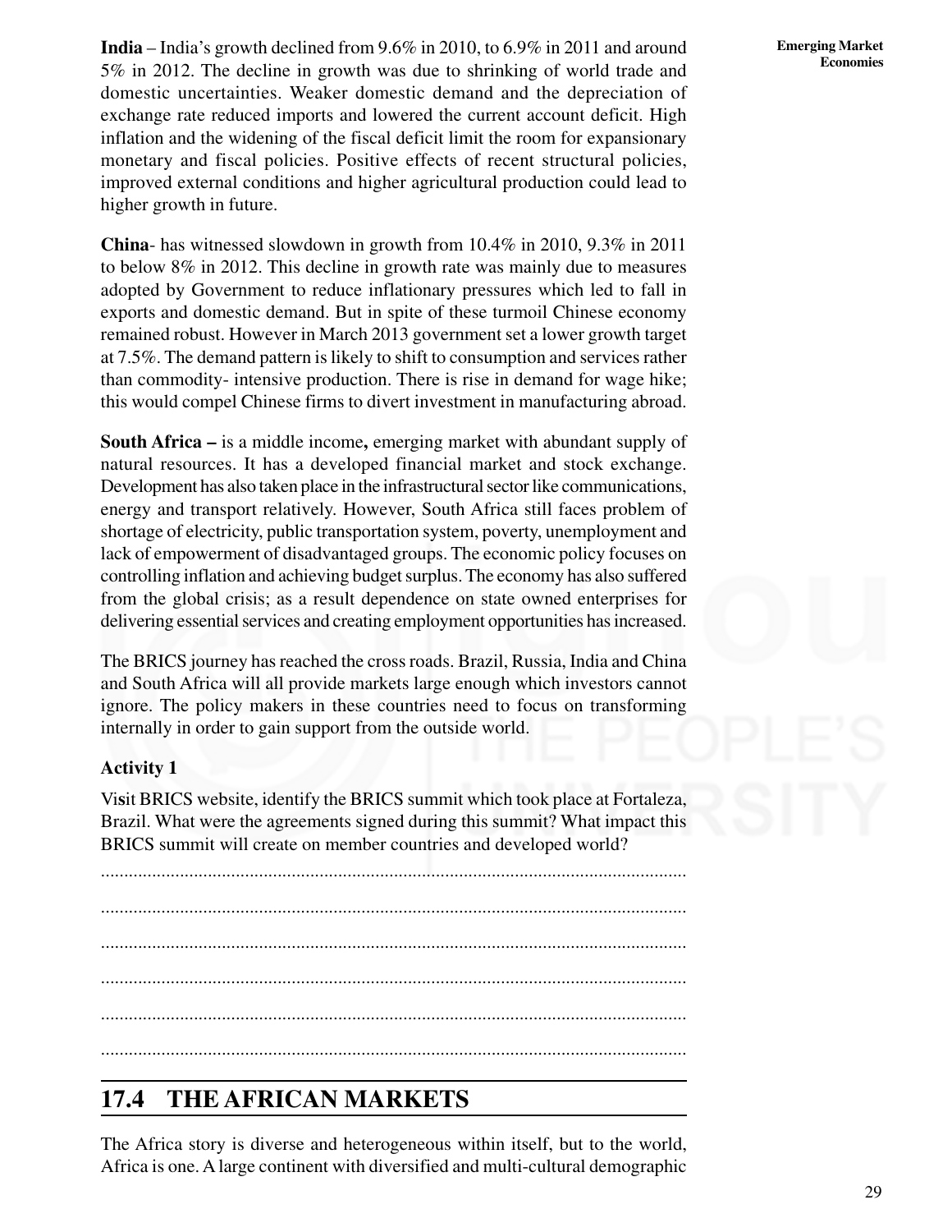**India** – India's growth declined from 9.6% in 2010, to 6.9% in 2011 and around 5% in 2012. The decline in growth was due to shrinking of world trade and domestic uncertainties. Weaker domestic demand and the depreciation of exchange rate reduced imports and lowered the current account deficit. High inflation and the widening of the fiscal deficit limit the room for expansionary monetary and fiscal policies. Positive effects of recent structural policies, improved external conditions and higher agricultural production could lead to higher growth in future.

**China**- has witnessed slowdown in growth from 10.4% in 2010, 9.3% in 2011 to below 8% in 2012. This decline in growth rate was mainly due to measures adopted by Government to reduce inflationary pressures which led to fall in exports and domestic demand. But in spite of these turmoil Chinese economy remained robust. However in March 2013 government set a lower growth target at 7.5%. The demand pattern is likely to shift to consumption and services rather than commodity- intensive production. There is rise in demand for wage hike; this would compel Chinese firms to divert investment in manufacturing abroad.

**South Africa –** is a middle income**,** emerging market with abundant supply of natural resources. It has a developed financial market and stock exchange. Development has also taken place in the infrastructural sector like communications, energy and transport relatively. However, South Africa still faces problem of shortage of electricity, public transportation system, poverty, unemployment and lack of empowerment of disadvantaged groups. The economic policy focuses on controlling inflation and achieving budget surplus. The economy has also suffered from the global crisis; as a result dependence on state owned enterprises for delivering essential services and creating employment opportunities has increased.

The BRICS journey has reached the cross roads. Brazil, Russia, India and China and South Africa will all provide markets large enough which investors cannot ignore. The policy makers in these countries need to focus on transforming internally in order to gain support from the outside world.

### Activity 1

Visit BRICS website, identify the BRICS summit which took place at Fortaleza, Brazil. What were the agreements signed during this summit? What impact this BRICS summit will create on member countries and developed world?

..............................................................................................................................

..............................................................................................................................

..............................................................................................................................

..............................................................................................................................

..............................................................................................................................

..............................................................................................................................

## 17.4 THE AFRICAN MARKETS

The Africa story is diverse and heterogeneous within itself, but to the world, Africa is one. A large continent with diversified and multi-cultural demographic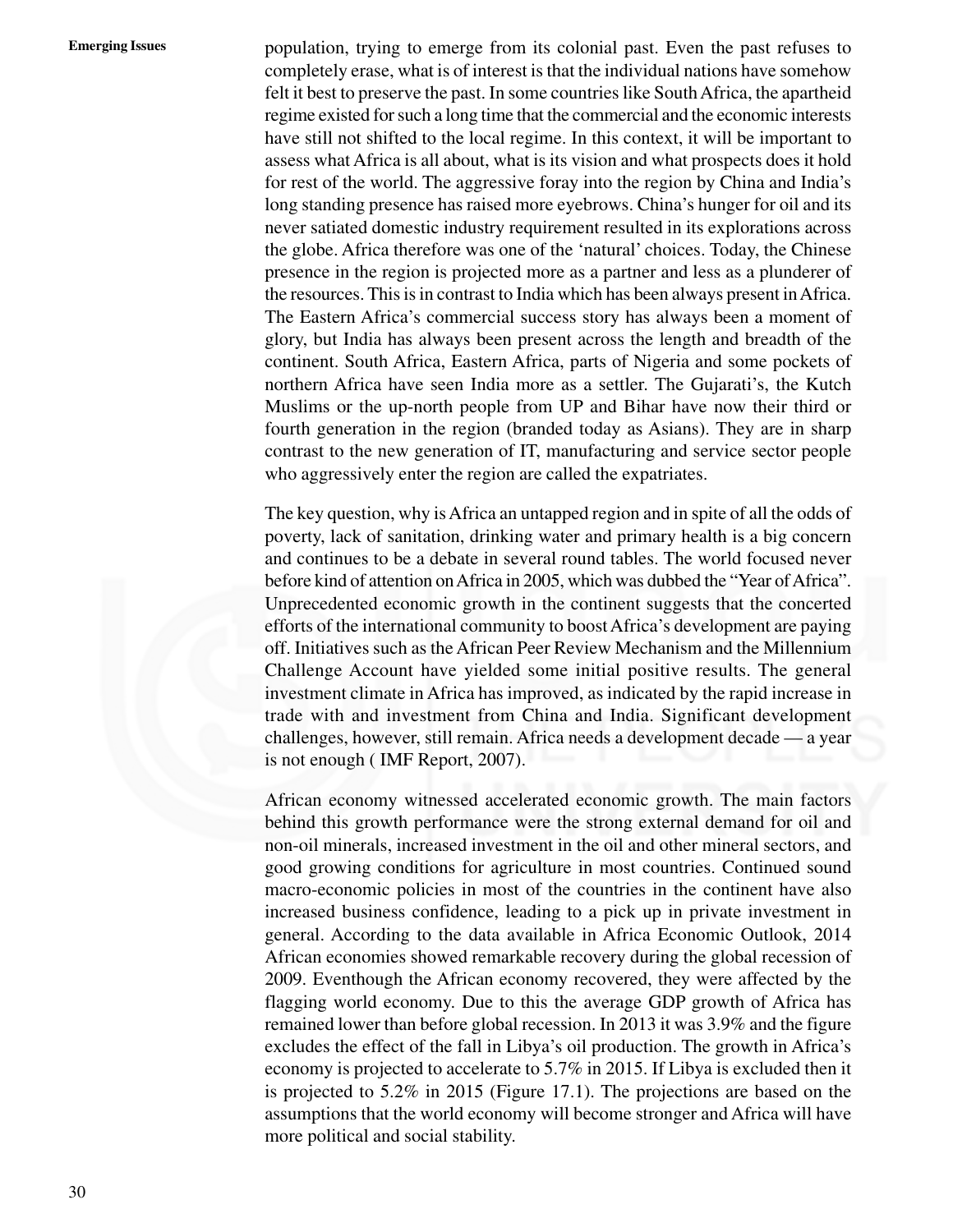population, trying to emerge from its colonial past. Even the past refuses to completely erase, what is of interest is that the individual nations have somehow felt it best to preserve the past. In some countries like South Africa, the apartheid regime existed for such a long time that the commercial and the economic interests have still not shifted to the local regime. In this context, it will be important to assess what Africa is all about, what is its vision and what prospects does it hold for rest of the world. The aggressive foray into the region by China and India's long standing presence has raised more eyebrows. China's hunger for oil and its never satiated domestic industry requirement resulted in its explorations across the globe. Africa therefore was one of the 'natural' choices. Today, the Chinese presence in the region is projected more as a partner and less as a plunderer of the resources. This is in contrast to India which has been always present in Africa. The Eastern Africa's commercial success story has always been a moment of glory, but India has always been present across the length and breadth of the continent. South Africa, Eastern Africa, parts of Nigeria and some pockets of northern Africa have seen India more as a settler. The Gujarati's, the Kutch Muslims or the up-north people from UP and Bihar have now their third or fourth generation in the region (branded today as Asians). They are in sharp contrast to the new generation of IT, manufacturing and service sector people who aggressively enter the region are called the expatriates.

The key question, why is Africa an untapped region and in spite of all the odds of poverty, lack of sanitation, drinking water and primary health is a big concern and continues to be a debate in several round tables. The world focused never before kind of attention on Africa in 2005, which was dubbed the "Year of Africa". Unprecedented economic growth in the continent suggests that the concerted efforts of the international community to boost Africa's development are paying off. Initiatives such as the African Peer Review Mechanism and the Millennium Challenge Account have yielded some initial positive results. The general investment climate in Africa has improved, as indicated by the rapid increase in trade with and investment from China and India. Significant development challenges, however, still remain. Africa needs a development decade — a year is not enough ( IMF Report, 2007).

African economy witnessed accelerated economic growth. The main factors behind this growth performance were the strong external demand for oil and non-oil minerals, increased investment in the oil and other mineral sectors, and good growing conditions for agriculture in most countries. Continued sound macro-economic policies in most of the countries in the continent have also increased business confidence, leading to a pick up in private investment in general. According to the data available in Africa Economic Outlook, 2014 African economies showed remarkable recovery during the global recession of 2009. Eventhough the African economy recovered, they were affected by the flagging world economy. Due to this the average GDP growth of Africa has remained lower than before global recession. In 2013 it was 3.9% and the figure excludes the effect of the fall in Libya's oil production. The growth in Africa's economy is projected to accelerate to 5.7% in 2015. If Libya is excluded then it is projected to 5.2% in 2015 (Figure 17.1). The projections are based on the assumptions that the world economy will become stronger and Africa will have more political and social stability.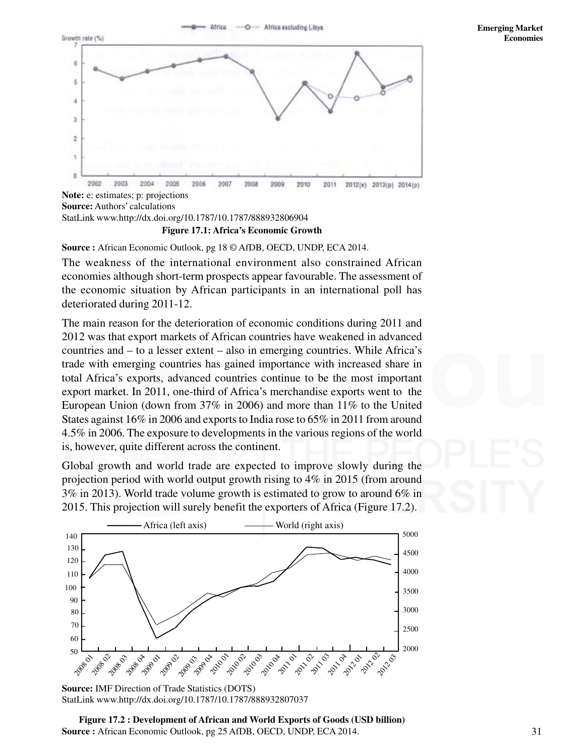**Note:** e: estimates; p: projections
**Source:** Authors' calculations
StatLink www.http://dx.doi.org/10.1787/10.1787/888932806904

**Figure 17.1: Africa's Economic Growth**

**Source :** African Economic Outlook, pg 18 © AfDB, OECD, UNDP, ECA 2014.

The weakness of the international environment also constrained African economies although short-term prospects appear favourable. The assessment of the economic situation by African participants in an international poll has deteriorated during 2011-12.

The main reason for the deterioration of economic conditions during 2011 and 2012 was that export markets of African countries have weakened in advanced countries and – to a lesser extent – also in emerging countries. While Africa's trade with emerging countries has gained importance with increased share in total Africa's exports, advanced countries continue to be the most important export market. In 2011, one-third of Africa's merchandise exports went to the European Union (down from 37% in 2006) and more than 11% to the United States against 16% in 2006 and exports to India rose to 65% in 2011 from around 4.5% in 2006. The exposure to developments in the various regions of the world is, however, quite different across the continent.

Global growth and world trade are expected to improve slowly during the projection period with world output growth rising to 4% in 2015 (from around 3% in 2013). World trade volume growth is estimated to grow to around 6% in 2015. This projection will surely benefit the exporters of Africa (Figure 17.2).

**Source:** IMF Direction of Trade Statistics (DOTS)
StatLink www.http://dx.doi.org/10.1787/10.1787/888932807037

**Figure 17.2 : Development of African and World Exports of Goods (USD billion)**

**Source :** African Economic Outlook, pg 25 AfDB, OECD, UNDP, ECA 2014.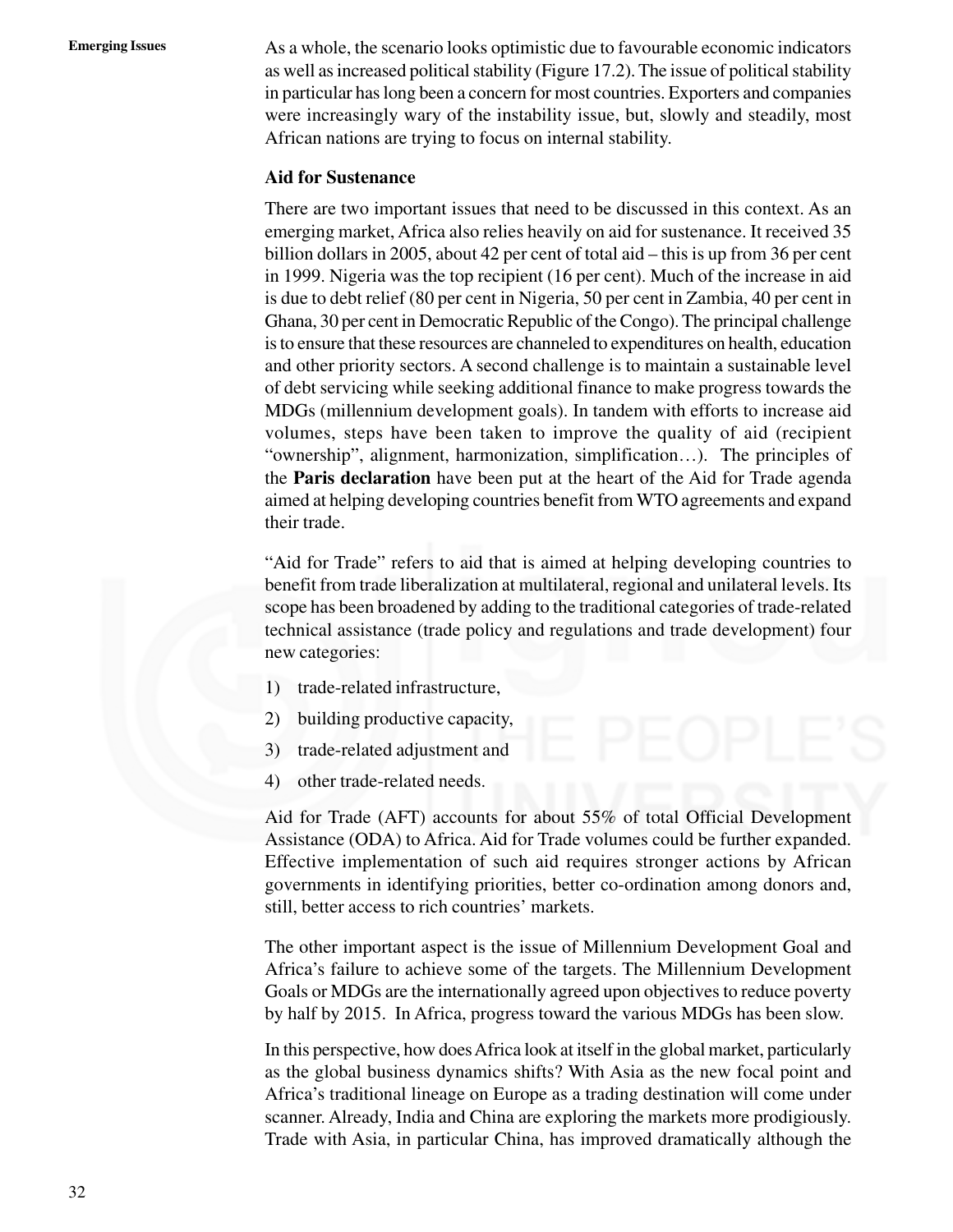As a whole, the scenario looks optimistic due to favourable economic indicators as well as increased political stability (Figure 17.2). The issue of political stability in particular has long been a concern for most countries. Exporters and companies were increasingly wary of the instability issue, but, slowly and steadily, most African nations are trying to focus on internal stability.

**Aid for Sustenance**

There are two important issues that need to be discussed in this context. As an emerging market, Africa also relies heavily on aid for sustenance. It received 35 billion dollars in 2005, about 42 per cent of total aid – this is up from 36 per cent in 1999. Nigeria was the top recipient (16 per cent). Much of the increase in aid is due to debt relief (80 per cent in Nigeria, 50 per cent in Zambia, 40 per cent in Ghana, 30 per cent in Democratic Republic of the Congo). The principal challenge is to ensure that these resources are channeled to expenditures on health, education and other priority sectors. A second challenge is to maintain a sustainable level of debt servicing while seeking additional finance to make progress towards the MDGs (millennium development goals). In tandem with efforts to increase aid volumes, steps have been taken to improve the quality of aid (recipient "ownership", alignment, harmonization, simplification…). The principles of the **Paris declaration** have been put at the heart of the Aid for Trade agenda aimed at helping developing countries benefit from WTO agreements and expand their trade.

"Aid for Trade" refers to aid that is aimed at helping developing countries to benefit from trade liberalization at multilateral, regional and unilateral levels. Its scope has been broadened by adding to the traditional categories of trade-related technical assistance (trade policy and regulations and trade development) four new categories:

1) trade-related infrastructure,
2) building productive capacity,
3) trade-related adjustment and
4) other trade-related needs.

Aid for Trade (AFT) accounts for about 55% of total Official Development Assistance (ODA) to Africa. Aid for Trade volumes could be further expanded. Effective implementation of such aid requires stronger actions by African governments in identifying priorities, better co-ordination among donors and, still, better access to rich countries' markets.

The other important aspect is the issue of Millennium Development Goal and Africa's failure to achieve some of the targets. The Millennium Development Goals or MDGs are the internationally agreed upon objectives to reduce poverty by half by 2015. In Africa, progress toward the various MDGs has been slow.

In this perspective, how does Africa look at itself in the global market, particularly as the global business dynamics shifts? With Asia as the new focal point and Africa's traditional lineage on Europe as a trading destination will come under scanner. Already, India and China are exploring the markets more prodigiously. Trade with Asia, in particular China, has improved dramatically although the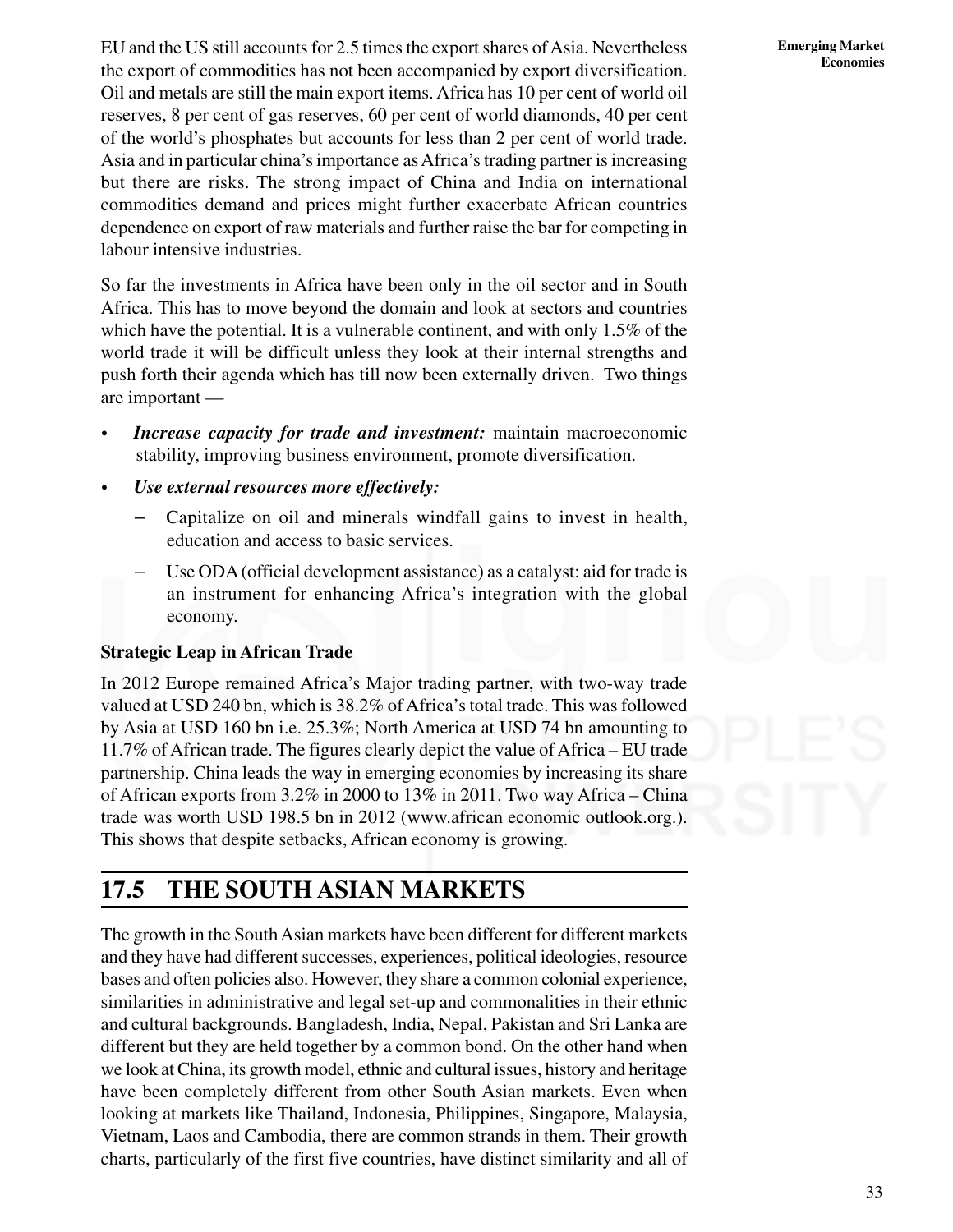EU and the US still accounts for 2.5 times the export shares of Asia. Nevertheless the export of commodities has not been accompanied by export diversification. Oil and metals are still the main export items. Africa has 10 per cent of world oil reserves, 8 per cent of gas reserves, 60 per cent of world diamonds, 40 per cent of the world's phosphates but accounts for less than 2 per cent of world trade. Asia and in particular china's importance as Africa's trading partner is increasing but there are risks. The strong impact of China and India on international commodities demand and prices might further exacerbate African countries dependence on export of raw materials and further raise the bar for competing in labour intensive industries.

So far the investments in Africa have been only in the oil sector and in South Africa. This has to move beyond the domain and look at sectors and countries which have the potential. It is a vulnerable continent, and with only 1.5% of the world trade it will be difficult unless they look at their internal strengths and push forth their agenda which has till now been externally driven. Two things are important —

- ***Increase capacity for trade and investment:*** maintain macroeconomic stability, improving business environment, promote diversification.
- ***Use external resources more effectively:***
  - Capitalize on oil and minerals windfall gains to invest in health, education and access to basic services.
  - Use ODA (official development assistance) as a catalyst: aid for trade is an instrument for enhancing Africa's integration with the global economy.

**Strategic Leap in African Trade**

In 2012 Europe remained Africa's Major trading partner, with two-way trade valued at USD 240 bn, which is 38.2% of Africa's total trade. This was followed by Asia at USD 160 bn i.e. 25.3%; North America at USD 74 bn amounting to 11.7% of African trade. The figures clearly depict the value of Africa – EU trade partnership. China leads the way in emerging economies by increasing its share of African exports from 3.2% in 2000 to 13% in 2011. Two way Africa – China trade was worth USD 198.5 bn in 2012 (www.african economic outlook.org.). This shows that despite setbacks, African economy is growing.

## 17.5 THE SOUTH ASIAN MARKETS

The growth in the South Asian markets have been different for different markets and they have had different successes, experiences, political ideologies, resource bases and often policies also. However, they share a common colonial experience, similarities in administrative and legal set-up and commonalities in their ethnic and cultural backgrounds. Bangladesh, India, Nepal, Pakistan and Sri Lanka are different but they are held together by a common bond. On the other hand when we look at China, its growth model, ethnic and cultural issues, history and heritage have been completely different from other South Asian markets. Even when looking at markets like Thailand, Indonesia, Philippines, Singapore, Malaysia, Vietnam, Laos and Cambodia, there are common strands in them. Their growth charts, particularly of the first five countries, have distinct similarity and all of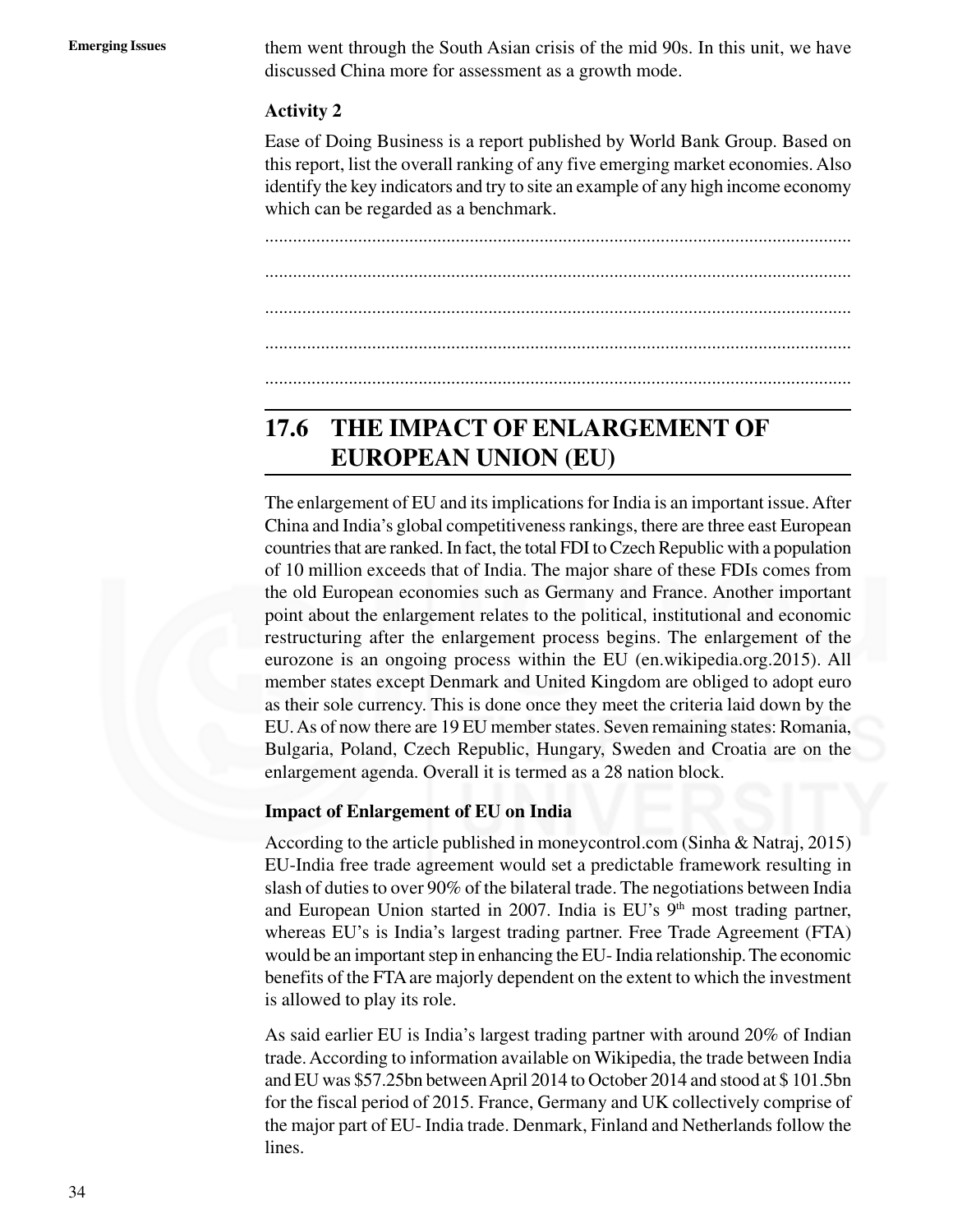them went through the South Asian crisis of the mid 90s. In this unit, we have discussed China more for assessment as a growth mode.

**Activity 2**

Ease of Doing Business is a report published by World Bank Group. Based on this report, list the overall ranking of any five emerging market economies. Also identify the key indicators and try to site an example of any high income economy which can be regarded as a benchmark.

.............................................................................................................................

.............................................................................................................................

.............................................................................................................................

.............................................................................................................................

.............................................................................................................................

## 17.6 THE IMPACT OF ENLARGEMENT OF EUROPEAN UNION (EU)

The enlargement of EU and its implications for India is an important issue. After China and India's global competitiveness rankings, there are three east European countries that are ranked. In fact, the total FDI to Czech Republic with a population of 10 million exceeds that of India. The major share of these FDIs comes from the old European economies such as Germany and France. Another important point about the enlargement relates to the political, institutional and economic restructuring after the enlargement process begins. The enlargement of the eurozone is an ongoing process within the EU (en.wikipedia.org.2015). All member states except Denmark and United Kingdom are obliged to adopt euro as their sole currency. This is done once they meet the criteria laid down by the EU. As of now there are 19 EU member states. Seven remaining states: Romania, Bulgaria, Poland, Czech Republic, Hungary, Sweden and Croatia are on the enlargement agenda. Overall it is termed as a 28 nation block.

**Impact of Enlargement of EU on India**

According to the article published in moneycontrol.com (Sinha & Natraj, 2015) EU-India free trade agreement would set a predictable framework resulting in slash of duties to over 90% of the bilateral trade. The negotiations between India and European Union started in 2007. India is EU's 9th most trading partner, whereas EU's is India's largest trading partner. Free Trade Agreement (FTA) would be an important step in enhancing the EU- India relationship. The economic benefits of the FTA are majorly dependent on the extent to which the investment is allowed to play its role.

As said earlier EU is India's largest trading partner with around 20% of Indian trade. According to information available on Wikipedia, the trade between India and EU was $57.25bn between April 2014 to October 2014 and stood at $ 101.5bn for the fiscal period of 2015. France, Germany and UK collectively comprise of the major part of EU- India trade. Denmark, Finland and Netherlands follow the lines.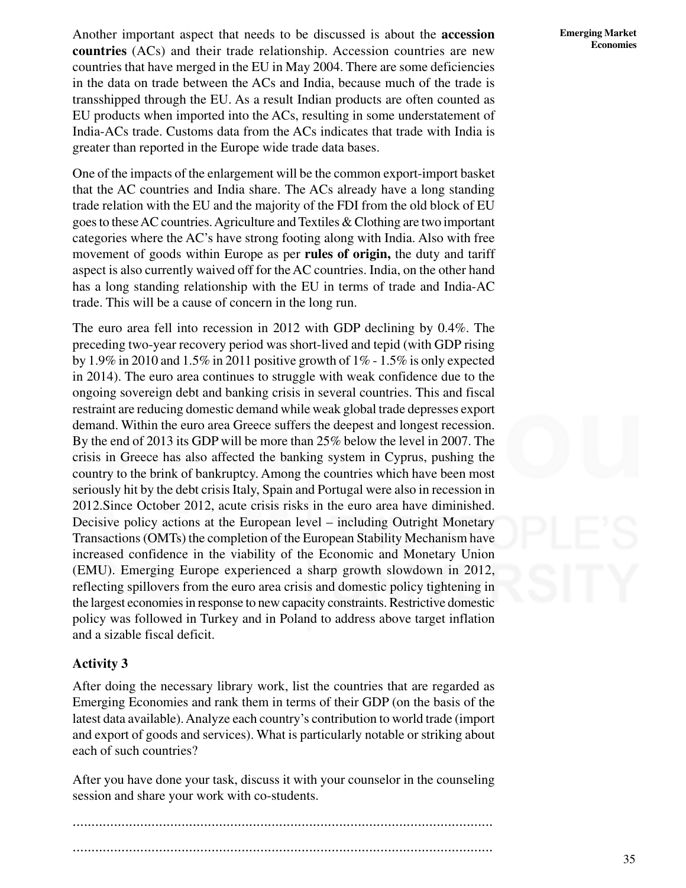Another important aspect that needs to be discussed is about the **accession countries** (ACs) and their trade relationship. Accession countries are new countries that have merged in the EU in May 2004. There are some deficiencies in the data on trade between the ACs and India, because much of the trade is transshipped through the EU. As a result Indian products are often counted as EU products when imported into the ACs, resulting in some understatement of India-ACs trade. Customs data from the ACs indicates that trade with India is greater than reported in the Europe wide trade data bases.

One of the impacts of the enlargement will be the common export-import basket that the AC countries and India share. The ACs already have a long standing trade relation with the EU and the majority of the FDI from the old block of EU goes to these AC countries. Agriculture and Textiles & Clothing are two important categories where the AC's have strong footing along with India. Also with free movement of goods within Europe as per **rules of origin,** the duty and tariff aspect is also currently waived off for the AC countries. India, on the other hand has a long standing relationship with the EU in terms of trade and India-AC trade. This will be a cause of concern in the long run.

The euro area fell into recession in 2012 with GDP declining by 0.4%. The preceding two-year recovery period was short-lived and tepid (with GDP rising by 1.9% in 2010 and 1.5% in 2011 positive growth of 1% - 1.5% is only expected in 2014). The euro area continues to struggle with weak confidence due to the ongoing sovereign debt and banking crisis in several countries. This and fiscal restraint are reducing domestic demand while weak global trade depresses export demand. Within the euro area Greece suffers the deepest and longest recession. By the end of 2013 its GDP will be more than 25% below the level in 2007. The crisis in Greece has also affected the banking system in Cyprus, pushing the country to the brink of bankruptcy. Among the countries which have been most seriously hit by the debt crisis Italy, Spain and Portugal were also in recession in 2012.Since October 2012, acute crisis risks in the euro area have diminished. Decisive policy actions at the European level – including Outright Monetary Transactions (OMTs) the completion of the European Stability Mechanism have increased confidence in the viability of the Economic and Monetary Union (EMU). Emerging Europe experienced a sharp growth slowdown in 2012, reflecting spillovers from the euro area crisis and domestic policy tightening in the largest economies in response to new capacity constraints. Restrictive domestic policy was followed in Turkey and in Poland to address above target inflation and a sizable fiscal deficit.

### Activity 3

After doing the necessary library work, list the countries that are regarded as Emerging Economies and rank them in terms of their GDP (on the basis of the latest data available). Analyze each country's contribution to world trade (import and export of goods and services). What is particularly notable or striking about each of such countries?

After you have done your task, discuss it with your counselor in the counseling session and share your work with co-students.

..................................................................................................................

..................................................................................................................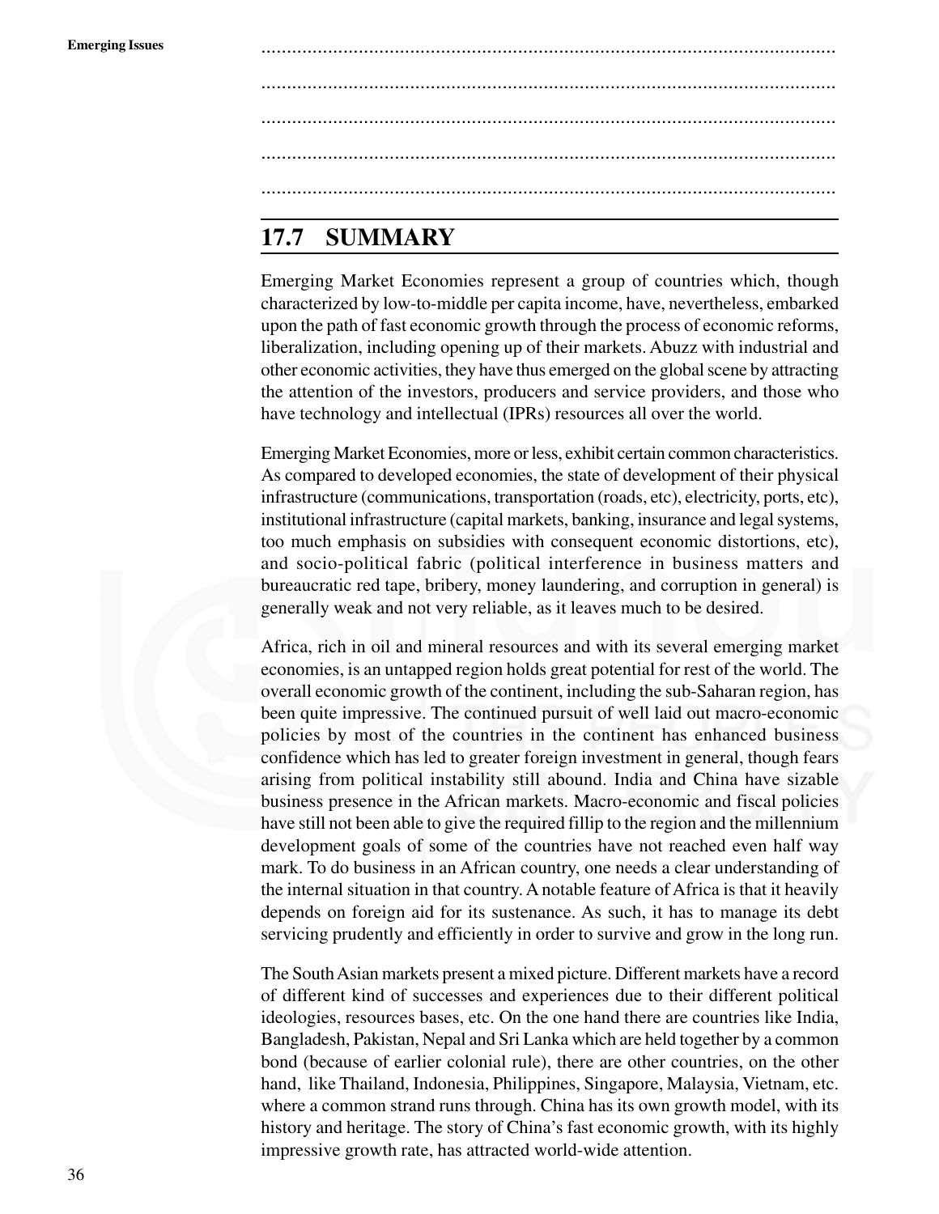.................................................................................................................

.................................................................................................................

.................................................................................................................

.................................................................................................................

.................................................................................................................

## 17.7 SUMMARY

Emerging Market Economies represent a group of countries which, though characterized by low-to-middle per capita income, have, nevertheless, embarked upon the path of fast economic growth through the process of economic reforms, liberalization, including opening up of their markets. Abuzz with industrial and other economic activities, they have thus emerged on the global scene by attracting the attention of the investors, producers and service providers, and those who have technology and intellectual (IPRs) resources all over the world.

Emerging Market Economies, more or less, exhibit certain common characteristics. As compared to developed economies, the state of development of their physical infrastructure (communications, transportation (roads, etc), electricity, ports, etc), institutional infrastructure (capital markets, banking, insurance and legal systems, too much emphasis on subsidies with consequent economic distortions, etc), and socio-political fabric (political interference in business matters and bureaucratic red tape, bribery, money laundering, and corruption in general) is generally weak and not very reliable, as it leaves much to be desired.

Africa, rich in oil and mineral resources and with its several emerging market economies, is an untapped region holds great potential for rest of the world. The overall economic growth of the continent, including the sub-Saharan region, has been quite impressive. The continued pursuit of well laid out macro-economic policies by most of the countries in the continent has enhanced business confidence which has led to greater foreign investment in general, though fears arising from political instability still abound. India and China have sizable business presence in the African markets. Macro-economic and fiscal policies have still not been able to give the required fillip to the region and the millennium development goals of some of the countries have not reached even half way mark. To do business in an African country, one needs a clear understanding of the internal situation in that country. A notable feature of Africa is that it heavily depends on foreign aid for its sustenance. As such, it has to manage its debt servicing prudently and efficiently in order to survive and grow in the long run.

The South Asian markets present a mixed picture. Different markets have a record of different kind of successes and experiences due to their different political ideologies, resources bases, etc. On the one hand there are countries like India, Bangladesh, Pakistan, Nepal and Sri Lanka which are held together by a common bond (because of earlier colonial rule), there are other countries, on the other hand, like Thailand, Indonesia, Philippines, Singapore, Malaysia, Vietnam, etc. where a common strand runs through. China has its own growth model, with its history and heritage. The story of China's fast economic growth, with its highly impressive growth rate, has attracted world-wide attention.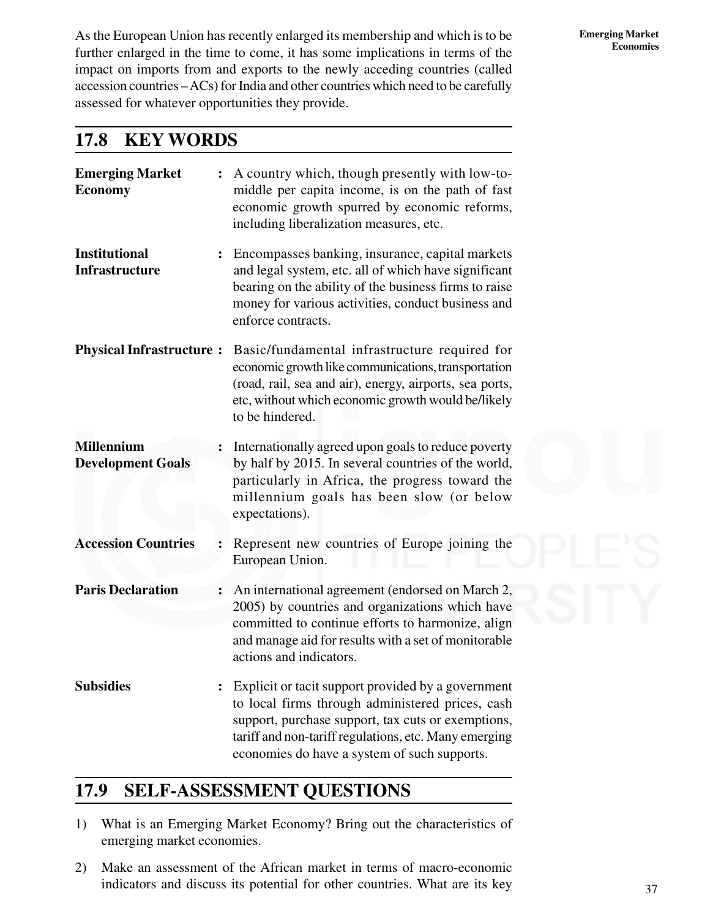As the European Union has recently enlarged its membership and which is to be further enlarged in the time to come, it has some implications in terms of the impact on imports from and exports to the newly acceding countries (called accession countries – ACs) for India and other countries which need to be carefully assessed for whatever opportunities they provide.

## 17.8 KEY WORDS

**Emerging Market Economy** : A country which, though presently with low-to-middle per capita income, is on the path of fast economic growth spurred by economic reforms, including liberalization measures, etc.

**Institutional Infrastructure** : Encompasses banking, insurance, capital markets and legal system, etc. all of which have significant bearing on the ability of the business firms to raise money for various activities, conduct business and enforce contracts.

**Physical Infrastructure** : Basic/fundamental infrastructure required for economic growth like communications, transportation (road, rail, sea and air), energy, airports, sea ports, etc, without which economic growth would be/likely to be hindered.

**Millennium Development Goals** : Internationally agreed upon goals to reduce poverty by half by 2015. In several countries of the world, particularly in Africa, the progress toward the millennium goals has been slow (or below expectations).

**Accession Countries** : Represent new countries of Europe joining the European Union.

**Paris Declaration** : An international agreement (endorsed on March 2, 2005) by countries and organizations which have committed to continue efforts to harmonize, align and manage aid for results with a set of monitorable actions and indicators.

**Subsidies** : Explicit or tacit support provided by a government to local firms through administered prices, cash support, purchase support, tax cuts or exemptions, tariff and non-tariff regulations, etc. Many emerging economies do have a system of such supports.

## 17.9 SELF-ASSESSMENT QUESTIONS

1) What is an Emerging Market Economy? Bring out the characteristics of emerging market economies.

2) Make an assessment of the African market in terms of macro-economic indicators and discuss its potential for other countries. What are its key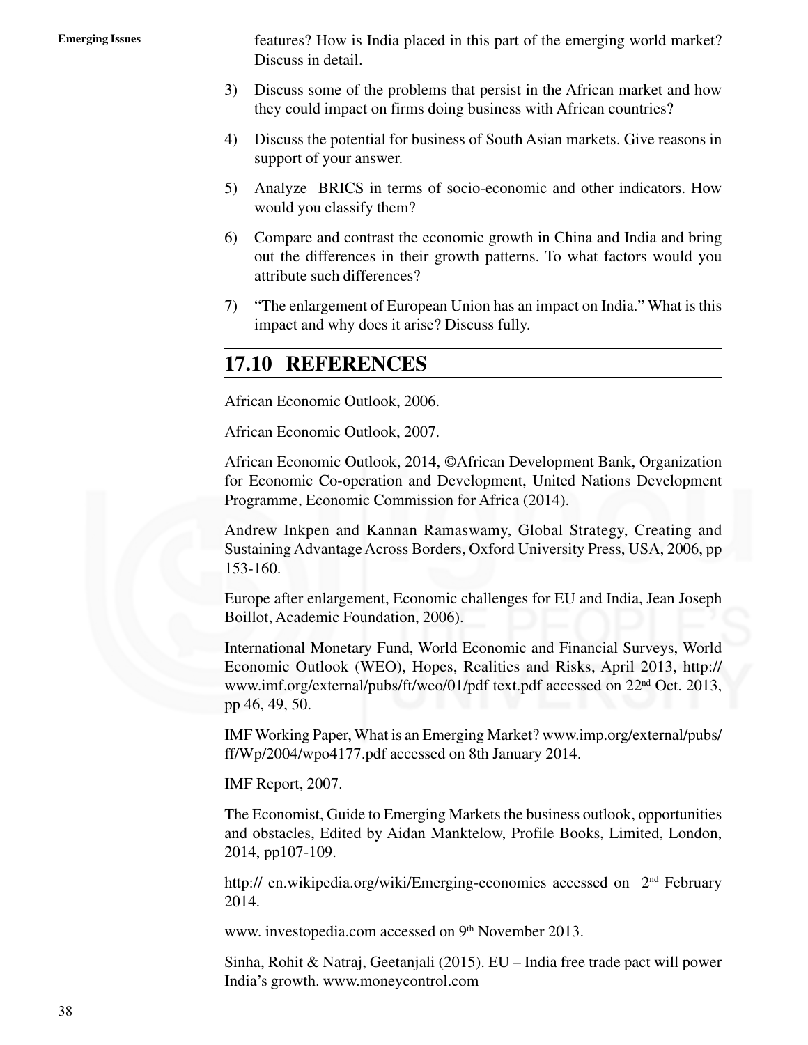features? How is India placed in this part of the emerging world market? Discuss in detail.

3) Discuss some of the problems that persist in the African market and how they could impact on firms doing business with African countries?

4) Discuss the potential for business of South Asian markets. Give reasons in support of your answer.

5) Analyze BRICS in terms of socio-economic and other indicators. How would you classify them?

6) Compare and contrast the economic growth in China and India and bring out the differences in their growth patterns. To what factors would you attribute such differences?

7) "The enlargement of European Union has an impact on India." What is this impact and why does it arise? Discuss fully.

## 17.10 REFERENCES

African Economic Outlook, 2006.

African Economic Outlook, 2007.

African Economic Outlook, 2014, ©African Development Bank, Organization for Economic Co-operation and Development, United Nations Development Programme, Economic Commission for Africa (2014).

Andrew Inkpen and Kannan Ramaswamy, Global Strategy, Creating and Sustaining Advantage Across Borders, Oxford University Press, USA, 2006, pp 153-160.

Europe after enlargement, Economic challenges for EU and India, Jean Joseph Boillot, Academic Foundation, 2006).

International Monetary Fund, World Economic and Financial Surveys, World Economic Outlook (WEO), Hopes, Realities and Risks, April 2013, http://www.imf.org/external/pubs/ft/weo/01/pdf text.pdf accessed on 22nd Oct. 2013, pp 46, 49, 50.

IMF Working Paper, What is an Emerging Market? www.imp.org/external/pubs/ff/Wp/2004/wpo4177.pdf accessed on 8th January 2014.

IMF Report, 2007.

The Economist, Guide to Emerging Markets the business outlook, opportunities and obstacles, Edited by Aidan Manktelow, Profile Books, Limited, London, 2014, pp107-109.

http:// en.wikipedia.org/wiki/Emerging-economies accessed on 2nd February 2014.

www. investopedia.com accessed on 9th November 2013.

Sinha, Rohit & Natraj, Geetanjali (2015). EU – India free trade pact will power India's growth. www.moneycontrol.com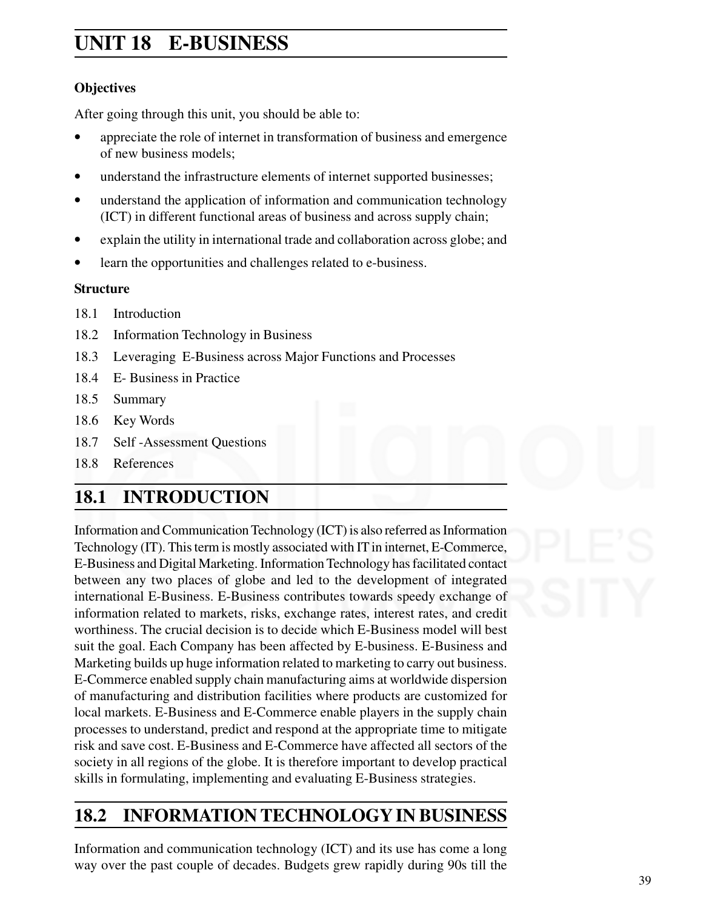# UNIT 18 E-BUSINESS

**Objectives**

After going through this unit, you should be able to:

- appreciate the role of internet in transformation of business and emergence of new business models;
- understand the infrastructure elements of internet supported businesses;
- understand the application of information and communication technology (ICT) in different functional areas of business and across supply chain;
- explain the utility in international trade and collaboration across globe; and
- learn the opportunities and challenges related to e-business.

**Structure**

18.1 Introduction

18.2 Information Technology in Business

18.3 Leveraging E-Business across Major Functions and Processes

18.4 E- Business in Practice

18.5 Summary

18.6 Key Words

18.7 Self -Assessment Questions

18.8 References

## 18.1 INTRODUCTION

Information and Communication Technology (ICT) is also referred as Information Technology (IT). This term is mostly associated with IT in internet, E-Commerce, E-Business and Digital Marketing. Information Technology has facilitated contact between any two places of globe and led to the development of integrated international E-Business. E-Business contributes towards speedy exchange of information related to markets, risks, exchange rates, interest rates, and credit worthiness. The crucial decision is to decide which E-Business model will best suit the goal. Each Company has been affected by E-business. E-Business and Marketing builds up huge information related to marketing to carry out business. E-Commerce enabled supply chain manufacturing aims at worldwide dispersion of manufacturing and distribution facilities where products are customized for local markets. E-Business and E-Commerce enable players in the supply chain processes to understand, predict and respond at the appropriate time to mitigate risk and save cost. E-Business and E-Commerce have affected all sectors of the society in all regions of the globe. It is therefore important to develop practical skills in formulating, implementing and evaluating E-Business strategies.

## 18.2 INFORMATION TECHNOLOGY IN BUSINESS

Information and communication technology (ICT) and its use has come a long way over the past couple of decades. Budgets grew rapidly during 90s till the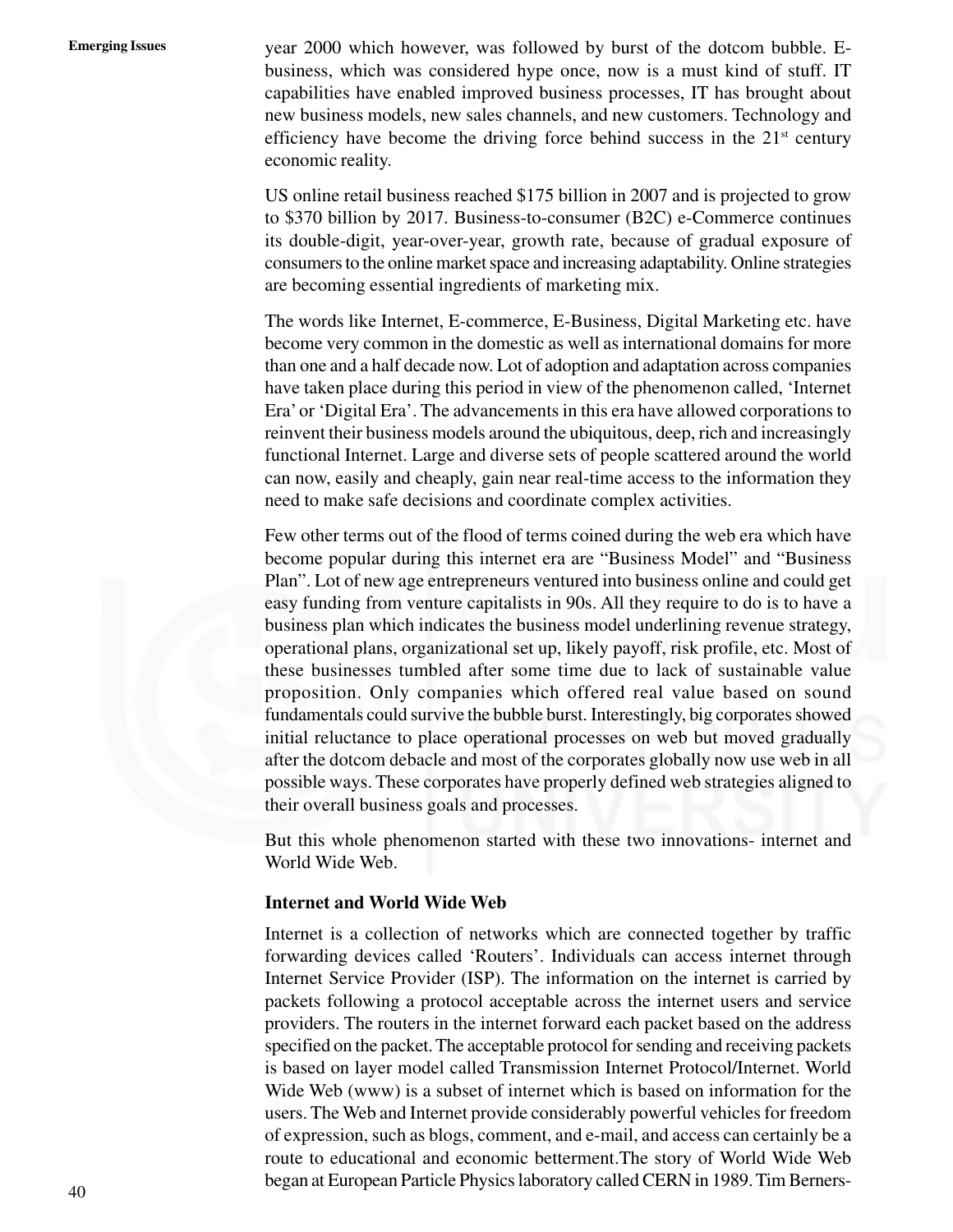year 2000 which however, was followed by burst of the dotcom bubble. E-business, which was considered hype once, now is a must kind of stuff. IT capabilities have enabled improved business processes, IT has brought about new business models, new sales channels, and new customers. Technology and efficiency have become the driving force behind success in the 21st century economic reality.

US online retail business reached $175 billion in 2007 and is projected to grow to $370 billion by 2017. Business-to-consumer (B2C) e-Commerce continues its double-digit, year-over-year, growth rate, because of gradual exposure of consumers to the online market space and increasing adaptability. Online strategies are becoming essential ingredients of marketing mix.

The words like Internet, E-commerce, E-Business, Digital Marketing etc. have become very common in the domestic as well as international domains for more than one and a half decade now. Lot of adoption and adaptation across companies have taken place during this period in view of the phenomenon called, 'Internet Era' or 'Digital Era'. The advancements in this era have allowed corporations to reinvent their business models around the ubiquitous, deep, rich and increasingly functional Internet. Large and diverse sets of people scattered around the world can now, easily and cheaply, gain near real-time access to the information they need to make safe decisions and coordinate complex activities.

Few other terms out of the flood of terms coined during the web era which have become popular during this internet era are "Business Model" and "Business Plan". Lot of new age entrepreneurs ventured into business online and could get easy funding from venture capitalists in 90s. All they require to do is to have a business plan which indicates the business model underlining revenue strategy, operational plans, organizational set up, likely payoff, risk profile, etc. Most of these businesses tumbled after some time due to lack of sustainable value proposition. Only companies which offered real value based on sound fundamentals could survive the bubble burst. Interestingly, big corporates showed initial reluctance to place operational processes on web but moved gradually after the dotcom debacle and most of the corporates globally now use web in all possible ways. These corporates have properly defined web strategies aligned to their overall business goals and processes.

But this whole phenomenon started with these two innovations- internet and World Wide Web.

**Internet and World Wide Web**

Internet is a collection of networks which are connected together by traffic forwarding devices called 'Routers'. Individuals can access internet through Internet Service Provider (ISP). The information on the internet is carried by packets following a protocol acceptable across the internet users and service providers. The routers in the internet forward each packet based on the address specified on the packet. The acceptable protocol for sending and receiving packets is based on layer model called Transmission Internet Protocol/Internet. World Wide Web (www) is a subset of internet which is based on information for the users. The Web and Internet provide considerably powerful vehicles for freedom of expression, such as blogs, comment, and e-mail, and access can certainly be a route to educational and economic betterment.The story of World Wide Web began at European Particle Physics laboratory called CERN in 1989. Tim Berners-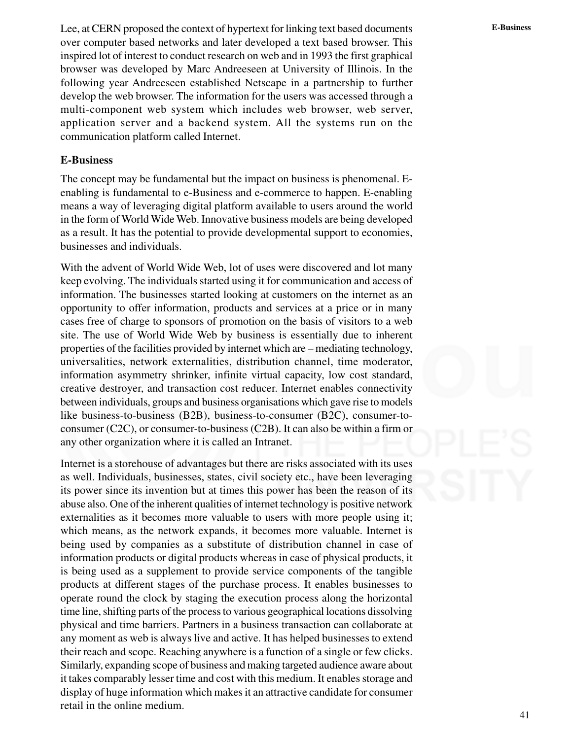Lee, at CERN proposed the context of hypertext for linking text based documents over computer based networks and later developed a text based browser. This inspired lot of interest to conduct research on web and in 1993 the first graphical browser was developed by Marc Andreeseen at University of Illinois. In the following year Andreeseen established Netscape in a partnership to further develop the web browser. The information for the users was accessed through a multi-component web system which includes web browser, web server, application server and a backend system. All the systems run on the communication platform called Internet.

### E-Business

The concept may be fundamental but the impact on business is phenomenal. E-enabling is fundamental to e-Business and e-commerce to happen. E-enabling means a way of leveraging digital platform available to users around the world in the form of World Wide Web. Innovative business models are being developed as a result. It has the potential to provide developmental support to economies, businesses and individuals.

With the advent of World Wide Web, lot of uses were discovered and lot many keep evolving. The individuals started using it for communication and access of information. The businesses started looking at customers on the internet as an opportunity to offer information, products and services at a price or in many cases free of charge to sponsors of promotion on the basis of visitors to a web site. The use of World Wide Web by business is essentially due to inherent properties of the facilities provided by internet which are – mediating technology, universalities, network externalities, distribution channel, time moderator, information asymmetry shrinker, infinite virtual capacity, low cost standard, creative destroyer, and transaction cost reducer. Internet enables connectivity between individuals, groups and business organisations which gave rise to models like business-to-business (B2B), business-to-consumer (B2C), consumer-to-consumer (C2C), or consumer-to-business (C2B). It can also be within a firm or any other organization where it is called an Intranet.

Internet is a storehouse of advantages but there are risks associated with its uses as well. Individuals, businesses, states, civil society etc., have been leveraging its power since its invention but at times this power has been the reason of its abuse also. One of the inherent qualities of internet technology is positive network externalities as it becomes more valuable to users with more people using it; which means, as the network expands, it becomes more valuable. Internet is being used by companies as a substitute of distribution channel in case of information products or digital products whereas in case of physical products, it is being used as a supplement to provide service components of the tangible products at different stages of the purchase process. It enables businesses to operate round the clock by staging the execution process along the horizontal time line, shifting parts of the process to various geographical locations dissolving physical and time barriers. Partners in a business transaction can collaborate at any moment as web is always live and active. It has helped businesses to extend their reach and scope. Reaching anywhere is a function of a single or few clicks. Similarly, expanding scope of business and making targeted audience aware about it takes comparably lesser time and cost with this medium. It enables storage and display of huge information which makes it an attractive candidate for consumer retail in the online medium.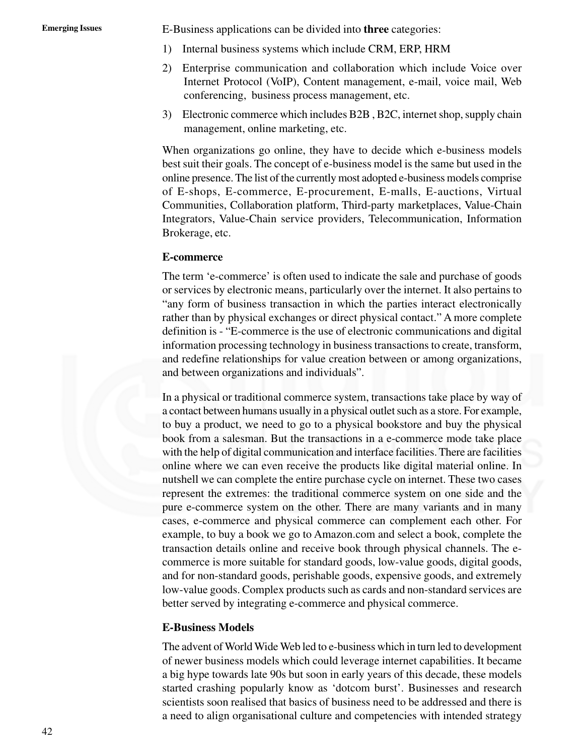E-Business applications can be divided into **three** categories:

1) Internal business systems which include CRM, ERP, HRM
2) Enterprise communication and collaboration which include Voice over Internet Protocol (VoIP), Content management, e-mail, voice mail, Web conferencing, business process management, etc.
3) Electronic commerce which includes B2B , B2C, internet shop, supply chain management, online marketing, etc.

When organizations go online, they have to decide which e-business models best suit their goals. The concept of e-business model is the same but used in the online presence. The list of the currently most adopted e-business models comprise of E-shops, E-commerce, E-procurement, E-malls, E-auctions, Virtual Communities, Collaboration platform, Third-party marketplaces, Value-Chain Integrators, Value-Chain service providers, Telecommunication, Information Brokerage, etc.

**E-commerce**

The term 'e-commerce' is often used to indicate the sale and purchase of goods or services by electronic means, particularly over the internet. It also pertains to "any form of business transaction in which the parties interact electronically rather than by physical exchanges or direct physical contact." A more complete definition is - "E-commerce is the use of electronic communications and digital information processing technology in business transactions to create, transform, and redefine relationships for value creation between or among organizations, and between organizations and individuals".

In a physical or traditional commerce system, transactions take place by way of a contact between humans usually in a physical outlet such as a store. For example, to buy a product, we need to go to a physical bookstore and buy the physical book from a salesman. But the transactions in a e-commerce mode take place with the help of digital communication and interface facilities. There are facilities online where we can even receive the products like digital material online. In nutshell we can complete the entire purchase cycle on internet. These two cases represent the extremes: the traditional commerce system on one side and the pure e-commerce system on the other. There are many variants and in many cases, e-commerce and physical commerce can complement each other. For example, to buy a book we go to Amazon.com and select a book, complete the transaction details online and receive book through physical channels. The e-commerce is more suitable for standard goods, low-value goods, digital goods, and for non-standard goods, perishable goods, expensive goods, and extremely low-value goods. Complex products such as cards and non-standard services are better served by integrating e-commerce and physical commerce.

**E-Business Models**

The advent of World Wide Web led to e-business which in turn led to development of newer business models which could leverage internet capabilities. It became a big hype towards late 90s but soon in early years of this decade, these models started crashing popularly know as 'dotcom burst'. Businesses and research scientists soon realised that basics of business need to be addressed and there is a need to align organisational culture and competencies with intended strategy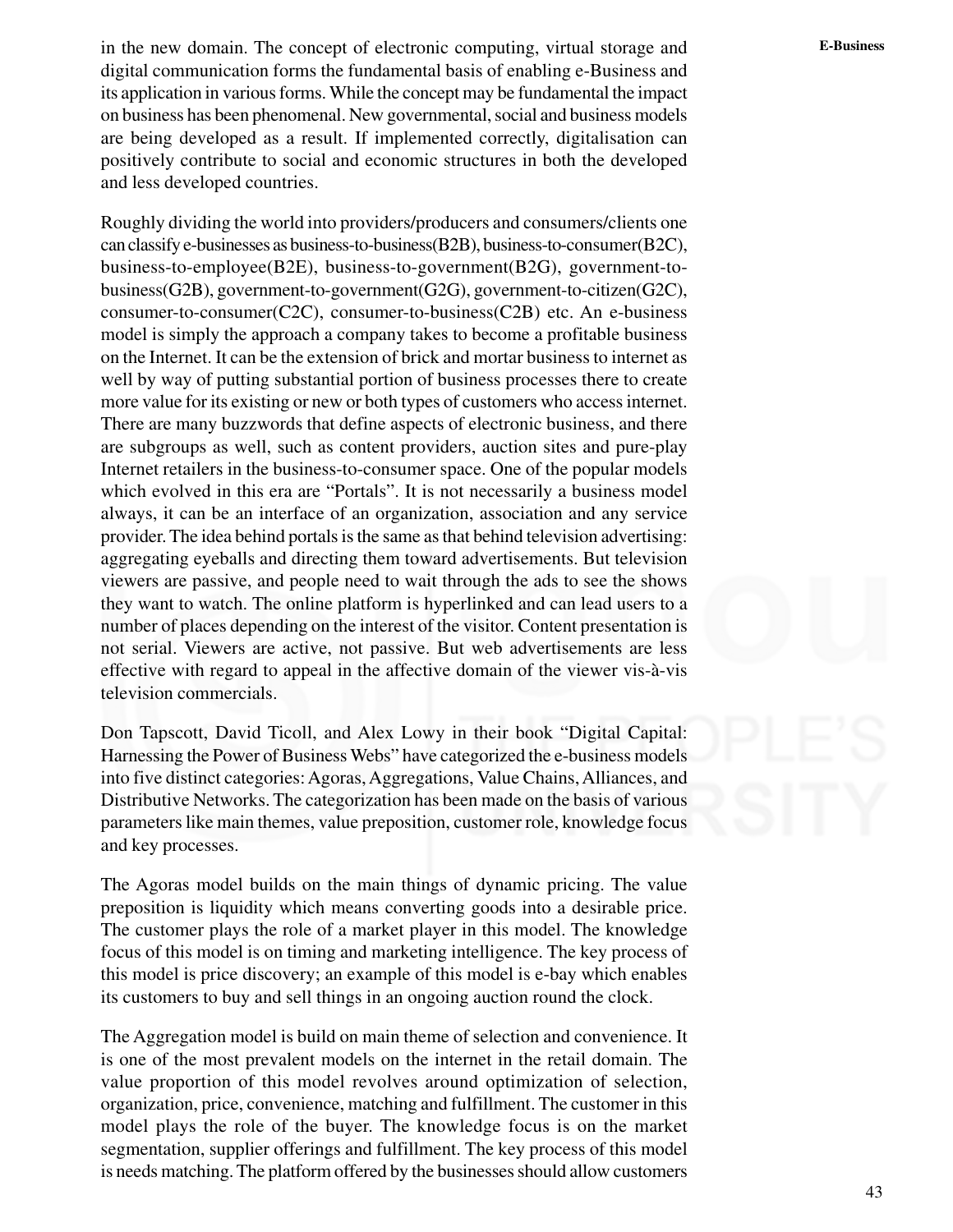in the new domain. The concept of electronic computing, virtual storage and digital communication forms the fundamental basis of enabling e-Business and its application in various forms. While the concept may be fundamental the impact on business has been phenomenal. New governmental, social and business models are being developed as a result. If implemented correctly, digitalisation can positively contribute to social and economic structures in both the developed and less developed countries.

Roughly dividing the world into providers/producers and consumers/clients one can classify e-businesses as business-to-business(B2B), business-to-consumer(B2C), business-to-employee(B2E), business-to-government(B2G), government-to-business(G2B), government-to-government(G2G), government-to-citizen(G2C), consumer-to-consumer(C2C), consumer-to-business(C2B) etc. An e-business model is simply the approach a company takes to become a profitable business on the Internet. It can be the extension of brick and mortar business to internet as well by way of putting substantial portion of business processes there to create more value for its existing or new or both types of customers who access internet. There are many buzzwords that define aspects of electronic business, and there are subgroups as well, such as content providers, auction sites and pure-play Internet retailers in the business-to-consumer space. One of the popular models which evolved in this era are "Portals". It is not necessarily a business model always, it can be an interface of an organization, association and any service provider. The idea behind portals is the same as that behind television advertising: aggregating eyeballs and directing them toward advertisements. But television viewers are passive, and people need to wait through the ads to see the shows they want to watch. The online platform is hyperlinked and can lead users to a number of places depending on the interest of the visitor. Content presentation is not serial. Viewers are active, not passive. But web advertisements are less effective with regard to appeal in the affective domain of the viewer vis-à-vis television commercials.

Don Tapscott, David Ticoll, and Alex Lowy in their book "Digital Capital: Harnessing the Power of Business Webs" have categorized the e-business models into five distinct categories: Agoras, Aggregations, Value Chains, Alliances, and Distributive Networks. The categorization has been made on the basis of various parameters like main themes, value preposition, customer role, knowledge focus and key processes.

The Agoras model builds on the main things of dynamic pricing. The value preposition is liquidity which means converting goods into a desirable price. The customer plays the role of a market player in this model. The knowledge focus of this model is on timing and marketing intelligence. The key process of this model is price discovery; an example of this model is e-bay which enables its customers to buy and sell things in an ongoing auction round the clock.

The Aggregation model is build on main theme of selection and convenience. It is one of the most prevalent models on the internet in the retail domain. The value proportion of this model revolves around optimization of selection, organization, price, convenience, matching and fulfillment. The customer in this model plays the role of the buyer. The knowledge focus is on the market segmentation, supplier offerings and fulfillment. The key process of this model is needs matching. The platform offered by the businesses should allow customers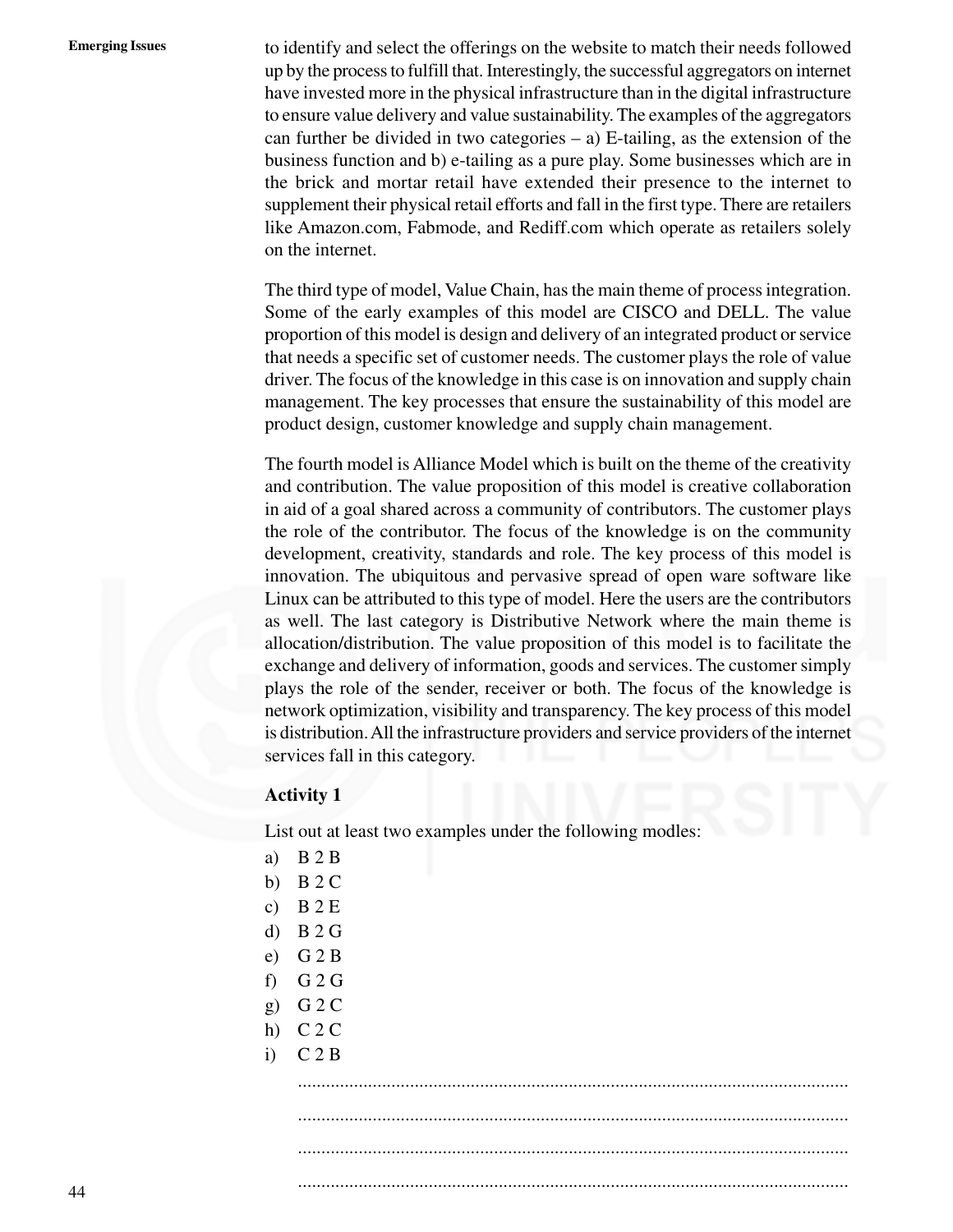to identify and select the offerings on the website to match their needs followed up by the process to fulfill that. Interestingly, the successful aggregators on internet have invested more in the physical infrastructure than in the digital infrastructure to ensure value delivery and value sustainability. The examples of the aggregators can further be divided in two categories – a) E-tailing, as the extension of the business function and b) e-tailing as a pure play. Some businesses which are in the brick and mortar retail have extended their presence to the internet to supplement their physical retail efforts and fall in the first type. There are retailers like Amazon.com, Fabmode, and Rediff.com which operate as retailers solely on the internet.

The third type of model, Value Chain, has the main theme of process integration. Some of the early examples of this model are CISCO and DELL. The value proportion of this model is design and delivery of an integrated product or service that needs a specific set of customer needs. The customer plays the role of value driver. The focus of the knowledge in this case is on innovation and supply chain management. The key processes that ensure the sustainability of this model are product design, customer knowledge and supply chain management.

The fourth model is Alliance Model which is built on the theme of the creativity and contribution. The value proposition of this model is creative collaboration in aid of a goal shared across a community of contributors. The customer plays the role of the contributor. The focus of the knowledge is on the community development, creativity, standards and role. The key process of this model is innovation. The ubiquitous and pervasive spread of open ware software like Linux can be attributed to this type of model. Here the users are the contributors as well. The last category is Distributive Network where the main theme is allocation/distribution. The value proposition of this model is to facilitate the exchange and delivery of information, goods and services. The customer simply plays the role of the sender, receiver or both. The focus of the knowledge is network optimization, visibility and transparency. The key process of this model is distribution. All the infrastructure providers and service providers of the internet services fall in this category.

**Activity 1**

List out at least two examples under the following modles:

a) B 2 B
b) B 2 C
c) B 2 E
d) B 2 G
e) G 2 B
f) G 2 G
g) G 2 C
h) C 2 C
i) C 2 B

.....................................................................................................................

.....................................................................................................................

.....................................................................................................................

.....................................................................................................................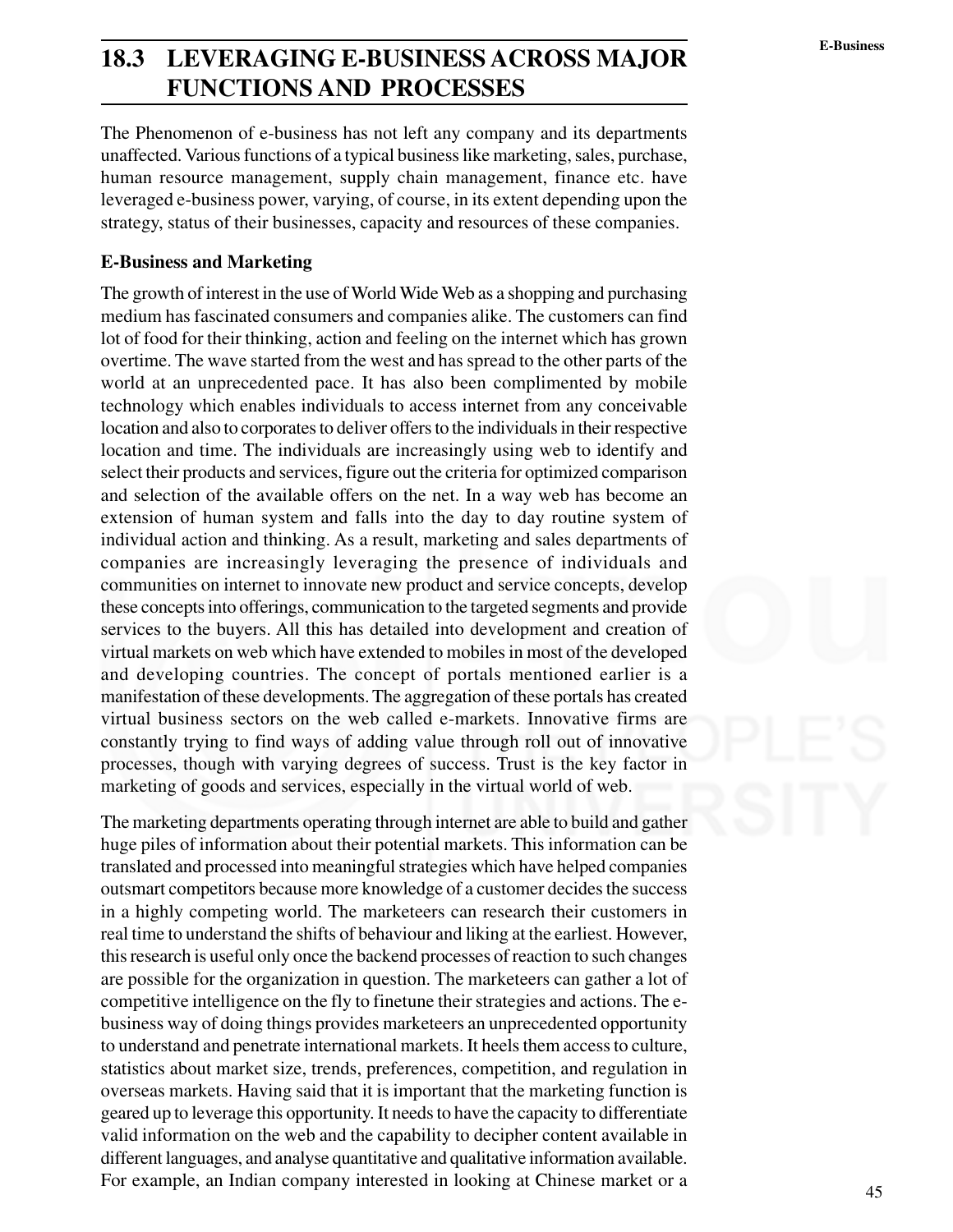## 18.3 LEVERAGING E-BUSINESS ACROSS MAJOR FUNCTIONS AND PROCESSES

The Phenomenon of e-business has not left any company and its departments unaffected. Various functions of a typical business like marketing, sales, purchase, human resource management, supply chain management, finance etc. have leveraged e-business power, varying, of course, in its extent depending upon the strategy, status of their businesses, capacity and resources of these companies.

### E-Business and Marketing

The growth of interest in the use of World Wide Web as a shopping and purchasing medium has fascinated consumers and companies alike. The customers can find lot of food for their thinking, action and feeling on the internet which has grown overtime. The wave started from the west and has spread to the other parts of the world at an unprecedented pace. It has also been complimented by mobile technology which enables individuals to access internet from any conceivable location and also to corporates to deliver offers to the individuals in their respective location and time. The individuals are increasingly using web to identify and select their products and services, figure out the criteria for optimized comparison and selection of the available offers on the net. In a way web has become an extension of human system and falls into the day to day routine system of individual action and thinking. As a result, marketing and sales departments of companies are increasingly leveraging the presence of individuals and communities on internet to innovate new product and service concepts, develop these concepts into offerings, communication to the targeted segments and provide services to the buyers. All this has detailed into development and creation of virtual markets on web which have extended to mobiles in most of the developed and developing countries. The concept of portals mentioned earlier is a manifestation of these developments. The aggregation of these portals has created virtual business sectors on the web called e-markets. Innovative firms are constantly trying to find ways of adding value through roll out of innovative processes, though with varying degrees of success. Trust is the key factor in marketing of goods and services, especially in the virtual world of web.

The marketing departments operating through internet are able to build and gather huge piles of information about their potential markets. This information can be translated and processed into meaningful strategies which have helped companies outsmart competitors because more knowledge of a customer decides the success in a highly competing world. The marketeers can research their customers in real time to understand the shifts of behaviour and liking at the earliest. However, this research is useful only once the backend processes of reaction to such changes are possible for the organization in question. The marketeers can gather a lot of competitive intelligence on the fly to finetune their strategies and actions. The e-business way of doing things provides marketeers an unprecedented opportunity to understand and penetrate international markets. It heels them access to culture, statistics about market size, trends, preferences, competition, and regulation in overseas markets. Having said that it is important that the marketing function is geared up to leverage this opportunity. It needs to have the capacity to differentiate valid information on the web and the capability to decipher content available in different languages, and analyse quantitative and qualitative information available. For example, an Indian company interested in looking at Chinese market or a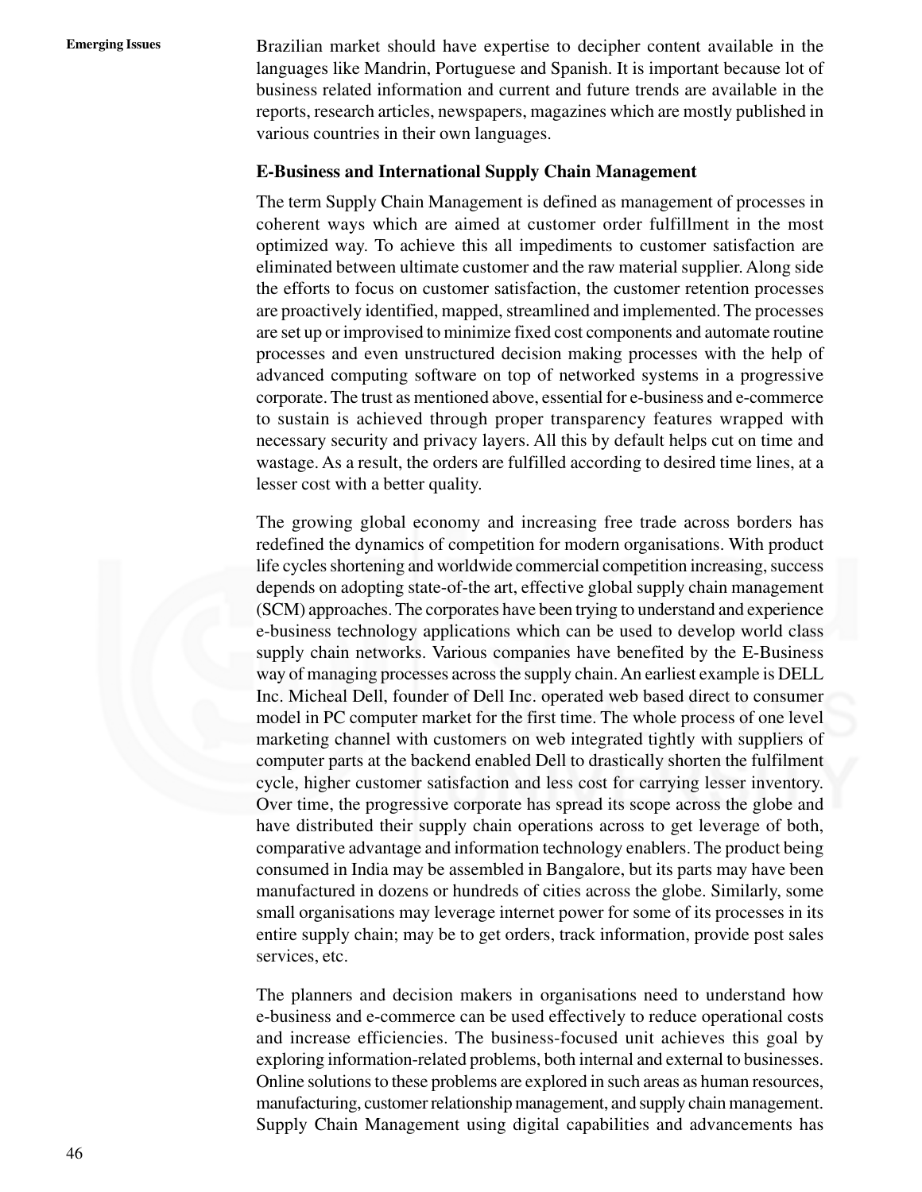Brazilian market should have expertise to decipher content available in the languages like Mandrin, Portuguese and Spanish. It is important because lot of business related information and current and future trends are available in the reports, research articles, newspapers, magazines which are mostly published in various countries in their own languages.

### E-Business and International Supply Chain Management

The term Supply Chain Management is defined as management of processes in coherent ways which are aimed at customer order fulfillment in the most optimized way. To achieve this all impediments to customer satisfaction are eliminated between ultimate customer and the raw material supplier. Along side the efforts to focus on customer satisfaction, the customer retention processes are proactively identified, mapped, streamlined and implemented. The processes are set up or improvised to minimize fixed cost components and automate routine processes and even unstructured decision making processes with the help of advanced computing software on top of networked systems in a progressive corporate. The trust as mentioned above, essential for e-business and e-commerce to sustain is achieved through proper transparency features wrapped with necessary security and privacy layers. All this by default helps cut on time and wastage. As a result, the orders are fulfilled according to desired time lines, at a lesser cost with a better quality.

The growing global economy and increasing free trade across borders has redefined the dynamics of competition for modern organisations. With product life cycles shortening and worldwide commercial competition increasing, success depends on adopting state-of-the art, effective global supply chain management (SCM) approaches. The corporates have been trying to understand and experience e-business technology applications which can be used to develop world class supply chain networks. Various companies have benefited by the E-Business way of managing processes across the supply chain. An earliest example is DELL Inc. Micheal Dell, founder of Dell Inc. operated web based direct to consumer model in PC computer market for the first time. The whole process of one level marketing channel with customers on web integrated tightly with suppliers of computer parts at the backend enabled Dell to drastically shorten the fulfilment cycle, higher customer satisfaction and less cost for carrying lesser inventory. Over time, the progressive corporate has spread its scope across the globe and have distributed their supply chain operations across to get leverage of both, comparative advantage and information technology enablers. The product being consumed in India may be assembled in Bangalore, but its parts may have been manufactured in dozens or hundreds of cities across the globe. Similarly, some small organisations may leverage internet power for some of its processes in its entire supply chain; may be to get orders, track information, provide post sales services, etc.

The planners and decision makers in organisations need to understand how e-business and e-commerce can be used effectively to reduce operational costs and increase efficiencies. The business-focused unit achieves this goal by exploring information-related problems, both internal and external to businesses. Online solutions to these problems are explored in such areas as human resources, manufacturing, customer relationship management, and supply chain management. Supply Chain Management using digital capabilities and advancements has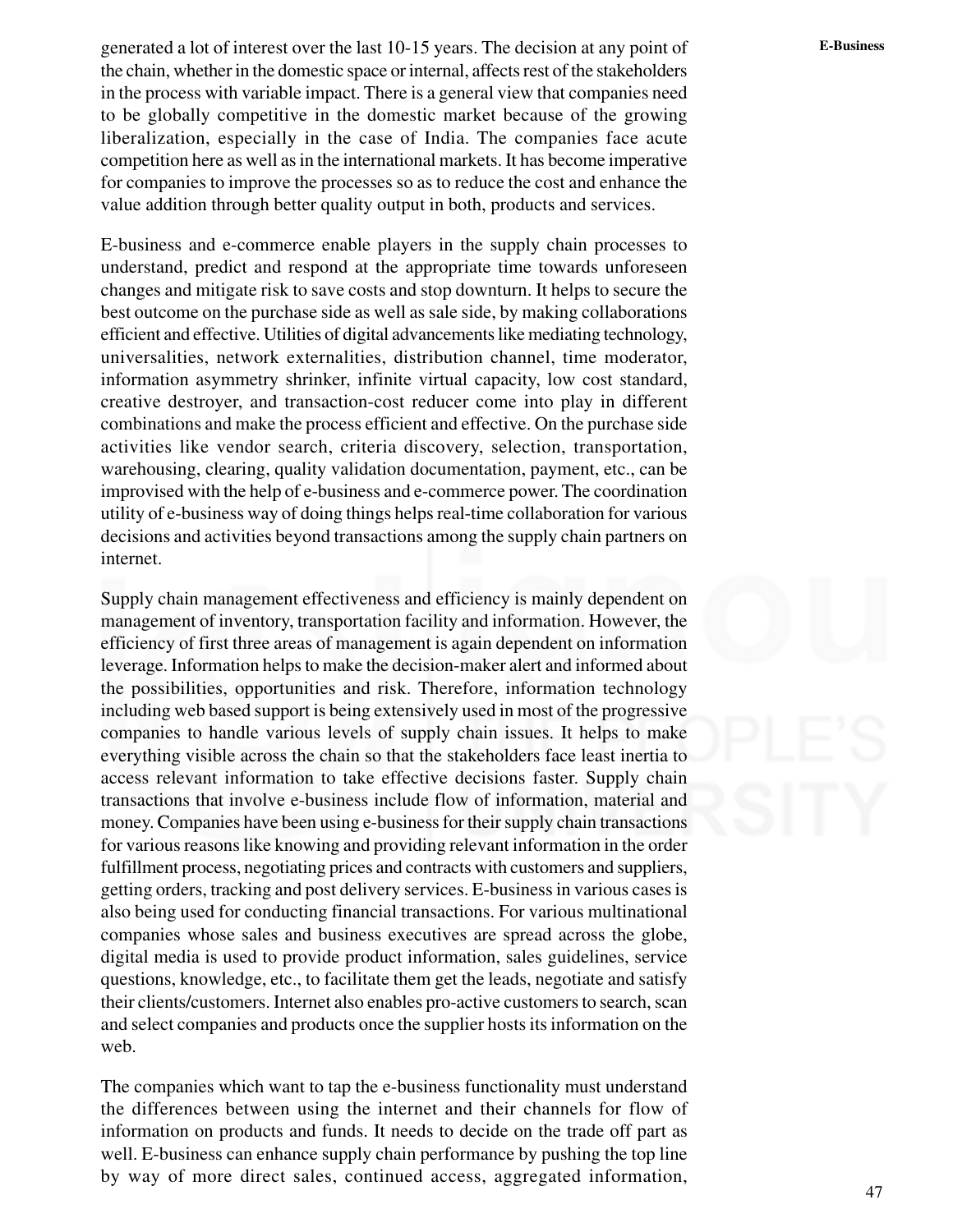generated a lot of interest over the last 10-15 years. The decision at any point of the chain, whether in the domestic space or internal, affects rest of the stakeholders in the process with variable impact. There is a general view that companies need to be globally competitive in the domestic market because of the growing liberalization, especially in the case of India. The companies face acute competition here as well as in the international markets. It has become imperative for companies to improve the processes so as to reduce the cost and enhance the value addition through better quality output in both, products and services.

E-business and e-commerce enable players in the supply chain processes to understand, predict and respond at the appropriate time towards unforeseen changes and mitigate risk to save costs and stop downturn. It helps to secure the best outcome on the purchase side as well as sale side, by making collaborations efficient and effective. Utilities of digital advancements like mediating technology, universalities, network externalities, distribution channel, time moderator, information asymmetry shrinker, infinite virtual capacity, low cost standard, creative destroyer, and transaction-cost reducer come into play in different combinations and make the process efficient and effective. On the purchase side activities like vendor search, criteria discovery, selection, transportation, warehousing, clearing, quality validation documentation, payment, etc., can be improvised with the help of e-business and e-commerce power. The coordination utility of e-business way of doing things helps real-time collaboration for various decisions and activities beyond transactions among the supply chain partners on internet.

Supply chain management effectiveness and efficiency is mainly dependent on management of inventory, transportation facility and information. However, the efficiency of first three areas of management is again dependent on information leverage. Information helps to make the decision-maker alert and informed about the possibilities, opportunities and risk. Therefore, information technology including web based support is being extensively used in most of the progressive companies to handle various levels of supply chain issues. It helps to make everything visible across the chain so that the stakeholders face least inertia to access relevant information to take effective decisions faster. Supply chain transactions that involve e-business include flow of information, material and money. Companies have been using e-business for their supply chain transactions for various reasons like knowing and providing relevant information in the order fulfillment process, negotiating prices and contracts with customers and suppliers, getting orders, tracking and post delivery services. E-business in various cases is also being used for conducting financial transactions. For various multinational companies whose sales and business executives are spread across the globe, digital media is used to provide product information, sales guidelines, service questions, knowledge, etc., to facilitate them get the leads, negotiate and satisfy their clients/customers. Internet also enables pro-active customers to search, scan and select companies and products once the supplier hosts its information on the web.

The companies which want to tap the e-business functionality must understand the differences between using the internet and their channels for flow of information on products and funds. It needs to decide on the trade off part as well. E-business can enhance supply chain performance by pushing the top line by way of more direct sales, continued access, aggregated information,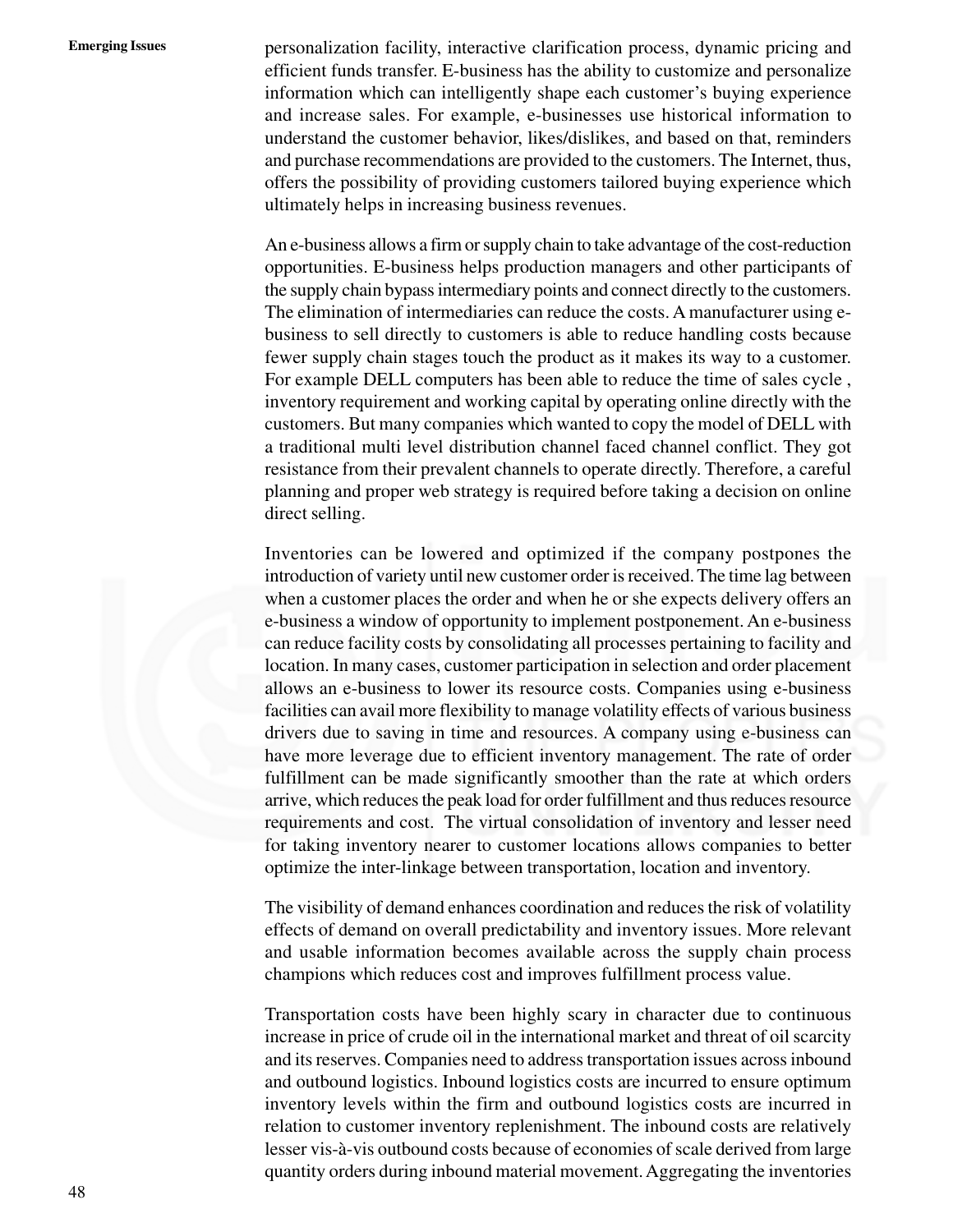personalization facility, interactive clarification process, dynamic pricing and efficient funds transfer. E-business has the ability to customize and personalize information which can intelligently shape each customer's buying experience and increase sales. For example, e-businesses use historical information to understand the customer behavior, likes/dislikes, and based on that, reminders and purchase recommendations are provided to the customers. The Internet, thus, offers the possibility of providing customers tailored buying experience which ultimately helps in increasing business revenues.

An e-business allows a firm or supply chain to take advantage of the cost-reduction opportunities. E-business helps production managers and other participants of the supply chain bypass intermediary points and connect directly to the customers. The elimination of intermediaries can reduce the costs. A manufacturer using e-business to sell directly to customers is able to reduce handling costs because fewer supply chain stages touch the product as it makes its way to a customer. For example DELL computers has been able to reduce the time of sales cycle , inventory requirement and working capital by operating online directly with the customers. But many companies which wanted to copy the model of DELL with a traditional multi level distribution channel faced channel conflict. They got resistance from their prevalent channels to operate directly. Therefore, a careful planning and proper web strategy is required before taking a decision on online direct selling.

Inventories can be lowered and optimized if the company postpones the introduction of variety until new customer order is received. The time lag between when a customer places the order and when he or she expects delivery offers an e-business a window of opportunity to implement postponement. An e-business can reduce facility costs by consolidating all processes pertaining to facility and location. In many cases, customer participation in selection and order placement allows an e-business to lower its resource costs. Companies using e-business facilities can avail more flexibility to manage volatility effects of various business drivers due to saving in time and resources. A company using e-business can have more leverage due to efficient inventory management. The rate of order fulfillment can be made significantly smoother than the rate at which orders arrive, which reduces the peak load for order fulfillment and thus reduces resource requirements and cost. The virtual consolidation of inventory and lesser need for taking inventory nearer to customer locations allows companies to better optimize the inter-linkage between transportation, location and inventory.

The visibility of demand enhances coordination and reduces the risk of volatility effects of demand on overall predictability and inventory issues. More relevant and usable information becomes available across the supply chain process champions which reduces cost and improves fulfillment process value.

Transportation costs have been highly scary in character due to continuous increase in price of crude oil in the international market and threat of oil scarcity and its reserves. Companies need to address transportation issues across inbound and outbound logistics. Inbound logistics costs are incurred to ensure optimum inventory levels within the firm and outbound logistics costs are incurred in relation to customer inventory replenishment. The inbound costs are relatively lesser vis-à-vis outbound costs because of economies of scale derived from large quantity orders during inbound material movement. Aggregating the inventories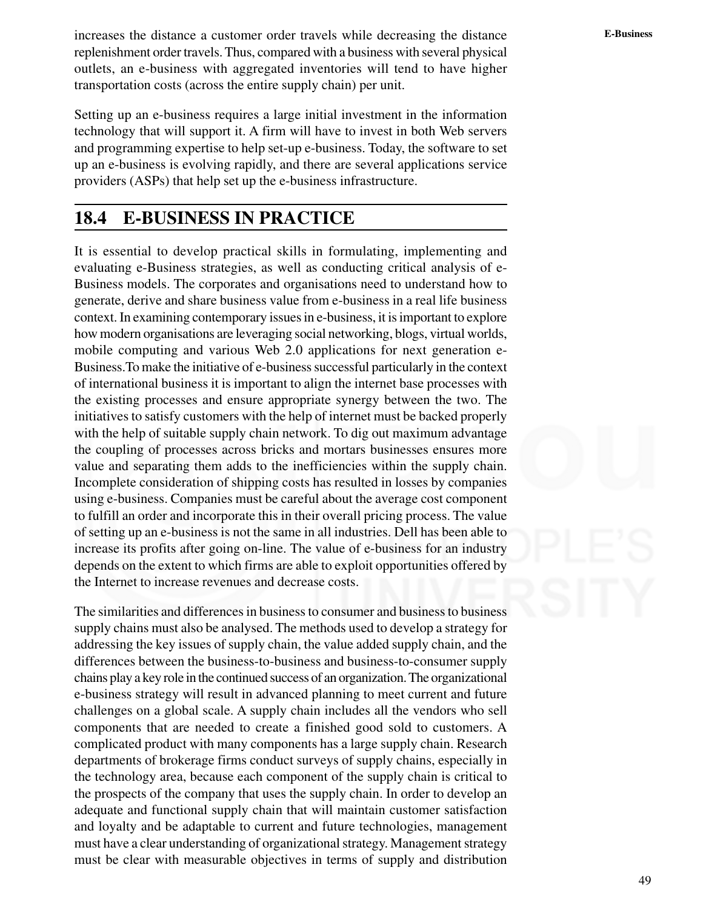increases the distance a customer order travels while decreasing the distance replenishment order travels. Thus, compared with a business with several physical outlets, an e-business with aggregated inventories will tend to have higher transportation costs (across the entire supply chain) per unit.

Setting up an e-business requires a large initial investment in the information technology that will support it. A firm will have to invest in both Web servers and programming expertise to help set-up e-business. Today, the software to set up an e-business is evolving rapidly, and there are several applications service providers (ASPs) that help set up the e-business infrastructure.

## 18.4 E-BUSINESS IN PRACTICE

It is essential to develop practical skills in formulating, implementing and evaluating e-Business strategies, as well as conducting critical analysis of e-Business models. The corporates and organisations need to understand how to generate, derive and share business value from e-business in a real life business context. In examining contemporary issues in e-business, it is important to explore how modern organisations are leveraging social networking, blogs, virtual worlds, mobile computing and various Web 2.0 applications for next generation e-Business.To make the initiative of e-business successful particularly in the context of international business it is important to align the internet base processes with the existing processes and ensure appropriate synergy between the two. The initiatives to satisfy customers with the help of internet must be backed properly with the help of suitable supply chain network. To dig out maximum advantage the coupling of processes across bricks and mortars businesses ensures more value and separating them adds to the inefficiencies within the supply chain. Incomplete consideration of shipping costs has resulted in losses by companies using e-business. Companies must be careful about the average cost component to fulfill an order and incorporate this in their overall pricing process. The value of setting up an e-business is not the same in all industries. Dell has been able to increase its profits after going on-line. The value of e-business for an industry depends on the extent to which firms are able to exploit opportunities offered by the Internet to increase revenues and decrease costs.

The similarities and differences in business to consumer and business to business supply chains must also be analysed. The methods used to develop a strategy for addressing the key issues of supply chain, the value added supply chain, and the differences between the business-to-business and business-to-consumer supply chains play a key role in the continued success of an organization. The organizational e-business strategy will result in advanced planning to meet current and future challenges on a global scale. A supply chain includes all the vendors who sell components that are needed to create a finished good sold to customers. A complicated product with many components has a large supply chain. Research departments of brokerage firms conduct surveys of supply chains, especially in the technology area, because each component of the supply chain is critical to the prospects of the company that uses the supply chain. In order to develop an adequate and functional supply chain that will maintain customer satisfaction and loyalty and be adaptable to current and future technologies, management must have a clear understanding of organizational strategy. Management strategy must be clear with measurable objectives in terms of supply and distribution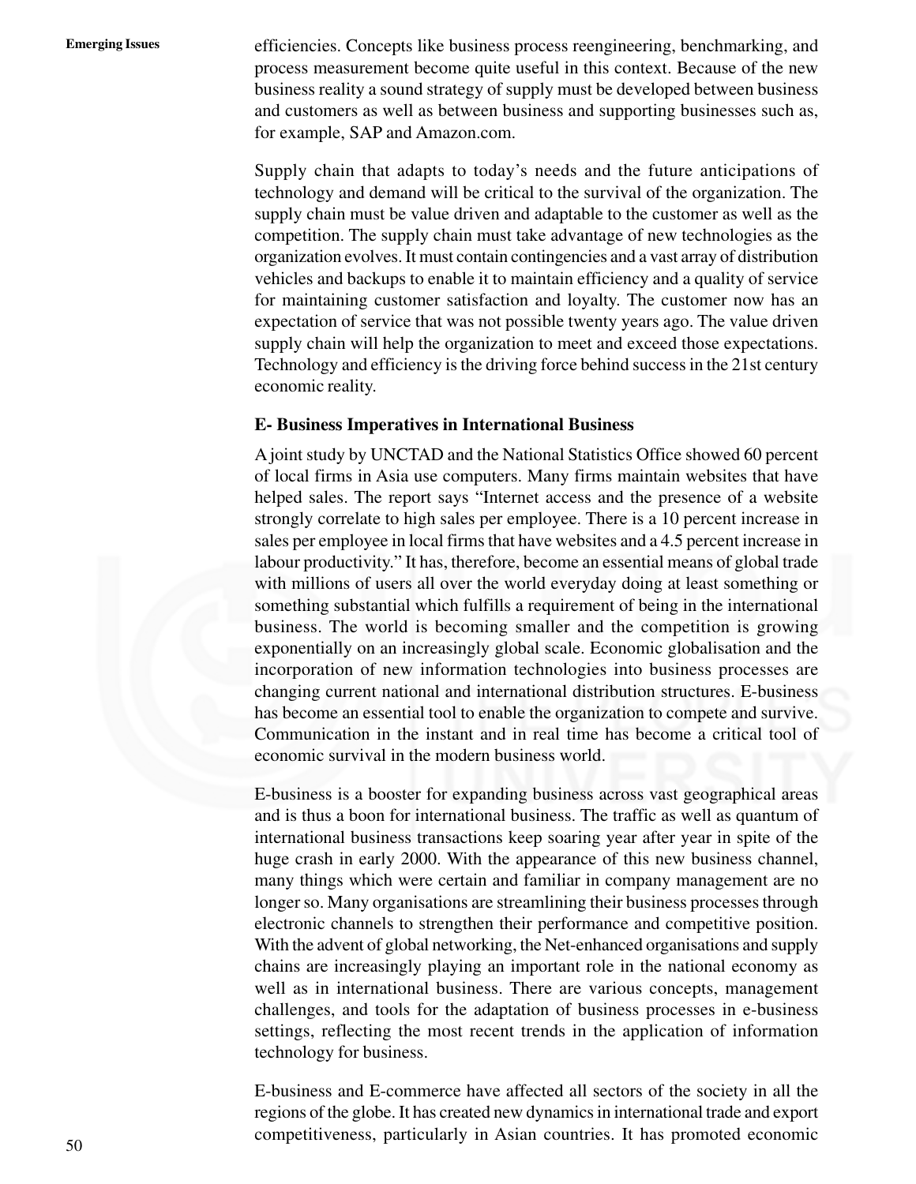efficiencies. Concepts like business process reengineering, benchmarking, and process measurement become quite useful in this context. Because of the new business reality a sound strategy of supply must be developed between business and customers as well as between business and supporting businesses such as, for example, SAP and Amazon.com.

Supply chain that adapts to today's needs and the future anticipations of technology and demand will be critical to the survival of the organization. The supply chain must be value driven and adaptable to the customer as well as the competition. The supply chain must take advantage of new technologies as the organization evolves. It must contain contingencies and a vast array of distribution vehicles and backups to enable it to maintain efficiency and a quality of service for maintaining customer satisfaction and loyalty. The customer now has an expectation of service that was not possible twenty years ago. The value driven supply chain will help the organization to meet and exceed those expectations. Technology and efficiency is the driving force behind success in the 21st century economic reality.

### E- Business Imperatives in International Business

A joint study by UNCTAD and the National Statistics Office showed 60 percent of local firms in Asia use computers. Many firms maintain websites that have helped sales. The report says "Internet access and the presence of a website strongly correlate to high sales per employee. There is a 10 percent increase in sales per employee in local firms that have websites and a 4.5 percent increase in labour productivity." It has, therefore, become an essential means of global trade with millions of users all over the world everyday doing at least something or something substantial which fulfills a requirement of being in the international business. The world is becoming smaller and the competition is growing exponentially on an increasingly global scale. Economic globalisation and the incorporation of new information technologies into business processes are changing current national and international distribution structures. E-business has become an essential tool to enable the organization to compete and survive. Communication in the instant and in real time has become a critical tool of economic survival in the modern business world.

E-business is a booster for expanding business across vast geographical areas and is thus a boon for international business. The traffic as well as quantum of international business transactions keep soaring year after year in spite of the huge crash in early 2000. With the appearance of this new business channel, many things which were certain and familiar in company management are no longer so. Many organisations are streamlining their business processes through electronic channels to strengthen their performance and competitive position. With the advent of global networking, the Net-enhanced organisations and supply chains are increasingly playing an important role in the national economy as well as in international business. There are various concepts, management challenges, and tools for the adaptation of business processes in e-business settings, reflecting the most recent trends in the application of information technology for business.

E-business and E-commerce have affected all sectors of the society in all the regions of the globe. It has created new dynamics in international trade and export competitiveness, particularly in Asian countries. It has promoted economic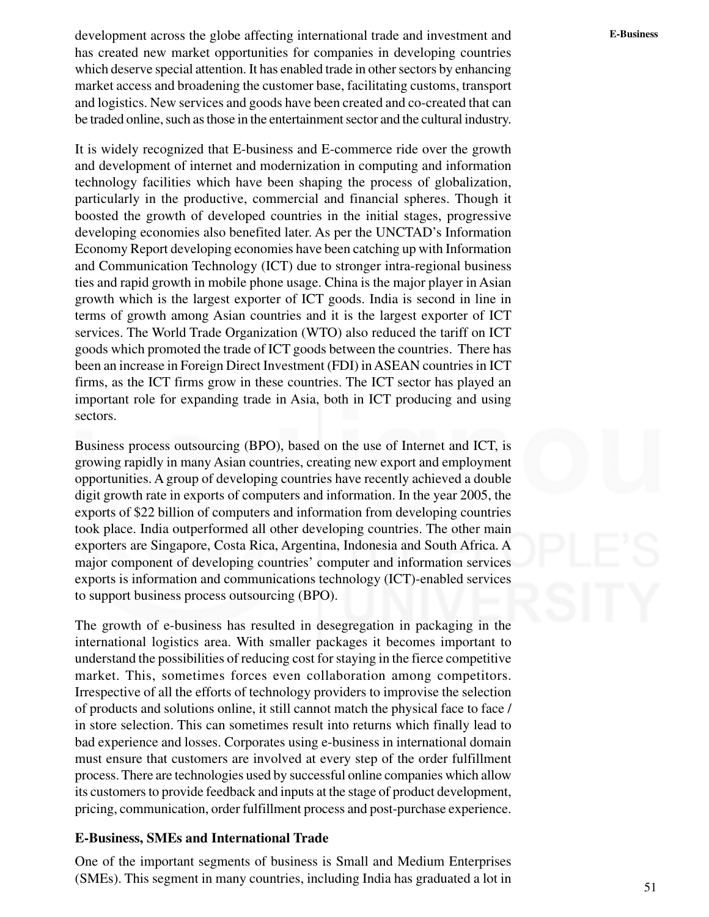development across the globe affecting international trade and investment and has created new market opportunities for companies in developing countries which deserve special attention. It has enabled trade in other sectors by enhancing market access and broadening the customer base, facilitating customs, transport and logistics. New services and goods have been created and co-created that can be traded online, such as those in the entertainment sector and the cultural industry.

It is widely recognized that E-business and E-commerce ride over the growth and development of internet and modernization in computing and information technology facilities which have been shaping the process of globalization, particularly in the productive, commercial and financial spheres. Though it boosted the growth of developed countries in the initial stages, progressive developing economies also benefited later. As per the UNCTAD's Information Economy Report developing economies have been catching up with Information and Communication Technology (ICT) due to stronger intra-regional business ties and rapid growth in mobile phone usage. China is the major player in Asian growth which is the largest exporter of ICT goods. India is second in line in terms of growth among Asian countries and it is the largest exporter of ICT services. The World Trade Organization (WTO) also reduced the tariff on ICT goods which promoted the trade of ICT goods between the countries. There has been an increase in Foreign Direct Investment (FDI) in ASEAN countries in ICT firms, as the ICT firms grow in these countries. The ICT sector has played an important role for expanding trade in Asia, both in ICT producing and using sectors.

Business process outsourcing (BPO), based on the use of Internet and ICT, is growing rapidly in many Asian countries, creating new export and employment opportunities. A group of developing countries have recently achieved a double digit growth rate in exports of computers and information. In the year 2005, the exports of $22 billion of computers and information from developing countries took place. India outperformed all other developing countries. The other main exporters are Singapore, Costa Rica, Argentina, Indonesia and South Africa. A major component of developing countries' computer and information services exports is information and communications technology (ICT)-enabled services to support business process outsourcing (BPO).

The growth of e-business has resulted in desegregation in packaging in the international logistics area. With smaller packages it becomes important to understand the possibilities of reducing cost for staying in the fierce competitive market. This, sometimes forces even collaboration among competitors. Irrespective of all the efforts of technology providers to improvise the selection of products and solutions online, it still cannot match the physical face to face / in store selection. This can sometimes result into returns which finally lead to bad experience and losses. Corporates using e-business in international domain must ensure that customers are involved at every step of the order fulfillment process. There are technologies used by successful online companies which allow its customers to provide feedback and inputs at the stage of product development, pricing, communication, order fulfillment process and post-purchase experience.

### E-Business, SMEs and International Trade

One of the important segments of business is Small and Medium Enterprises (SMEs). This segment in many countries, including India has graduated a lot in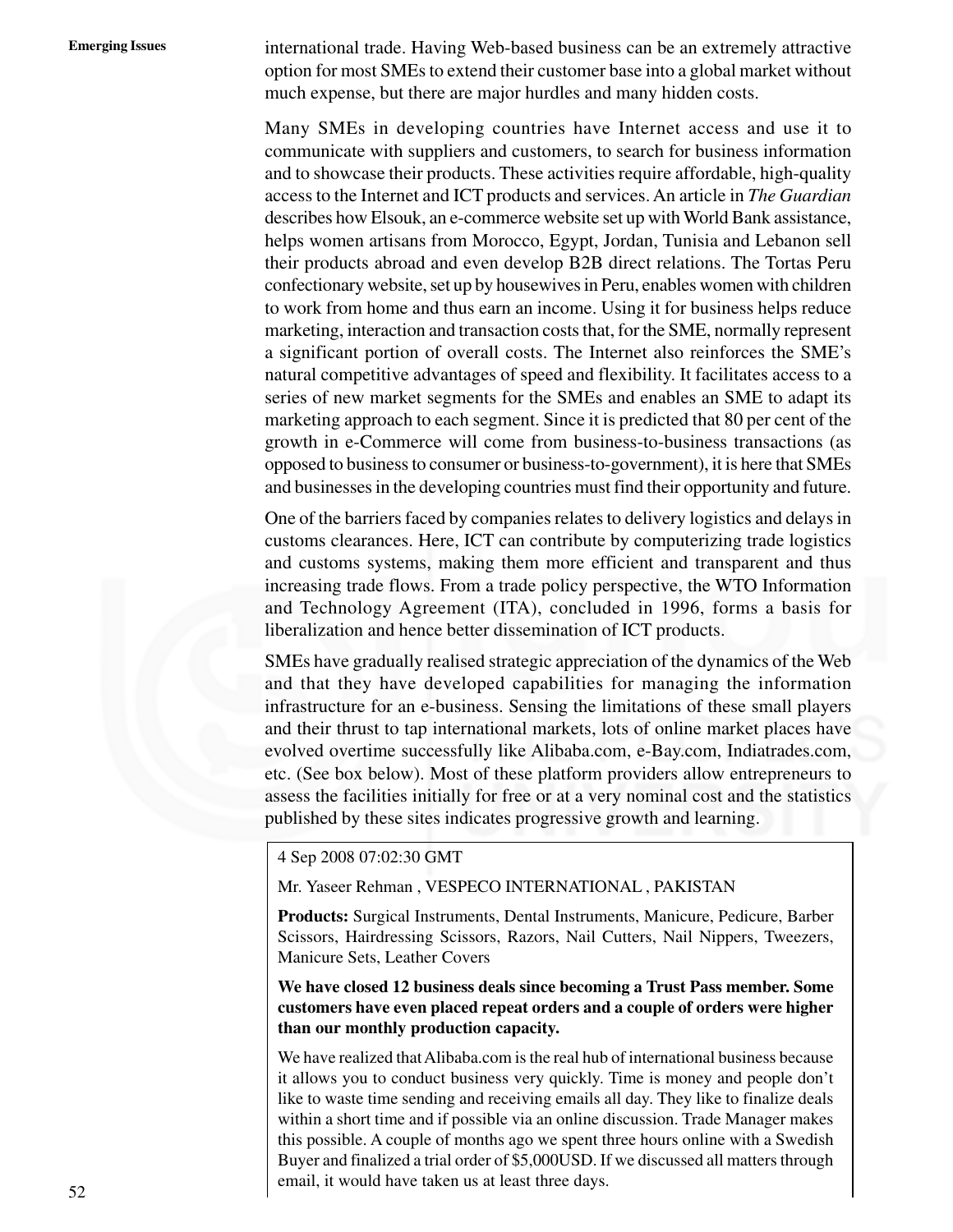international trade. Having Web-based business can be an extremely attractive option for most SMEs to extend their customer base into a global market without much expense, but there are major hurdles and many hidden costs.

Many SMEs in developing countries have Internet access and use it to communicate with suppliers and customers, to search for business information and to showcase their products. These activities require affordable, high-quality access to the Internet and ICT products and services. An article in *The Guardian* describes how Elsouk, an e-commerce website set up with World Bank assistance, helps women artisans from Morocco, Egypt, Jordan, Tunisia and Lebanon sell their products abroad and even develop B2B direct relations. The Tortas Peru confectionary website, set up by housewives in Peru, enables women with children to work from home and thus earn an income. Using it for business helps reduce marketing, interaction and transaction costs that, for the SME, normally represent a significant portion of overall costs. The Internet also reinforces the SME's natural competitive advantages of speed and flexibility. It facilitates access to a series of new market segments for the SMEs and enables an SME to adapt its marketing approach to each segment. Since it is predicted that 80 per cent of the growth in e-Commerce will come from business-to-business transactions (as opposed to business to consumer or business-to-government), it is here that SMEs and businesses in the developing countries must find their opportunity and future.

One of the barriers faced by companies relates to delivery logistics and delays in customs clearances. Here, ICT can contribute by computerizing trade logistics and customs systems, making them more efficient and transparent and thus increasing trade flows. From a trade policy perspective, the WTO Information and Technology Agreement (ITA), concluded in 1996, forms a basis for liberalization and hence better dissemination of ICT products.

SMEs have gradually realised strategic appreciation of the dynamics of the Web and that they have developed capabilities for managing the information infrastructure for an e-business. Sensing the limitations of these small players and their thrust to tap international markets, lots of online market places have evolved overtime successfully like Alibaba.com, e-Bay.com, Indiatrades.com, etc. (See box below). Most of these platform providers allow entrepreneurs to assess the facilities initially for free or at a very nominal cost and the statistics published by these sites indicates progressive growth and learning.

4 Sep 2008 07:02:30 GMT

Mr. Yaseer Rehman , VESPECO INTERNATIONAL , PAKISTAN

**Products:** Surgical Instruments, Dental Instruments, Manicure, Pedicure, Barber Scissors, Hairdressing Scissors, Razors, Nail Cutters, Nail Nippers, Tweezers, Manicure Sets, Leather Covers

**We have closed 12 business deals since becoming a Trust Pass member. Some customers have even placed repeat orders and a couple of orders were higher than our monthly production capacity.**

We have realized that Alibaba.com is the real hub of international business because it allows you to conduct business very quickly. Time is money and people don't like to waste time sending and receiving emails all day. They like to finalize deals within a short time and if possible via an online discussion. Trade Manager makes this possible. A couple of months ago we spent three hours online with a Swedish Buyer and finalized a trial order of $5,000USD. If we discussed all matters through email, it would have taken us at least three days.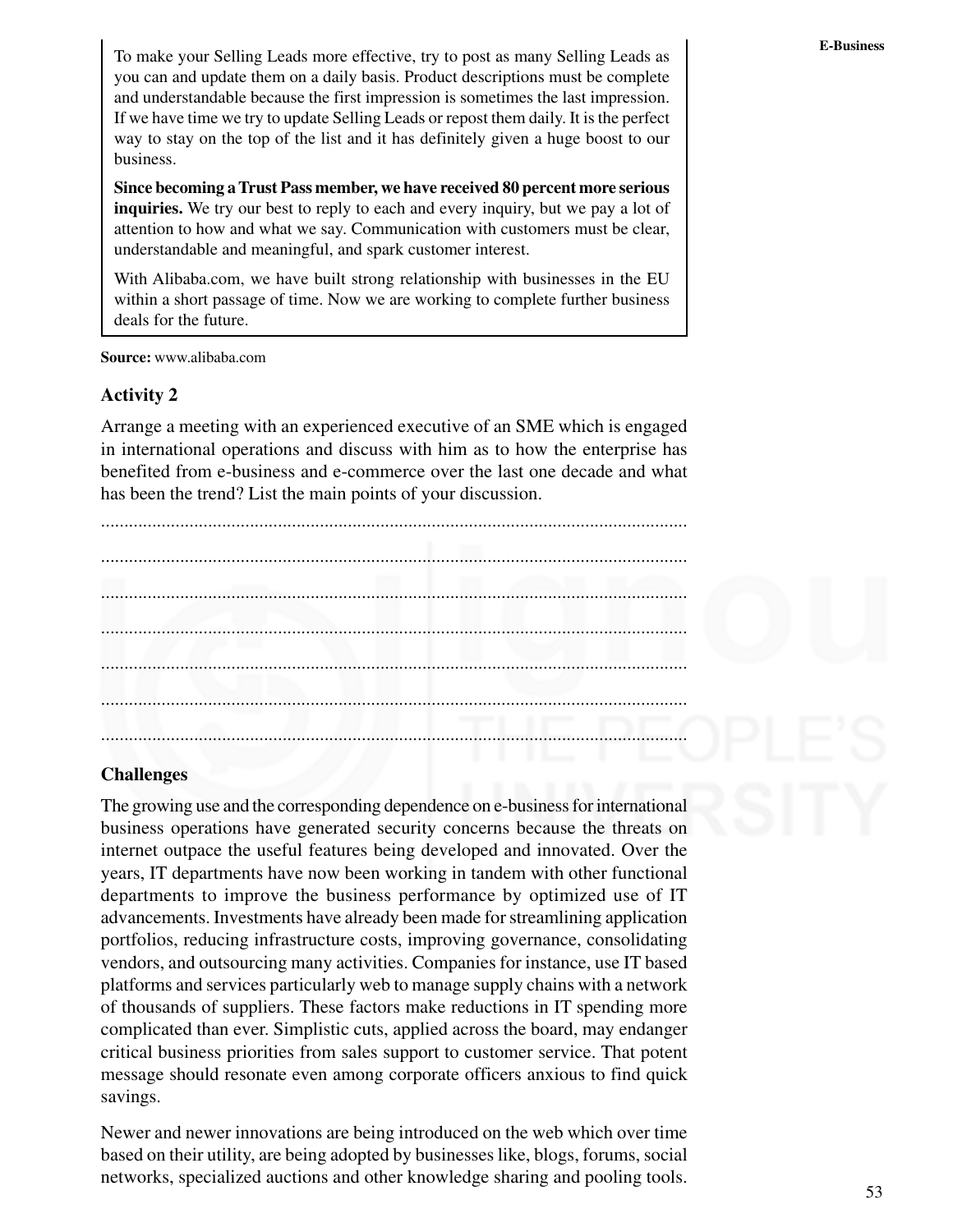To make your Selling Leads more effective, try to post as many Selling Leads as you can and update them on a daily basis. Product descriptions must be complete and understandable because the first impression is sometimes the last impression. If we have time we try to update Selling Leads or repost them daily. It is the perfect way to stay on the top of the list and it has definitely given a huge boost to our business.

**Since becoming a Trust Pass member, we have received 80 percent more serious inquiries.** We try our best to reply to each and every inquiry, but we pay a lot of attention to how and what we say. Communication with customers must be clear, understandable and meaningful, and spark customer interest.

With Alibaba.com, we have built strong relationship with businesses in the EU within a short passage of time. Now we are working to complete further business deals for the future.

**Source:** www.alibaba.com

### Activity 2

Arrange a meeting with an experienced executive of an SME which is engaged in international operations and discuss with him as to how the enterprise has benefited from e-business and e-commerce over the last one decade and what has been the trend? List the main points of your discussion.

..............................................................................................................................

..............................................................................................................................

..............................................................................................................................

..............................................................................................................................

..............................................................................................................................

..............................................................................................................................

..............................................................................................................................

### Challenges

The growing use and the corresponding dependence on e-business for international business operations have generated security concerns because the threats on internet outpace the useful features being developed and innovated. Over the years, IT departments have now been working in tandem with other functional departments to improve the business performance by optimized use of IT advancements. Investments have already been made for streamlining application portfolios, reducing infrastructure costs, improving governance, consolidating vendors, and outsourcing many activities. Companies for instance, use IT based platforms and services particularly web to manage supply chains with a network of thousands of suppliers. These factors make reductions in IT spending more complicated than ever. Simplistic cuts, applied across the board, may endanger critical business priorities from sales support to customer service. That potent message should resonate even among corporate officers anxious to find quick savings.

Newer and newer innovations are being introduced on the web which over time based on their utility, are being adopted by businesses like, blogs, forums, social networks, specialized auctions and other knowledge sharing and pooling tools.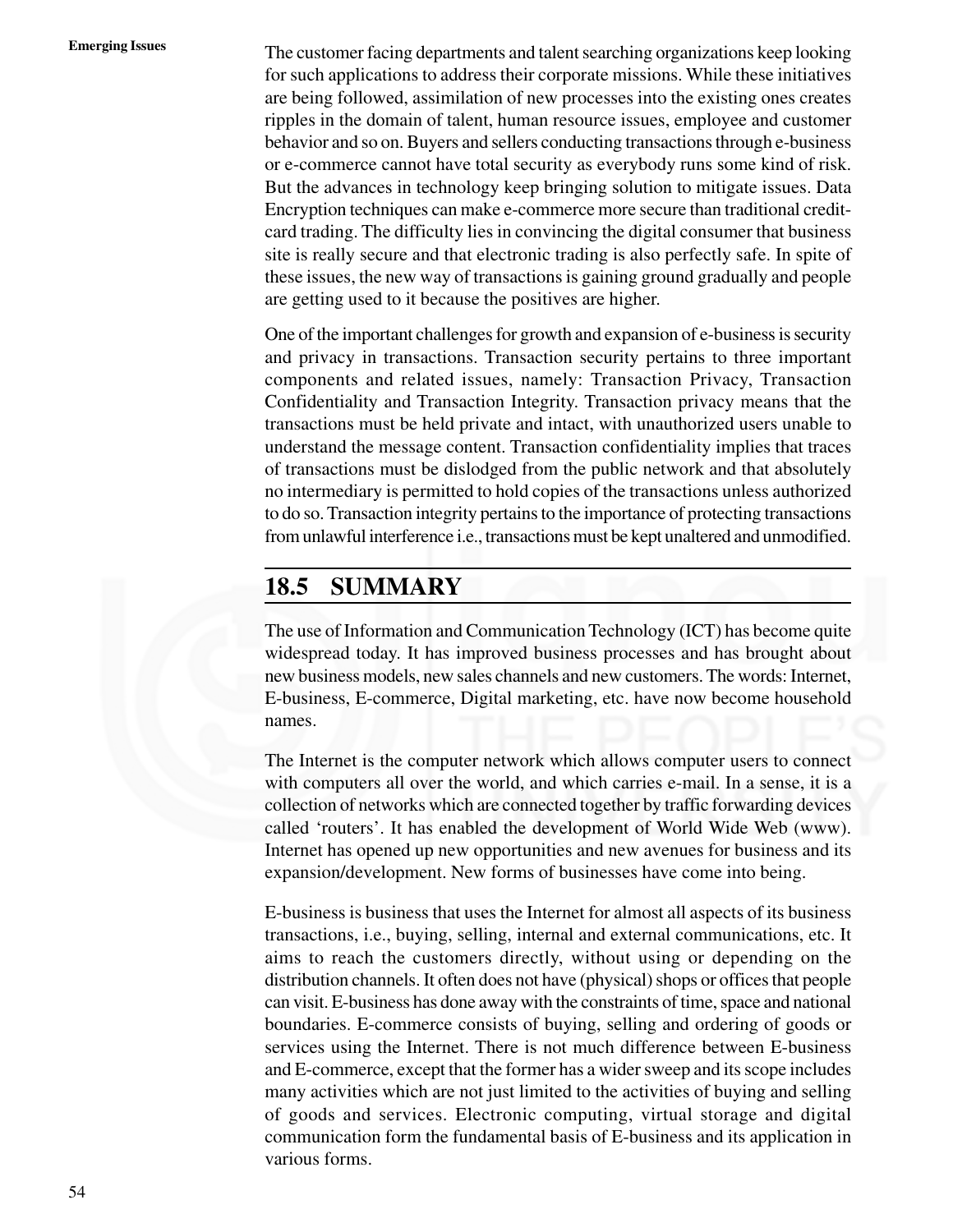The customer facing departments and talent searching organizations keep looking for such applications to address their corporate missions. While these initiatives are being followed, assimilation of new processes into the existing ones creates ripples in the domain of talent, human resource issues, employee and customer behavior and so on. Buyers and sellers conducting transactions through e-business or e-commerce cannot have total security as everybody runs some kind of risk. But the advances in technology keep bringing solution to mitigate issues. Data Encryption techniques can make e-commerce more secure than traditional credit-card trading. The difficulty lies in convincing the digital consumer that business site is really secure and that electronic trading is also perfectly safe. In spite of these issues, the new way of transactions is gaining ground gradually and people are getting used to it because the positives are higher.

One of the important challenges for growth and expansion of e-business is security and privacy in transactions. Transaction security pertains to three important components and related issues, namely: Transaction Privacy, Transaction Confidentiality and Transaction Integrity. Transaction privacy means that the transactions must be held private and intact, with unauthorized users unable to understand the message content. Transaction confidentiality implies that traces of transactions must be dislodged from the public network and that absolutely no intermediary is permitted to hold copies of the transactions unless authorized to do so. Transaction integrity pertains to the importance of protecting transactions from unlawful interference i.e., transactions must be kept unaltered and unmodified.

## 18.5 SUMMARY

The use of Information and Communication Technology (ICT) has become quite widespread today. It has improved business processes and has brought about new business models, new sales channels and new customers. The words: Internet, E-business, E-commerce, Digital marketing, etc. have now become household names.

The Internet is the computer network which allows computer users to connect with computers all over the world, and which carries e-mail. In a sense, it is a collection of networks which are connected together by traffic forwarding devices called 'routers'. It has enabled the development of World Wide Web (www). Internet has opened up new opportunities and new avenues for business and its expansion/development. New forms of businesses have come into being.

E-business is business that uses the Internet for almost all aspects of its business transactions, i.e., buying, selling, internal and external communications, etc. It aims to reach the customers directly, without using or depending on the distribution channels. It often does not have (physical) shops or offices that people can visit. E-business has done away with the constraints of time, space and national boundaries. E-commerce consists of buying, selling and ordering of goods or services using the Internet. There is not much difference between E-business and E-commerce, except that the former has a wider sweep and its scope includes many activities which are not just limited to the activities of buying and selling of goods and services. Electronic computing, virtual storage and digital communication form the fundamental basis of E-business and its application in various forms.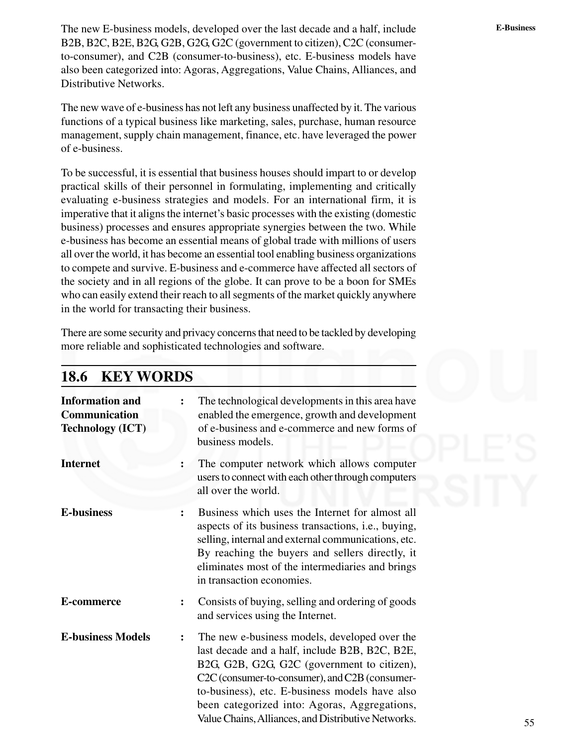The new E-business models, developed over the last decade and a half, include B2B, B2C, B2E, B2G, G2B, G2G, G2C (government to citizen), C2C (consumer-to-consumer), and C2B (consumer-to-business), etc. E-business models have also been categorized into: Agoras, Aggregations, Value Chains, Alliances, and Distributive Networks.

The new wave of e-business has not left any business unaffected by it. The various functions of a typical business like marketing, sales, purchase, human resource management, supply chain management, finance, etc. have leveraged the power of e-business.

To be successful, it is essential that business houses should impart to or develop practical skills of their personnel in formulating, implementing and critically evaluating e-business strategies and models. For an international firm, it is imperative that it aligns the internet's basic processes with the existing (domestic business) processes and ensures appropriate synergies between the two. While e-business has become an essential means of global trade with millions of users all over the world, it has become an essential tool enabling business organizations to compete and survive. E-business and e-commerce have affected all sectors of the society and in all regions of the globe. It can prove to be a boon for SMEs who can easily extend their reach to all segments of the market quickly anywhere in the world for transacting their business.

There are some security and privacy concerns that need to be tackled by developing more reliable and sophisticated technologies and software.

## 18.6 KEY WORDS

**Information and Communication Technology (ICT)** : The technological developments in this area have enabled the emergence, growth and development of e-business and e-commerce and new forms of business models.

**Internet** : The computer network which allows computer users to connect with each other through computers all over the world.

**E-business** : Business which uses the Internet for almost all aspects of its business transactions, i.e., buying, selling, internal and external communications, etc. By reaching the buyers and sellers directly, it eliminates most of the intermediaries and brings in transaction economies.

**E-commerce** : Consists of buying, selling and ordering of goods and services using the Internet.

**E-business Models** : The new e-business models, developed over the last decade and a half, include B2B, B2C, B2E, B2G, G2B, G2G, G2C (government to citizen), C2C (consumer-to-consumer), and C2B (consumer-to-business), etc. E-business models have also been categorized into: Agoras, Aggregations, Value Chains, Alliances, and Distributive Networks.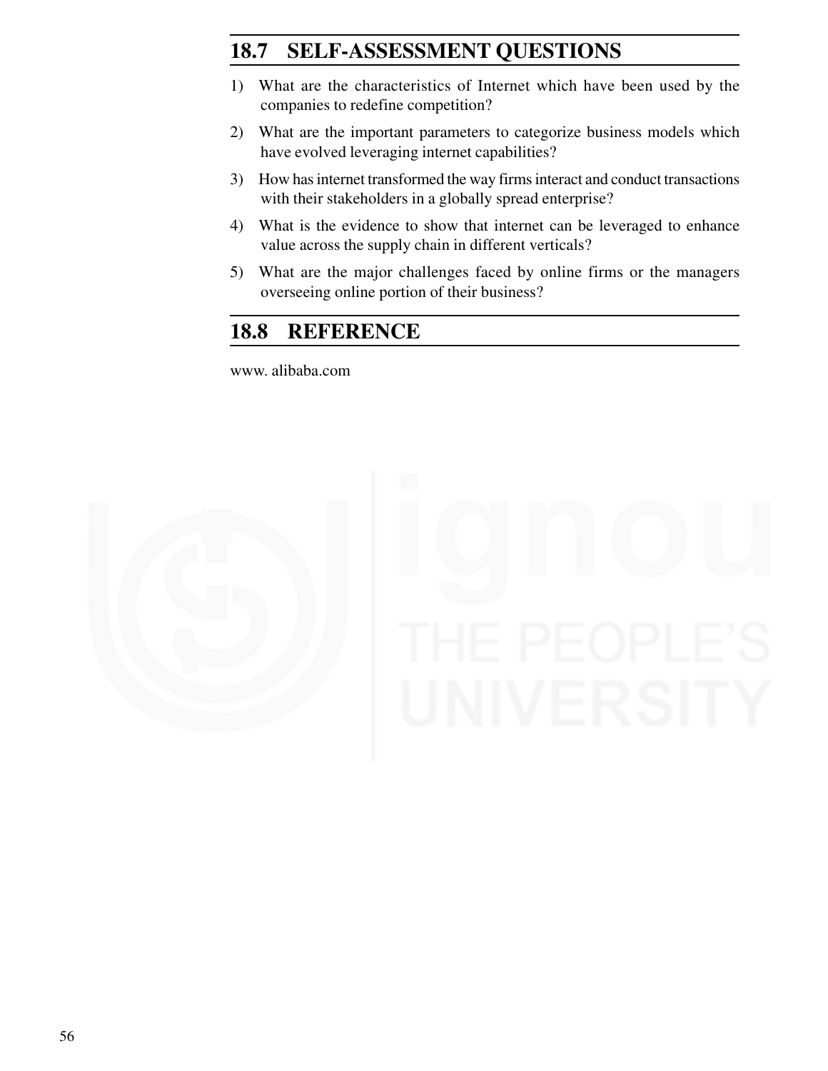## 18.7 SELF-ASSESSMENT QUESTIONS

1) What are the characteristics of Internet which have been used by the companies to redefine competition?
2) What are the important parameters to categorize business models which have evolved leveraging internet capabilities?
3) How has internet transformed the way firms interact and conduct transactions with their stakeholders in a globally spread enterprise?
4) What is the evidence to show that internet can be leveraged to enhance value across the supply chain in different verticals?
5) What are the major challenges faced by online firms or the managers overseeing online portion of their business?

## 18.8 REFERENCE

www. alibaba.com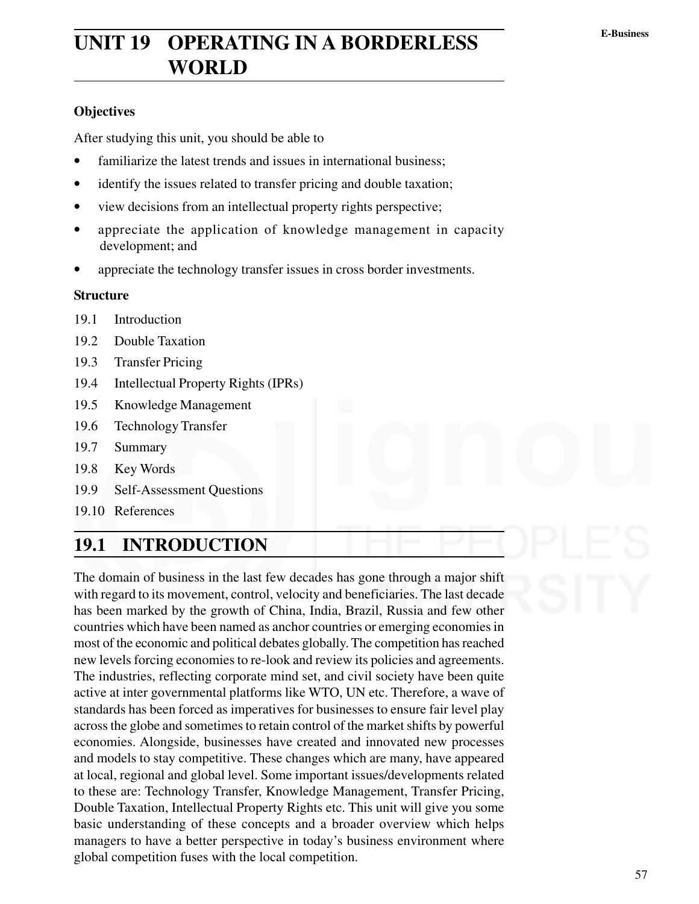# UNIT 19 OPERATING IN A BORDERLESS WORLD

### Objectives

After studying this unit, you should be able to

- familiarize the latest trends and issues in international business;
- identify the issues related to transfer pricing and double taxation;
- view decisions from an intellectual property rights perspective;
- appreciate the application of knowledge management in capacity development; and
- appreciate the technology transfer issues in cross border investments.

### Structure

19.1 Introduction

19.2 Double Taxation

19.3 Transfer Pricing

19.4 Intellectual Property Rights (IPRs)

19.5 Knowledge Management

19.6 Technology Transfer

19.7 Summary

19.8 Key Words

19.9 Self-Assessment Questions

19.10 References

## 19.1 INTRODUCTION

The domain of business in the last few decades has gone through a major shift with regard to its movement, control, velocity and beneficiaries. The last decade has been marked by the growth of China, India, Brazil, Russia and few other countries which have been named as anchor countries or emerging economies in most of the economic and political debates globally. The competition has reached new levels forcing economies to re-look and review its policies and agreements. The industries, reflecting corporate mind set, and civil society have been quite active at inter governmental platforms like WTO, UN etc. Therefore, a wave of standards has been forced as imperatives for businesses to ensure fair level play across the globe and sometimes to retain control of the market shifts by powerful economies. Alongside, businesses have created and innovated new processes and models to stay competitive. These changes which are many, have appeared at local, regional and global level. Some important issues/developments related to these are: Technology Transfer, Knowledge Management, Transfer Pricing, Double Taxation, Intellectual Property Rights etc. This unit will give you some basic understanding of these concepts and a broader overview which helps managers to have a better perspective in today's business environment where global competition fuses with the local competition.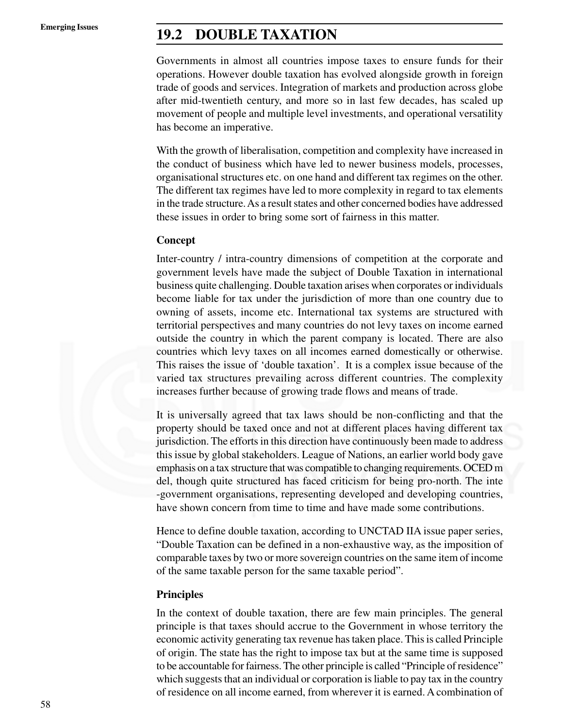## 19.2 DOUBLE TAXATION

Governments in almost all countries impose taxes to ensure funds for their operations. However double taxation has evolved alongside growth in foreign trade of goods and services. Integration of markets and production across globe after mid-twentieth century, and more so in last few decades, has scaled up movement of people and multiple level investments, and operational versatility has become an imperative.

With the growth of liberalisation, competition and complexity have increased in the conduct of business which have led to newer business models, processes, organisational structures etc. on one hand and different tax regimes on the other. The different tax regimes have led to more complexity in regard to tax elements in the trade structure. As a result states and other concerned bodies have addressed these issues in order to bring some sort of fairness in this matter.

### Concept

Inter-country / intra-country dimensions of competition at the corporate and government levels have made the subject of Double Taxation in international business quite challenging. Double taxation arises when corporates or individuals become liable for tax under the jurisdiction of more than one country due to owning of assets, income etc. International tax systems are structured with territorial perspectives and many countries do not levy taxes on income earned outside the country in which the parent company is located. There are also countries which levy taxes on all incomes earned domestically or otherwise. This raises the issue of 'double taxation'. It is a complex issue because of the varied tax structures prevailing across different countries. The complexity increases further because of growing trade flows and means of trade.

It is universally agreed that tax laws should be non-conflicting and that the property should be taxed once and not at different places having different tax jurisdiction. The efforts in this direction have continuously been made to address this issue by global stakeholders. League of Nations, an earlier world body gave emphasis on a tax structure that was compatible to changing requirements. OCED m del, though quite structured has faced criticism for being pro-north. The inte -government organisations, representing developed and developing countries, have shown concern from time to time and have made some contributions.

Hence to define double taxation, according to UNCTAD IIA issue paper series, "Double Taxation can be defined in a non-exhaustive way, as the imposition of comparable taxes by two or more sovereign countries on the same item of income of the same taxable person for the same taxable period".

### Principles

In the context of double taxation, there are few main principles. The general principle is that taxes should accrue to the Government in whose territory the economic activity generating tax revenue has taken place. This is called Principle of origin. The state has the right to impose tax but at the same time is supposed to be accountable for fairness. The other principle is called "Principle of residence" which suggests that an individual or corporation is liable to pay tax in the country of residence on all income earned, from wherever it is earned. A combination of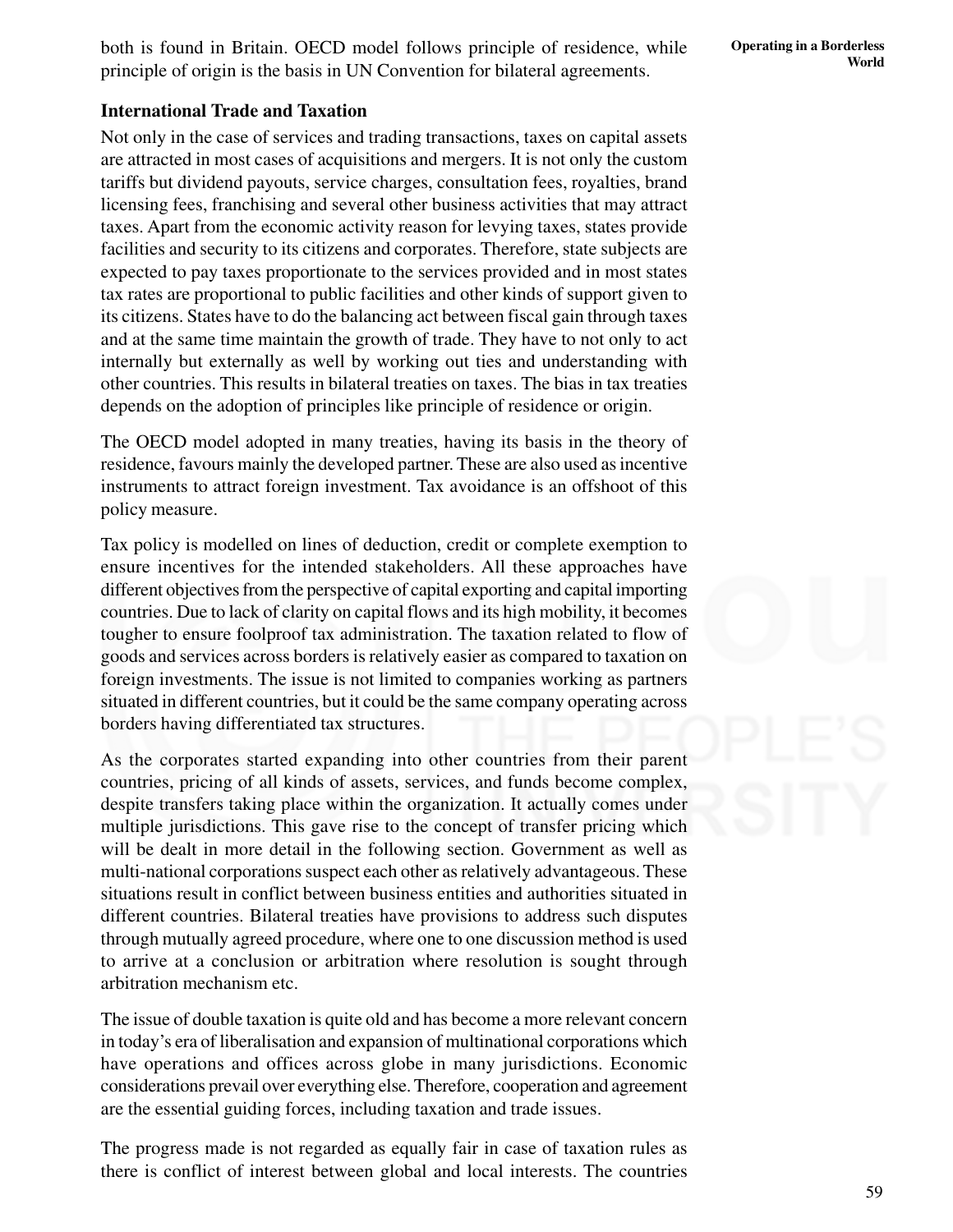both is found in Britain. OECD model follows principle of residence, while principle of origin is the basis in UN Convention for bilateral agreements.

**International Trade and Taxation**

Not only in the case of services and trading transactions, taxes on capital assets are attracted in most cases of acquisitions and mergers. It is not only the custom tariffs but dividend payouts, service charges, consultation fees, royalties, brand licensing fees, franchising and several other business activities that may attract taxes. Apart from the economic activity reason for levying taxes, states provide facilities and security to its citizens and corporates. Therefore, state subjects are expected to pay taxes proportionate to the services provided and in most states tax rates are proportional to public facilities and other kinds of support given to its citizens. States have to do the balancing act between fiscal gain through taxes and at the same time maintain the growth of trade. They have to not only to act internally but externally as well by working out ties and understanding with other countries. This results in bilateral treaties on taxes. The bias in tax treaties depends on the adoption of principles like principle of residence or origin.

The OECD model adopted in many treaties, having its basis in the theory of residence, favours mainly the developed partner. These are also used as incentive instruments to attract foreign investment. Tax avoidance is an offshoot of this policy measure.

Tax policy is modelled on lines of deduction, credit or complete exemption to ensure incentives for the intended stakeholders. All these approaches have different objectives from the perspective of capital exporting and capital importing countries. Due to lack of clarity on capital flows and its high mobility, it becomes tougher to ensure foolproof tax administration. The taxation related to flow of goods and services across borders is relatively easier as compared to taxation on foreign investments. The issue is not limited to companies working as partners situated in different countries, but it could be the same company operating across borders having differentiated tax structures.

As the corporates started expanding into other countries from their parent countries, pricing of all kinds of assets, services, and funds become complex, despite transfers taking place within the organization. It actually comes under multiple jurisdictions. This gave rise to the concept of transfer pricing which will be dealt in more detail in the following section. Government as well as multi-national corporations suspect each other as relatively advantageous. These situations result in conflict between business entities and authorities situated in different countries. Bilateral treaties have provisions to address such disputes through mutually agreed procedure, where one to one discussion method is used to arrive at a conclusion or arbitration where resolution is sought through arbitration mechanism etc.

The issue of double taxation is quite old and has become a more relevant concern in today's era of liberalisation and expansion of multinational corporations which have operations and offices across globe in many jurisdictions. Economic considerations prevail over everything else. Therefore, cooperation and agreement are the essential guiding forces, including taxation and trade issues.

The progress made is not regarded as equally fair in case of taxation rules as there is conflict of interest between global and local interests. The countries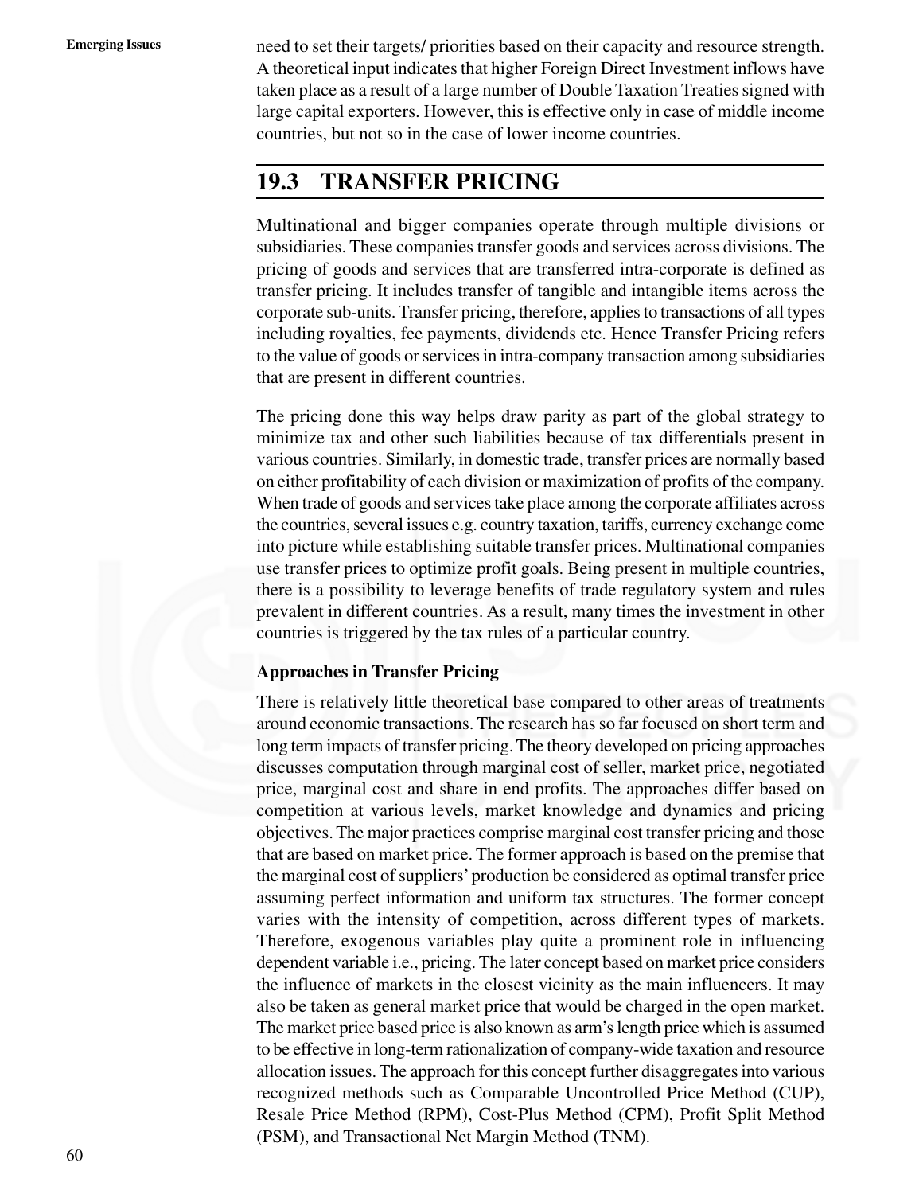need to set their targets/ priorities based on their capacity and resource strength. A theoretical input indicates that higher Foreign Direct Investment inflows have taken place as a result of a large number of Double Taxation Treaties signed with large capital exporters. However, this is effective only in case of middle income countries, but not so in the case of lower income countries.

## 19.3 TRANSFER PRICING

Multinational and bigger companies operate through multiple divisions or subsidiaries. These companies transfer goods and services across divisions. The pricing of goods and services that are transferred intra-corporate is defined as transfer pricing. It includes transfer of tangible and intangible items across the corporate sub-units. Transfer pricing, therefore, applies to transactions of all types including royalties, fee payments, dividends etc. Hence Transfer Pricing refers to the value of goods or services in intra-company transaction among subsidiaries that are present in different countries.

The pricing done this way helps draw parity as part of the global strategy to minimize tax and other such liabilities because of tax differentials present in various countries. Similarly, in domestic trade, transfer prices are normally based on either profitability of each division or maximization of profits of the company. When trade of goods and services take place among the corporate affiliates across the countries, several issues e.g. country taxation, tariffs, currency exchange come into picture while establishing suitable transfer prices. Multinational companies use transfer prices to optimize profit goals. Being present in multiple countries, there is a possibility to leverage benefits of trade regulatory system and rules prevalent in different countries. As a result, many times the investment in other countries is triggered by the tax rules of a particular country.

**Approaches in Transfer Pricing**

There is relatively little theoretical base compared to other areas of treatments around economic transactions. The research has so far focused on short term and long term impacts of transfer pricing. The theory developed on pricing approaches discusses computation through marginal cost of seller, market price, negotiated price, marginal cost and share in end profits. The approaches differ based on competition at various levels, market knowledge and dynamics and pricing objectives. The major practices comprise marginal cost transfer pricing and those that are based on market price. The former approach is based on the premise that the marginal cost of suppliers' production be considered as optimal transfer price assuming perfect information and uniform tax structures. The former concept varies with the intensity of competition, across different types of markets. Therefore, exogenous variables play quite a prominent role in influencing dependent variable i.e., pricing. The later concept based on market price considers the influence of markets in the closest vicinity as the main influencers. It may also be taken as general market price that would be charged in the open market. The market price based price is also known as arm's length price which is assumed to be effective in long-term rationalization of company-wide taxation and resource allocation issues. The approach for this concept further disaggregates into various recognized methods such as Comparable Uncontrolled Price Method (CUP), Resale Price Method (RPM), Cost-Plus Method (CPM), Profit Split Method (PSM), and Transactional Net Margin Method (TNM).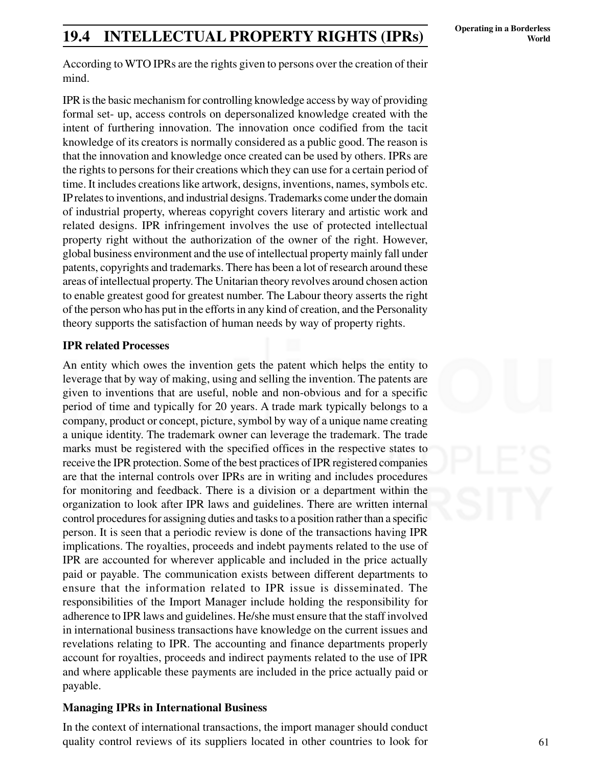## 19.4 INTELLECTUAL PROPERTY RIGHTS (IPRs)

According to WTO IPRs are the rights given to persons over the creation of their mind.

IPR is the basic mechanism for controlling knowledge access by way of providing formal set- up, access controls on depersonalized knowledge created with the intent of furthering innovation. The innovation once codified from the tacit knowledge of its creators is normally considered as a public good. The reason is that the innovation and knowledge once created can be used by others. IPRs are the rights to persons for their creations which they can use for a certain period of time. It includes creations like artwork, designs, inventions, names, symbols etc. IP relates to inventions, and industrial designs. Trademarks come under the domain of industrial property, whereas copyright covers literary and artistic work and related designs. IPR infringement involves the use of protected intellectual property right without the authorization of the owner of the right. However, global business environment and the use of intellectual property mainly fall under patents, copyrights and trademarks. There has been a lot of research around these areas of intellectual property. The Unitarian theory revolves around chosen action to enable greatest good for greatest number. The Labour theory asserts the right of the person who has put in the efforts in any kind of creation, and the Personality theory supports the satisfaction of human needs by way of property rights.

### IPR related Processes

An entity which owes the invention gets the patent which helps the entity to leverage that by way of making, using and selling the invention. The patents are given to inventions that are useful, noble and non-obvious and for a specific period of time and typically for 20 years. A trade mark typically belongs to a company, product or concept, picture, symbol by way of a unique name creating a unique identity. The trademark owner can leverage the trademark. The trade marks must be registered with the specified offices in the respective states to receive the IPR protection. Some of the best practices of IPR registered companies are that the internal controls over IPRs are in writing and includes procedures for monitoring and feedback. There is a division or a department within the organization to look after IPR laws and guidelines. There are written internal control procedures for assigning duties and tasks to a position rather than a specific person. It is seen that a periodic review is done of the transactions having IPR implications. The royalties, proceeds and indebt payments related to the use of IPR are accounted for wherever applicable and included in the price actually paid or payable. The communication exists between different departments to ensure that the information related to IPR issue is disseminated. The responsibilities of the Import Manager include holding the responsibility for adherence to IPR laws and guidelines. He/she must ensure that the staff involved in international business transactions have knowledge on the current issues and revelations relating to IPR. The accounting and finance departments properly account for royalties, proceeds and indirect payments related to the use of IPR and where applicable these payments are included in the price actually paid or payable.

### Managing IPRs in International Business

In the context of international transactions, the import manager should conduct quality control reviews of its suppliers located in other countries to look for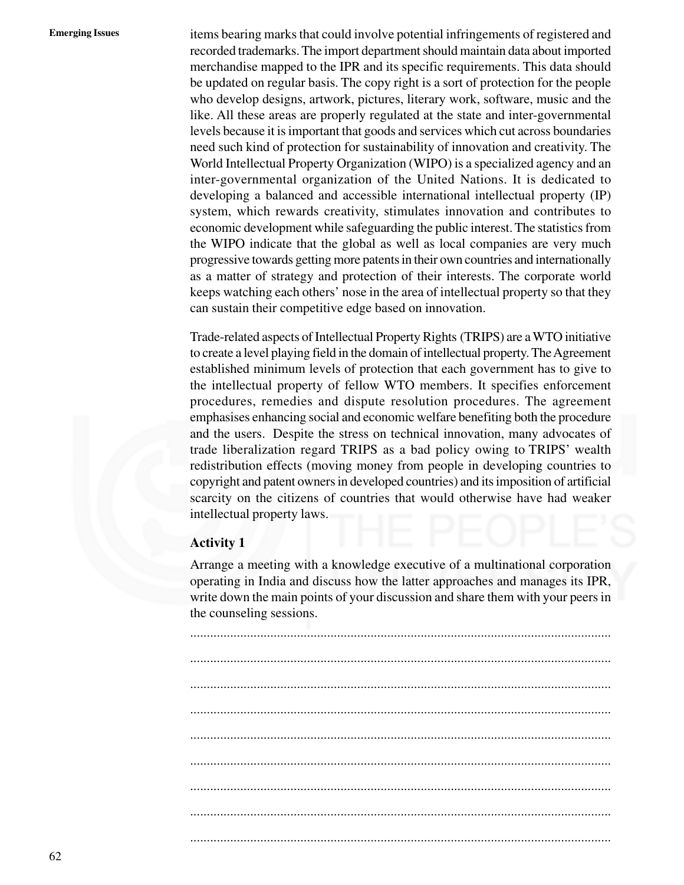items bearing marks that could involve potential infringements of registered and recorded trademarks. The import department should maintain data about imported merchandise mapped to the IPR and its specific requirements. This data should be updated on regular basis. The copy right is a sort of protection for the people who develop designs, artwork, pictures, literary work, software, music and the like. All these areas are properly regulated at the state and inter-governmental levels because it is important that goods and services which cut across boundaries need such kind of protection for sustainability of innovation and creativity. The World Intellectual Property Organization (WIPO) is a specialized agency and an inter-governmental organization of the United Nations. It is dedicated to developing a balanced and accessible international intellectual property (IP) system, which rewards creativity, stimulates innovation and contributes to economic development while safeguarding the public interest. The statistics from the WIPO indicate that the global as well as local companies are very much progressive towards getting more patents in their own countries and internationally as a matter of strategy and protection of their interests. The corporate world keeps watching each others' nose in the area of intellectual property so that they can sustain their competitive edge based on innovation.

Trade-related aspects of Intellectual Property Rights (TRIPS) are a WTO initiative to create a level playing field in the domain of intellectual property. The Agreement established minimum levels of protection that each government has to give to the intellectual property of fellow WTO members. It specifies enforcement procedures, remedies and dispute resolution procedures. The agreement emphasises enhancing social and economic welfare benefiting both the procedure and the users. Despite the stress on technical innovation, many advocates of trade liberalization regard TRIPS as a bad policy owing to TRIPS' wealth redistribution effects (moving money from people in developing countries to copyright and patent owners in developed countries) and its imposition of artificial scarcity on the citizens of countries that would otherwise have had weaker intellectual property laws.

### Activity 1

Arrange a meeting with a knowledge executive of a multinational corporation operating in India and discuss how the latter approaches and manages its IPR, write down the main points of your discussion and share them with your peers in the counseling sessions.

..............................................................................................................................

..............................................................................................................................

..............................................................................................................................

..............................................................................................................................

..............................................................................................................................

..............................................................................................................................

..............................................................................................................................

..............................................................................................................................

..............................................................................................................................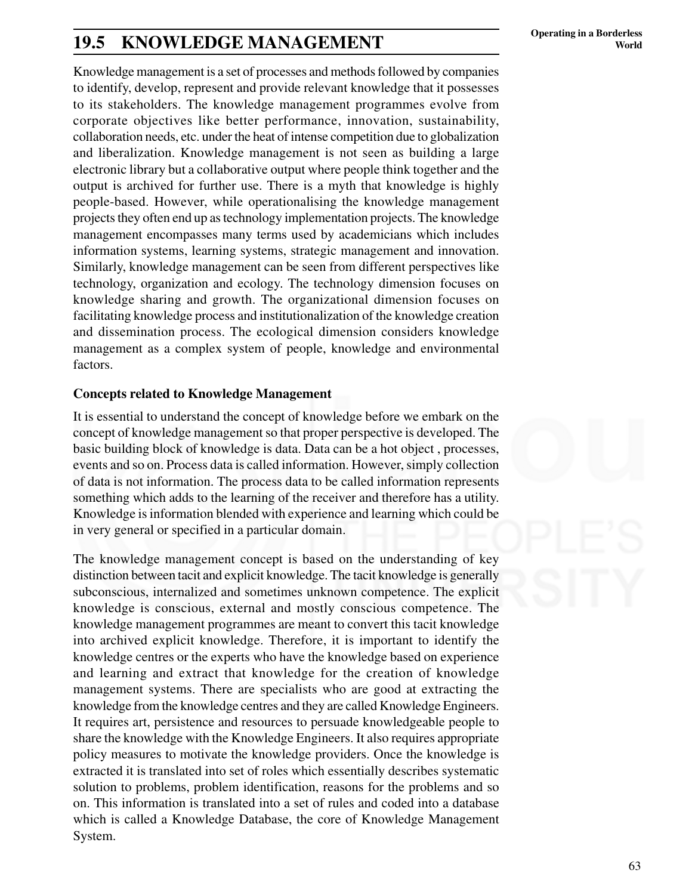## 19.5 KNOWLEDGE MANAGEMENT

Knowledge management is a set of processes and methods followed by companies to identify, develop, represent and provide relevant knowledge that it possesses to its stakeholders. The knowledge management programmes evolve from corporate objectives like better performance, innovation, sustainability, collaboration needs, etc. under the heat of intense competition due to globalization and liberalization. Knowledge management is not seen as building a large electronic library but a collaborative output where people think together and the output is archived for further use. There is a myth that knowledge is highly people-based. However, while operationalising the knowledge management projects they often end up as technology implementation projects. The knowledge management encompasses many terms used by academicians which includes information systems, learning systems, strategic management and innovation. Similarly, knowledge management can be seen from different perspectives like technology, organization and ecology. The technology dimension focuses on knowledge sharing and growth. The organizational dimension focuses on facilitating knowledge process and institutionalization of the knowledge creation and dissemination process. The ecological dimension considers knowledge management as a complex system of people, knowledge and environmental factors.

### Concepts related to Knowledge Management

It is essential to understand the concept of knowledge before we embark on the concept of knowledge management so that proper perspective is developed. The basic building block of knowledge is data. Data can be a hot object , processes, events and so on. Process data is called information. However, simply collection of data is not information. The process data to be called information represents something which adds to the learning of the receiver and therefore has a utility. Knowledge is information blended with experience and learning which could be in very general or specified in a particular domain.

The knowledge management concept is based on the understanding of key distinction between tacit and explicit knowledge. The tacit knowledge is generally subconscious, internalized and sometimes unknown competence. The explicit knowledge is conscious, external and mostly conscious competence. The knowledge management programmes are meant to convert this tacit knowledge into archived explicit knowledge. Therefore, it is important to identify the knowledge centres or the experts who have the knowledge based on experience and learning and extract that knowledge for the creation of knowledge management systems. There are specialists who are good at extracting the knowledge from the knowledge centres and they are called Knowledge Engineers. It requires art, persistence and resources to persuade knowledgeable people to share the knowledge with the Knowledge Engineers. It also requires appropriate policy measures to motivate the knowledge providers. Once the knowledge is extracted it is translated into set of roles which essentially describes systematic solution to problems, problem identification, reasons for the problems and so on. This information is translated into a set of rules and coded into a database which is called a Knowledge Database, the core of Knowledge Management System.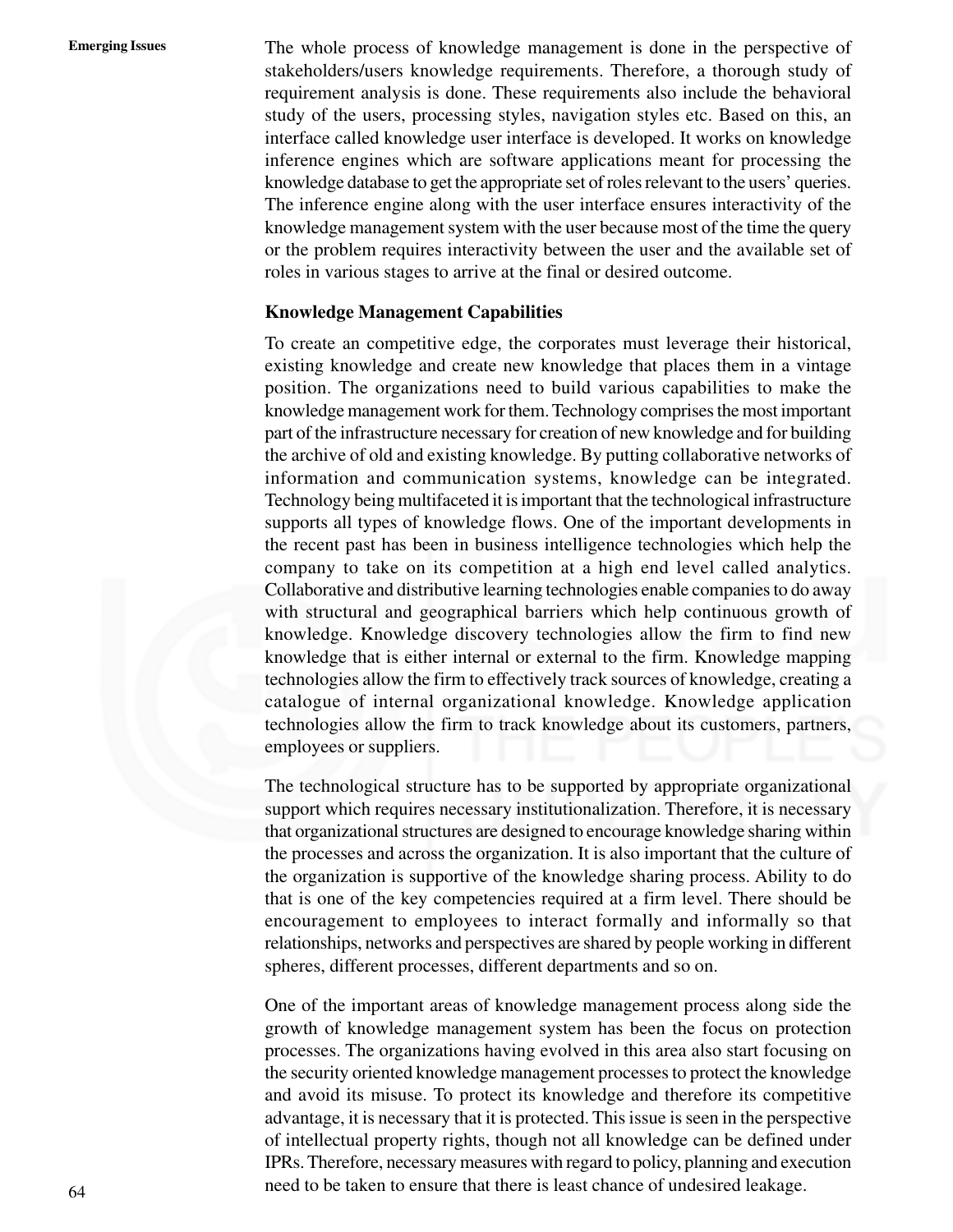The whole process of knowledge management is done in the perspective of stakeholders/users knowledge requirements. Therefore, a thorough study of requirement analysis is done. These requirements also include the behavioral study of the users, processing styles, navigation styles etc. Based on this, an interface called knowledge user interface is developed. It works on knowledge inference engines which are software applications meant for processing the knowledge database to get the appropriate set of roles relevant to the users' queries. The inference engine along with the user interface ensures interactivity of the knowledge management system with the user because most of the time the query or the problem requires interactivity between the user and the available set of roles in various stages to arrive at the final or desired outcome.

### Knowledge Management Capabilities

To create an competitive edge, the corporates must leverage their historical, existing knowledge and create new knowledge that places them in a vintage position. The organizations need to build various capabilities to make the knowledge management work for them. Technology comprises the most important part of the infrastructure necessary for creation of new knowledge and for building the archive of old and existing knowledge. By putting collaborative networks of information and communication systems, knowledge can be integrated. Technology being multifaceted it is important that the technological infrastructure supports all types of knowledge flows. One of the important developments in the recent past has been in business intelligence technologies which help the company to take on its competition at a high end level called analytics. Collaborative and distributive learning technologies enable companies to do away with structural and geographical barriers which help continuous growth of knowledge. Knowledge discovery technologies allow the firm to find new knowledge that is either internal or external to the firm. Knowledge mapping technologies allow the firm to effectively track sources of knowledge, creating a catalogue of internal organizational knowledge. Knowledge application technologies allow the firm to track knowledge about its customers, partners, employees or suppliers.

The technological structure has to be supported by appropriate organizational support which requires necessary institutionalization. Therefore, it is necessary that organizational structures are designed to encourage knowledge sharing within the processes and across the organization. It is also important that the culture of the organization is supportive of the knowledge sharing process. Ability to do that is one of the key competencies required at a firm level. There should be encouragement to employees to interact formally and informally so that relationships, networks and perspectives are shared by people working in different spheres, different processes, different departments and so on.

One of the important areas of knowledge management process along side the growth of knowledge management system has been the focus on protection processes. The organizations having evolved in this area also start focusing on the security oriented knowledge management processes to protect the knowledge and avoid its misuse. To protect its knowledge and therefore its competitive advantage, it is necessary that it is protected. This issue is seen in the perspective of intellectual property rights, though not all knowledge can be defined under IPRs. Therefore, necessary measures with regard to policy, planning and execution need to be taken to ensure that there is least chance of undesired leakage.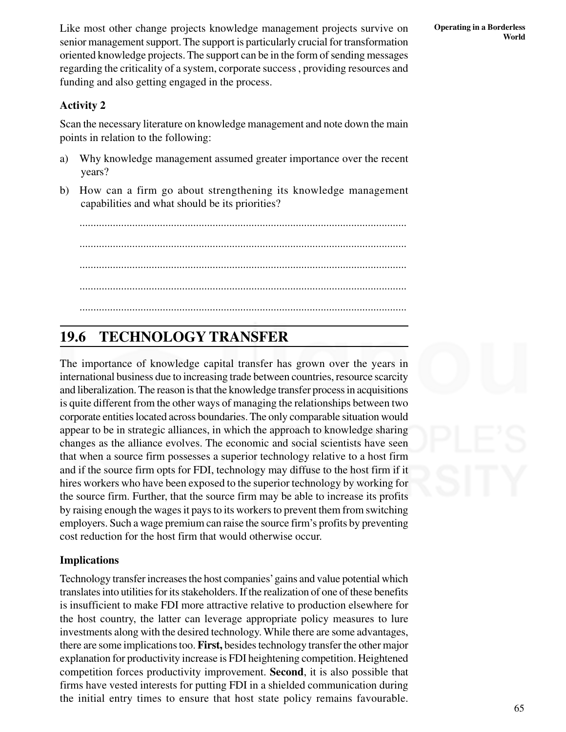Like most other change projects knowledge management projects survive on senior management support. The support is particularly crucial for transformation oriented knowledge projects. The support can be in the form of sending messages regarding the criticality of a system, corporate success , providing resources and funding and also getting engaged in the process.

**Activity 2**

Scan the necessary literature on knowledge management and note down the main points in relation to the following:

a) Why knowledge management assumed greater importance over the recent years?

b) How can a firm go about strengthening its knowledge management capabilities and what should be its priorities?

......................................................................................................................

......................................................................................................................

......................................................................................................................

......................................................................................................................

......................................................................................................................

## 19.6 TECHNOLOGY TRANSFER

The importance of knowledge capital transfer has grown over the years in international business due to increasing trade between countries, resource scarcity and liberalization. The reason is that the knowledge transfer process in acquisitions is quite different from the other ways of managing the relationships between two corporate entities located across boundaries. The only comparable situation would appear to be in strategic alliances, in which the approach to knowledge sharing changes as the alliance evolves. The economic and social scientists have seen that when a source firm possesses a superior technology relative to a host firm and if the source firm opts for FDI, technology may diffuse to the host firm if it hires workers who have been exposed to the superior technology by working for the source firm. Further, that the source firm may be able to increase its profits by raising enough the wages it pays to its workers to prevent them from switching employers. Such a wage premium can raise the source firm's profits by preventing cost reduction for the host firm that would otherwise occur.

**Implications**

Technology transfer increases the host companies' gains and value potential which translates into utilities for its stakeholders. If the realization of one of these benefits is insufficient to make FDI more attractive relative to production elsewhere for the host country, the latter can leverage appropriate policy measures to lure investments along with the desired technology. While there are some advantages, there are some implications too. **First,** besides technology transfer the other major explanation for productivity increase is FDI heightening competition. Heightened competition forces productivity improvement. **Second**, it is also possible that firms have vested interests for putting FDI in a shielded communication during the initial entry times to ensure that host state policy remains favourable.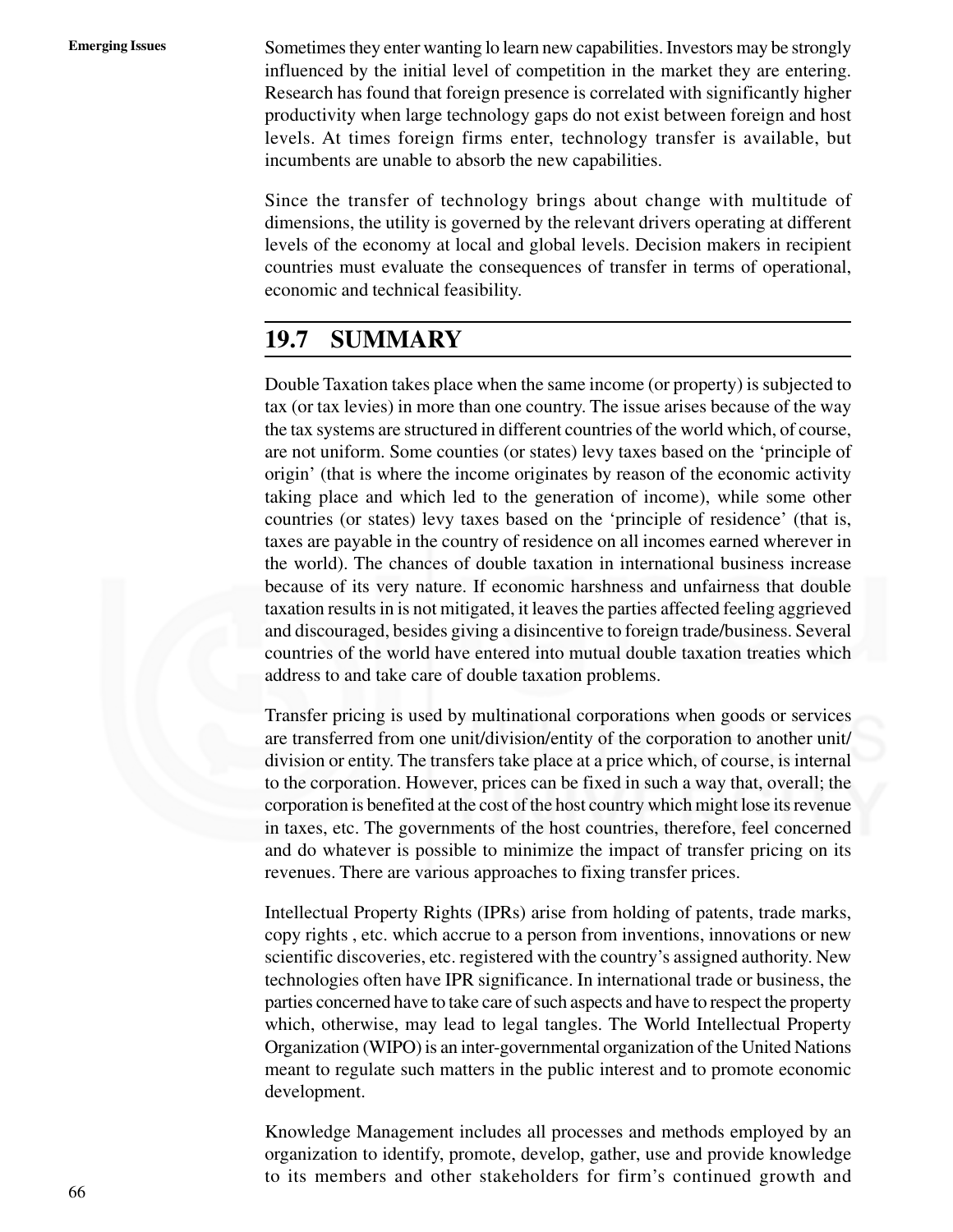Sometimes they enter wanting lo learn new capabilities. Investors may be strongly influenced by the initial level of competition in the market they are entering. Research has found that foreign presence is correlated with significantly higher productivity when large technology gaps do not exist between foreign and host levels. At times foreign firms enter, technology transfer is available, but incumbents are unable to absorb the new capabilities.

Since the transfer of technology brings about change with multitude of dimensions, the utility is governed by the relevant drivers operating at different levels of the economy at local and global levels. Decision makers in recipient countries must evaluate the consequences of transfer in terms of operational, economic and technical feasibility.

## 19.7 SUMMARY

Double Taxation takes place when the same income (or property) is subjected to tax (or tax levies) in more than one country. The issue arises because of the way the tax systems are structured in different countries of the world which, of course, are not uniform. Some counties (or states) levy taxes based on the 'principle of origin' (that is where the income originates by reason of the economic activity taking place and which led to the generation of income), while some other countries (or states) levy taxes based on the 'principle of residence' (that is, taxes are payable in the country of residence on all incomes earned wherever in the world). The chances of double taxation in international business increase because of its very nature. If economic harshness and unfairness that double taxation results in is not mitigated, it leaves the parties affected feeling aggrieved and discouraged, besides giving a disincentive to foreign trade/business. Several countries of the world have entered into mutual double taxation treaties which address to and take care of double taxation problems.

Transfer pricing is used by multinational corporations when goods or services are transferred from one unit/division/entity of the corporation to another unit/division or entity. The transfers take place at a price which, of course, is internal to the corporation. However, prices can be fixed in such a way that, overall; the corporation is benefited at the cost of the host country which might lose its revenue in taxes, etc. The governments of the host countries, therefore, feel concerned and do whatever is possible to minimize the impact of transfer pricing on its revenues. There are various approaches to fixing transfer prices.

Intellectual Property Rights (IPRs) arise from holding of patents, trade marks, copy rights , etc. which accrue to a person from inventions, innovations or new scientific discoveries, etc. registered with the country's assigned authority. New technologies often have IPR significance. In international trade or business, the parties concerned have to take care of such aspects and have to respect the property which, otherwise, may lead to legal tangles. The World Intellectual Property Organization (WIPO) is an inter-governmental organization of the United Nations meant to regulate such matters in the public interest and to promote economic development.

Knowledge Management includes all processes and methods employed by an organization to identify, promote, develop, gather, use and provide knowledge to its members and other stakeholders for firm's continued growth and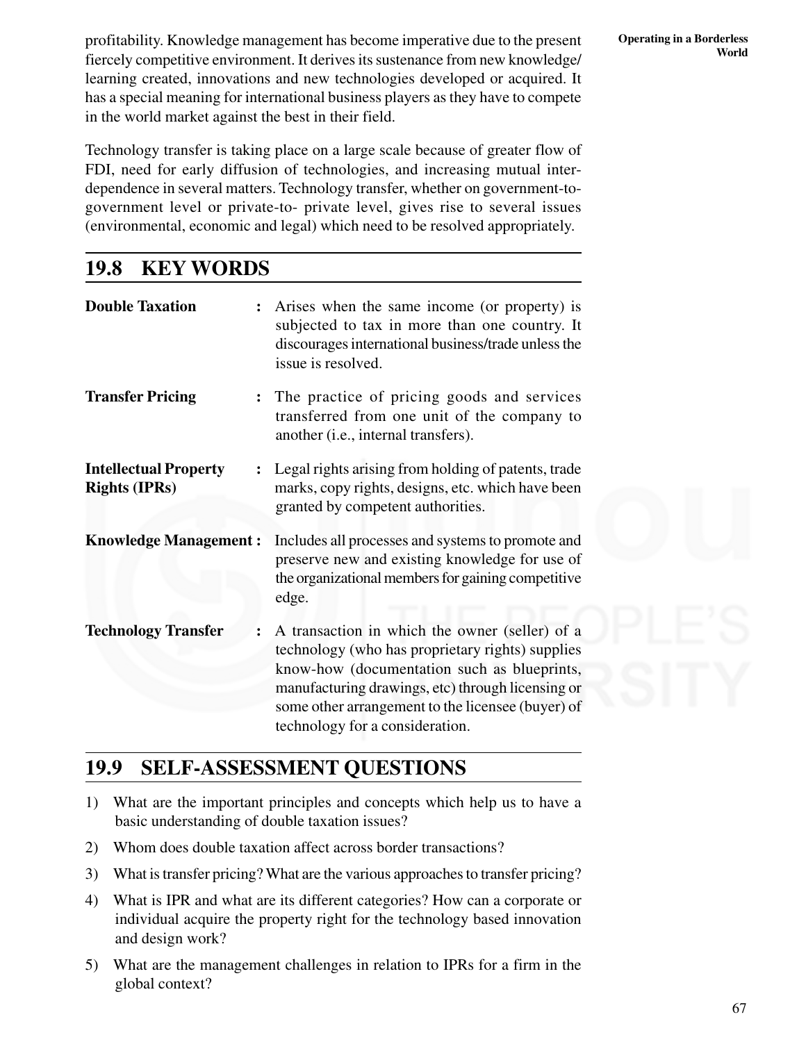profitability. Knowledge management has become imperative due to the present fiercely competitive environment. It derives its sustenance from new knowledge/ learning created, innovations and new technologies developed or acquired. It has a special meaning for international business players as they have to compete in the world market against the best in their field.

Technology transfer is taking place on a large scale because of greater flow of FDI, need for early diffusion of technologies, and increasing mutual inter-dependence in several matters. Technology transfer, whether on government-to-government level or private-to- private level, gives rise to several issues (environmental, economic and legal) which need to be resolved appropriately.

## 19.8 KEY WORDS

**Double Taxation** : Arises when the same income (or property) is subjected to tax in more than one country. It discourages international business/trade unless the issue is resolved.

**Transfer Pricing** : The practice of pricing goods and services transferred from one unit of the company to another (i.e., internal transfers).

**Intellectual Property Rights (IPRs)** : Legal rights arising from holding of patents, trade marks, copy rights, designs, etc. which have been granted by competent authorities.

**Knowledge Management** : Includes all processes and systems to promote and preserve new and existing knowledge for use of the organizational members for gaining competitive edge.

**Technology Transfer** : A transaction in which the owner (seller) of a technology (who has proprietary rights) supplies know-how (documentation such as blueprints, manufacturing drawings, etc) through licensing or some other arrangement to the licensee (buyer) of technology for a consideration.

## 19.9 SELF-ASSESSMENT QUESTIONS

1) What are the important principles and concepts which help us to have a basic understanding of double taxation issues?
2) Whom does double taxation affect across border transactions?
3) What is transfer pricing? What are the various approaches to transfer pricing?
4) What is IPR and what are its different categories? How can a corporate or individual acquire the property right for the technology based innovation and design work?
5) What are the management challenges in relation to IPRs for a firm in the global context?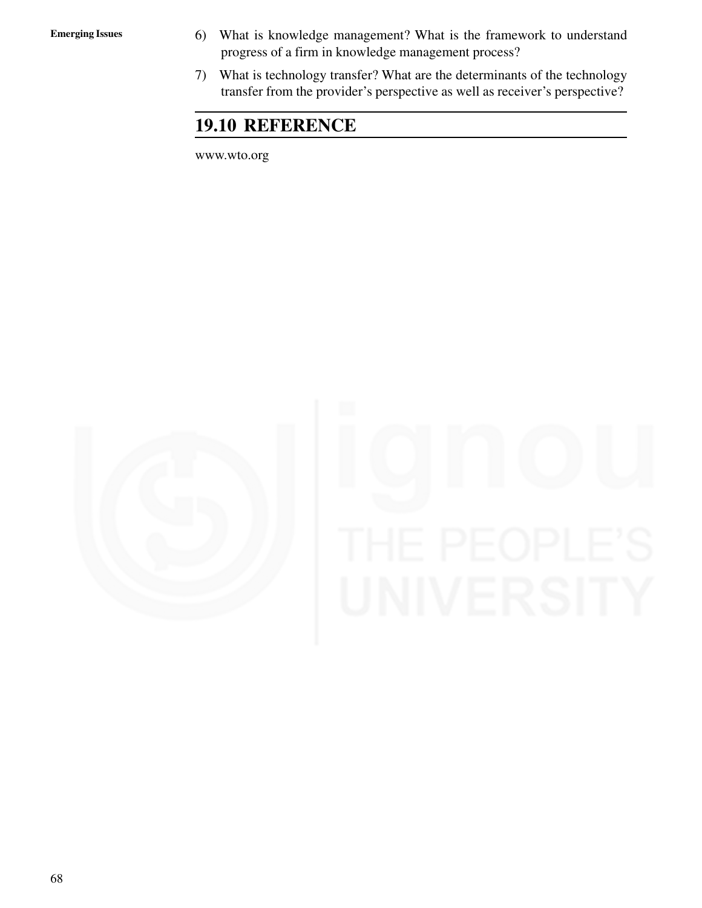6) What is knowledge management? What is the framework to understand progress of a firm in knowledge management process?

7) What is technology transfer? What are the determinants of the technology transfer from the provider's perspective as well as receiver's perspective?

## 19.10 REFERENCE

www.wto.org